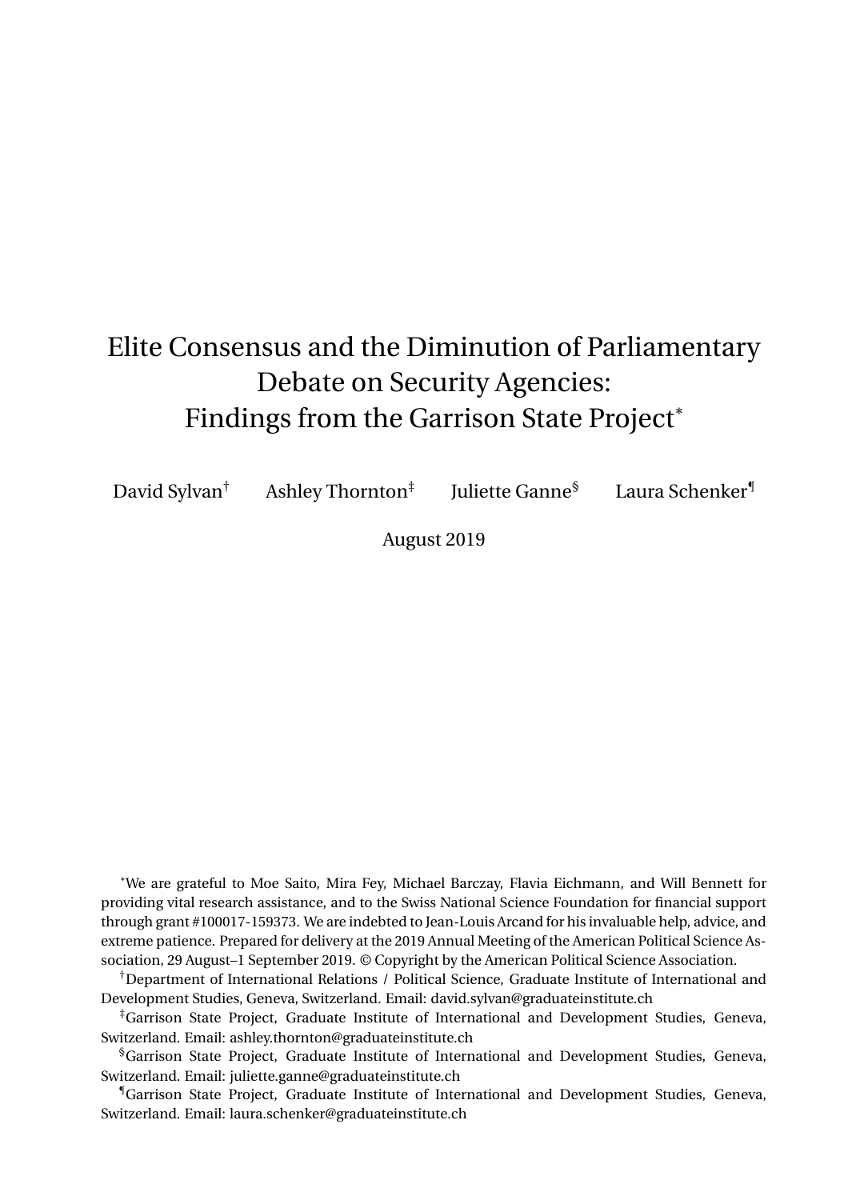# Elite Consensus and the Diminution of Parliamentary Debate on Security Agencies: Findings from the Garrison State Project[*]

David Sylvan[†] Ashley Thornton[‡] Juliette Ganne[§] Laura Schenker[¶]

August 2019

[*]We are grateful to Moe Saito, Mira Fey, Michael Barczay, Flavia Eichmann, and Will Bennett for providing vital research assistance, and to the Swiss National Science Foundation for financial support through grant #100017-159373. We are indebted to Jean-Louis Arcand for his invaluable help, advice, and extreme patience. Prepared for delivery at the 2019 Annual Meeting of the American Political Science Association, 29 August–1 September 2019. © Copyright by the American Political Science Association.

[†]Department of International Relations / Political Science, Graduate Institute of International and Development Studies, Geneva, Switzerland. Email: david.sylvan@graduateinstitute.ch

[‡]Garrison State Project, Graduate Institute of International and Development Studies, Geneva, Switzerland. Email: ashley.thornton@graduateinstitute.ch

[§]Garrison State Project, Graduate Institute of International and Development Studies, Geneva, Switzerland. Email: juliette.ganne@graduateinstitute.ch

[¶]Garrison State Project, Graduate Institute of International and Development Studies, Geneva, Switzerland. Email: laura.schenker@graduateinstitute.ch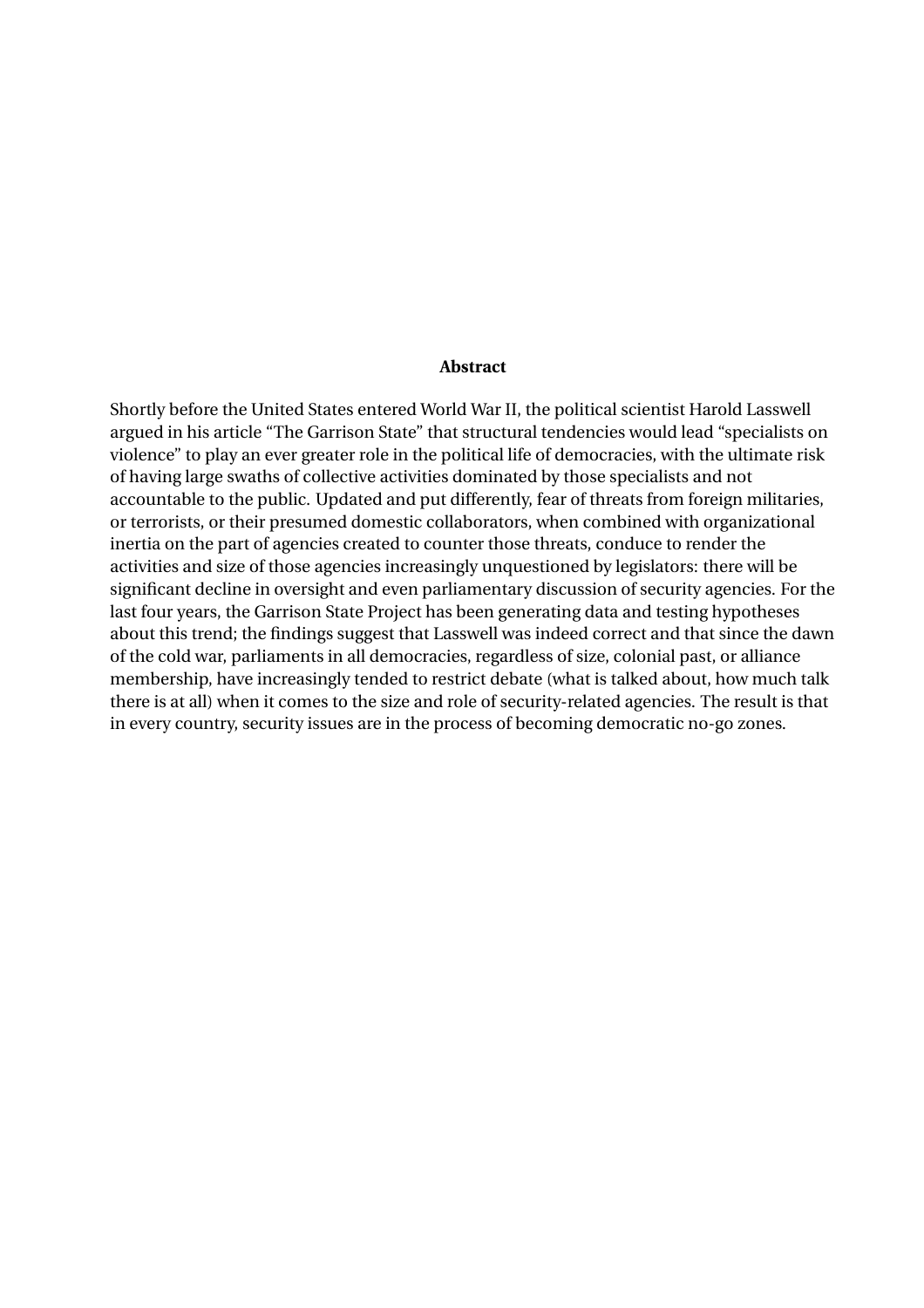**Abstract**

Shortly before the United States entered World War II, the political scientist Harold Lasswell argued in his article "The Garrison State" that structural tendencies would lead "specialists on violence" to play an ever greater role in the political life of democracies, with the ultimate risk of having large swaths of collective activities dominated by those specialists and not accountable to the public. Updated and put differently, fear of threats from foreign militaries, or terrorists, or their presumed domestic collaborators, when combined with organizational inertia on the part of agencies created to counter those threats, conduce to render the activities and size of those agencies increasingly unquestioned by legislators: there will be significant decline in oversight and even parliamentary discussion of security agencies. For the last four years, the Garrison State Project has been generating data and testing hypotheses about this trend; the findings suggest that Lasswell was indeed correct and that since the dawn of the cold war, parliaments in all democracies, regardless of size, colonial past, or alliance membership, have increasingly tended to restrict debate (what is talked about, how much talk there is at all) when it comes to the size and role of security-related agencies. The result is that in every country, security issues are in the process of becoming democratic no-go zones.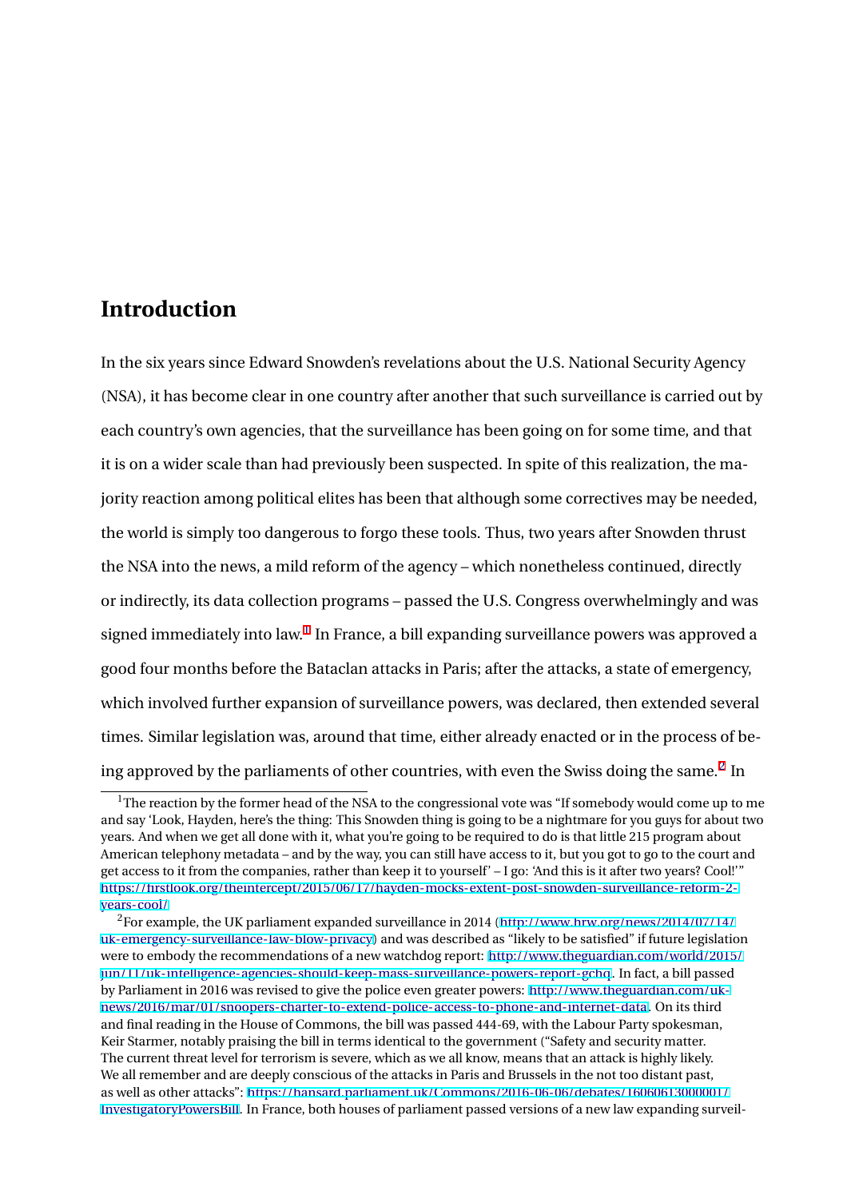# Introduction

In the six years since Edward Snowden's revelations about the U.S. National Security Agency (NSA), it has become clear in one country after another that such surveillance is carried out by each country's own agencies, that the surveillance has been going on for some time, and that it is on a wider scale than had previously been suspected. In spite of this realization, the majority reaction among political elites has been that although some correctives may be needed, the world is simply too dangerous to forgo these tools. Thus, two years after Snowden thrust the NSA into the news, a mild reform of the agency – which nonetheless continued, directly or indirectly, its data collection programs – passed the U.S. Congress overwhelmingly and was signed immediately into law.[1] In France, a bill expanding surveillance powers was approved a good four months before the Bataclan attacks in Paris; after the attacks, a state of emergency, which involved further expansion of surveillance powers, was declared, then extended several times. Similar legislation was, around that time, either already enacted or in the process of being approved by the parliaments of other countries, with even the Swiss doing the same.[2] In

[1] The reaction by the former head of the NSA to the congressional vote was "If somebody would come up to me and say 'Look, Hayden, here's the thing: This Snowden thing is going to be a nightmare for you guys for about two years. And when we get all done with it, what you're going to be required to do is that little 215 program about American telephony metadata – and by the way, you can still have access to it, but you got to go to the court and get access to it from the companies, rather than keep it to yourself' – I go: 'And this is it after two years? Cool!'" https://firstlook.org/theintercept/2015/06/17/hayden-mocks-extent-post-snowden-surveillance-reform-2-years-cool/

[2] For example, the UK parliament expanded surveillance in 2014 (http://www.hrw.org/news/2014/07/14/uk-emergency-surveillance-law-blow-privacy) and was described as "likely to be satisfied" if future legislation were to embody the recommendations of a new watchdog report: http://www.theguardian.com/world/2015/jun/11/uk-intelligence-agencies-should-keep-mass-surveillance-powers-report-gchq. In fact, a bill passed by Parliament in 2016 was revised to give the police even greater powers: http://www.theguardian.com/uk-news/2016/mar/01/snoopers-charter-to-extend-police-access-to-phone-and-internet-data. On its third and final reading in the House of Commons, the bill was passed 444-69, with the Labour Party spokesman, Keir Starmer, notably praising the bill in terms identical to the government ("Safety and security matter. The current threat level for terrorism is severe, which as we all know, means that an attack is highly likely. We all remember and are deeply conscious of the attacks in Paris and Brussels in the not too distant past, as well as other attacks": https://hansard.parliament.uk/Commons/2016-06-06/debates/16060613000001/InvestigatoryPowersBill. In France, both houses of parliament passed versions of a new law expanding surveil-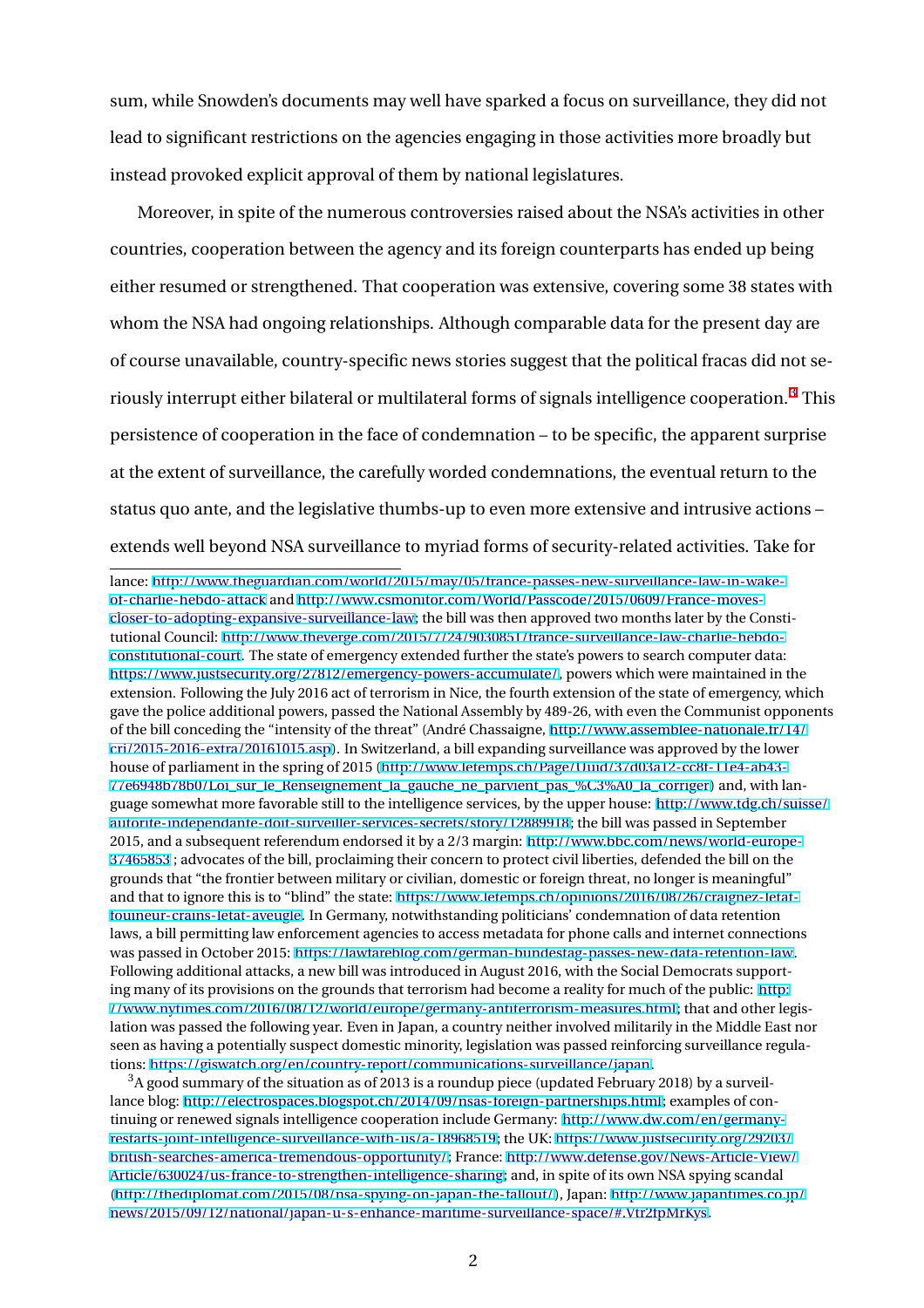sum, while Snowden's documents may well have sparked a focus on surveillance, they did not lead to significant restrictions on the agencies engaging in those activities more broadly but instead provoked explicit approval of them by national legislatures.

Moreover, in spite of the numerous controversies raised about the NSA's activities in other countries, cooperation between the agency and its foreign counterparts has ended up being either resumed or strengthened. That cooperation was extensive, covering some 38 states with whom the NSA had ongoing relationships. Although comparable data for the present day are of course unavailable, country-specific news stories suggest that the political fracas did not seriously interrupt either bilateral or multilateral forms of signals intelligence cooperation.[3] This persistence of cooperation in the face of condemnation – to be specific, the apparent surprise at the extent of surveillance, the carefully worded condemnations, the eventual return to the status quo ante, and the legislative thumbs-up to even more extensive and intrusive actions – extends well beyond NSA surveillance to myriad forms of security-related activities. Take for

---

lance: http://www.theguardian.com/world/2015/may/05/france-passes-new-surveillance-law-in-wake-of-charlie-hebdo-attack and http://www.csmonitor.com/World/Passcode/2015/0609/France-moves-closer-to-adopting-expansive-surveillance-law; the bill was then approved two months later by the Constitutional Council: http://www.theverge.com/2015/7/24/9030851/france-surveillance-law-charlie-hebdo-constitutional-court. The state of emergency extended further the state's powers to search computer data: https://www.justsecurity.org/27812/emergency-powers-accumulate/, powers which were maintained in the extension. Following the July 2016 act of terrorism in Nice, the fourth extension of the state of emergency, which gave the police additional powers, passed the National Assembly by 489-26, with even the Communist opponents of the bill conceding the "intensity of the threat" (André Chassaigne, http://www.assemblee-nationale.fr/14/cri/2015-2016-extra/20161015.asp). In Switzerland, a bill expanding surveillance was approved by the lower house of parliament in the spring of 2015 (http://www.letemps.ch/Page/Uuid/37d03a12-cc8f-11e4-ab43-77e6948b78b0/Loi_sur_le_Renseignement_la_gauche_ne_parvient_pas_%C3%A0_la_corriger) and, with language somewhat more favorable still to the intelligence services, by the upper house: http://www.tdg.ch/suisse/autorite-independante-doit-surveiller-services-secrets/story/12889918; the bill was passed in September 2015, and a subsequent referendum endorsed it by a 2/3 margin: http://www.bbc.com/news/world-europe-37465853 ; advocates of the bill, proclaiming their concern to protect civil liberties, defended the bill on the grounds that "the frontier between military or civilian, domestic or foreign threat, no longer is meaningful" and that to ignore this is to "blind" the state: https://www.letemps.ch/opinions/2016/08/26/craignez-letat-toujours-crains-letat-aveugle. In Germany, notwithstanding politicians' condemnation of data retention laws, a bill permitting law enforcement agencies to access metadata for phone calls and internet connections was passed in October 2015: https://lawfareblog.com/german-bundestag-passes-new-data-retention-law. Following additional attacks, a new bill was introduced in August 2016, with the Social Democrats supporting many of its provisions on the grounds that terrorism had become a reality for much of the public: http://www.nytimes.com/2016/08/12/world/europe/germany-antiterrorism-measures.html; that and other legislation was passed the following year. Even in Japan, a country neither involved militarily in the Middle East nor seen as having a potentially suspect domestic minority, legislation was passed reinforcing surveillance regulations: https://giswatch.org/en/country-report/communications-surveillance/japan.

[3] A good summary of the situation as of 2013 is a roundup piece (updated February 2018) by a surveillance blog: http://electrospaces.blogspot.ch/2014/09/nsas-foreign-partnerships.html; examples of continuing or renewed signals intelligence cooperation include Germany: http://www.dw.com/en/germany-restarts-joint-intelligence-surveillance-with-us/a-18968519; the UK: https://www.justsecurity.org/29203/british-searches-america-tremendous-opportunity/; France: http://www.defense.gov/News-Article-View/Article/630024/us-france-to-strengthen-intelligence-sharing; and, in spite of its own NSA spying scandal (http://thediplomat.com/2015/08/nsa-spying-on-japan-the-fallout/), Japan: http://www.japantimes.co.jp/news/2015/09/12/national/japan-u-s-enhance-maritime-surveillance-space/#.Vtr2fpMrKys.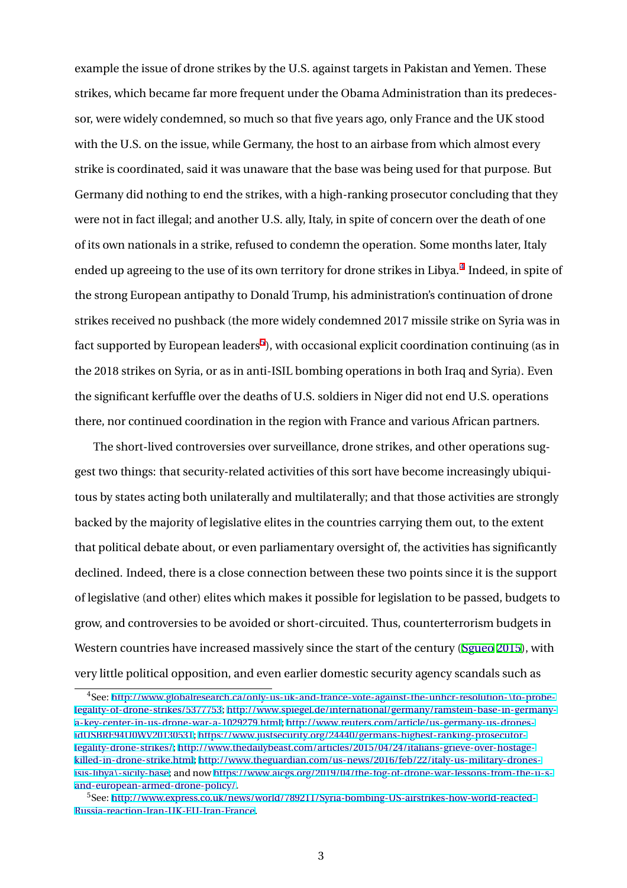example the issue of drone strikes by the U.S. against targets in Pakistan and Yemen. These strikes, which became far more frequent under the Obama Administration than its predecessor, were widely condemned, so much so that five years ago, only France and the UK stood with the U.S. on the issue, while Germany, the host to an airbase from which almost every strike is coordinated, said it was unaware that the base was being used for that purpose. But Germany did nothing to end the strikes, with a high-ranking prosecutor concluding that they were not in fact illegal; and another U.S. ally, Italy, in spite of concern over the death of one of its own nationals in a strike, refused to condemn the operation. Some months later, Italy ended up agreeing to the use of its own territory for drone strikes in Libya.[4] Indeed, in spite of the strong European antipathy to Donald Trump, his administration's continuation of drone strikes received no pushback (the more widely condemned 2017 missile strike on Syria was in fact supported by European leaders[5]), with occasional explicit coordination continuing (as in the 2018 strikes on Syria, or as in anti-ISIL bombing operations in both Iraq and Syria). Even the significant kerfuffle over the deaths of U.S. soldiers in Niger did not end U.S. operations there, nor continued coordination in the region with France and various African partners.

The short-lived controversies over surveillance, drone strikes, and other operations suggest two things: that security-related activities of this sort have become increasingly ubiquitous by states acting both unilaterally and multilaterally; and that those activities are strongly backed by the majority of legislative elites in the countries carrying them out, to the extent that political debate about, or even parliamentary oversight of, the activities has significantly declined. Indeed, there is a close connection between these two points since it is the support of legislative (and other) elites which makes it possible for legislation to be passed, budgets to grow, and controversies to be avoided or short-circuited. Thus, counterterrorism budgets in Western countries have increased massively since the start of the century (Sgueo 2015), with very little political opposition, and even earlier domestic security agency scandals such as

---

[4] See: http://www.globalresearch.ca/only-us-uk-and-france-vote-against-the-unhcr-resolution-\to-probe-legality-of-drone-strikes/5377753; http://www.spiegel.de/international/germany/ramstein-base-in-germany-a-key-center-in-us-drone-war-a-1029279.html; http://www.reuters.com/article/us-germany-us-drones-idUSBRE94U0WV20130531; https://www.justsecurity.org/24440/germans-highest-ranking-prosecutor-legality-drone-strikes/; http://www.thedailybeast.com/articles/2015/04/24/italians-grieve-over-hostage-killed-in-drone-strike.html; http://www.theguardian.com/us-news/2016/feb/22/italy-us-military-drones-isis-libya\-sicily-base; and now https://www.aicgs.org/2019/04/the-fog-of-drone-war-lessons-from-the-u-s-and-european-armed-drone-policy/.

[5] See: http://www.express.co.uk/news/world/789211/Syria-bombing-US-airstrikes-how-world-reacted-Russia-reaction-Iran-UK-EU-Iran-France.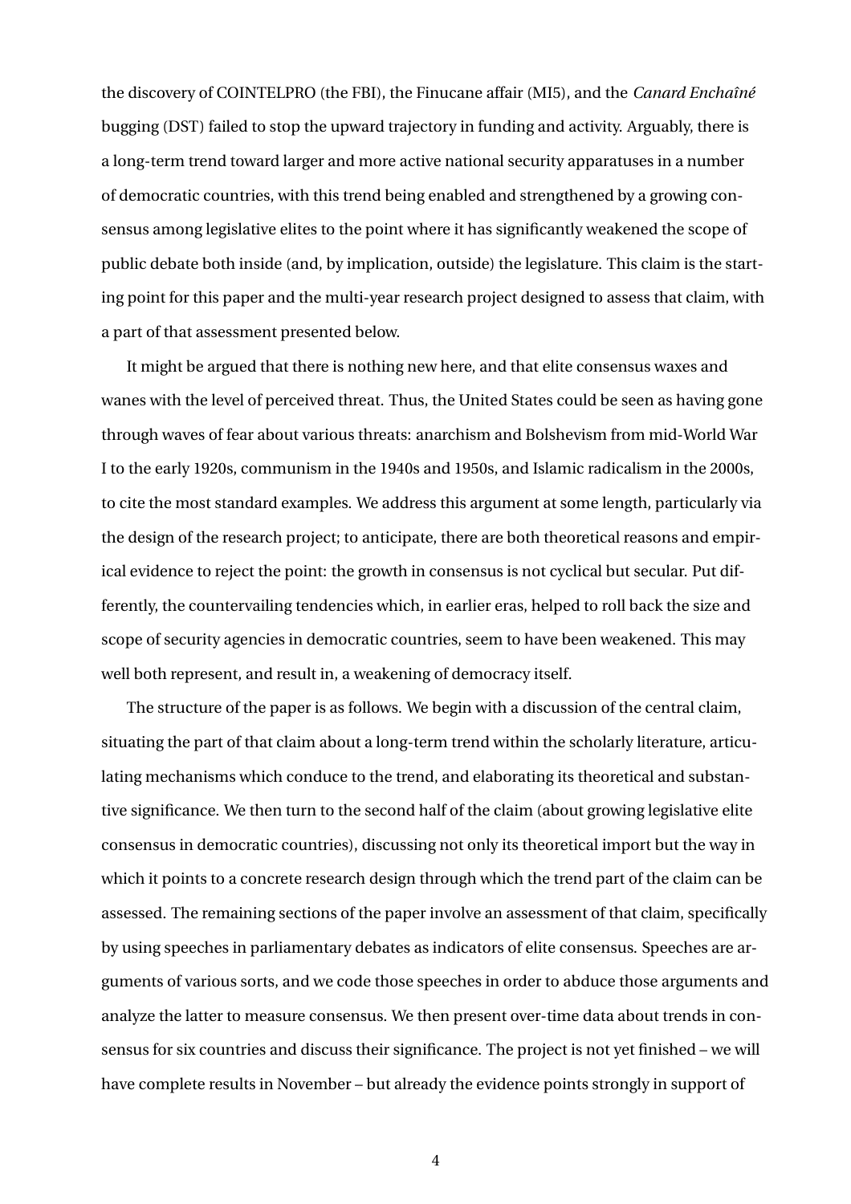the discovery of COINTELPRO (the FBI), the Finucane affair (MI5), and the *Canard Enchaîné* bugging (DST) failed to stop the upward trajectory in funding and activity. Arguably, there is a long-term trend toward larger and more active national security apparatuses in a number of democratic countries, with this trend being enabled and strengthened by a growing consensus among legislative elites to the point where it has significantly weakened the scope of public debate both inside (and, by implication, outside) the legislature. This claim is the starting point for this paper and the multi-year research project designed to assess that claim, with a part of that assessment presented below.

It might be argued that there is nothing new here, and that elite consensus waxes and wanes with the level of perceived threat. Thus, the United States could be seen as having gone through waves of fear about various threats: anarchism and Bolshevism from mid-World War I to the early 1920s, communism in the 1940s and 1950s, and Islamic radicalism in the 2000s, to cite the most standard examples. We address this argument at some length, particularly via the design of the research project; to anticipate, there are both theoretical reasons and empirical evidence to reject the point: the growth in consensus is not cyclical but secular. Put differently, the countervailing tendencies which, in earlier eras, helped to roll back the size and scope of security agencies in democratic countries, seem to have been weakened. This may well both represent, and result in, a weakening of democracy itself.

The structure of the paper is as follows. We begin with a discussion of the central claim, situating the part of that claim about a long-term trend within the scholarly literature, articulating mechanisms which conduce to the trend, and elaborating its theoretical and substantive significance. We then turn to the second half of the claim (about growing legislative elite consensus in democratic countries), discussing not only its theoretical import but the way in which it points to a concrete research design through which the trend part of the claim can be assessed. The remaining sections of the paper involve an assessment of that claim, specifically by using speeches in parliamentary debates as indicators of elite consensus. Speeches are arguments of various sorts, and we code those speeches in order to abduce those arguments and analyze the latter to measure consensus. We then present over-time data about trends in consensus for six countries and discuss their significance. The project is not yet finished – we will have complete results in November – but already the evidence points strongly in support of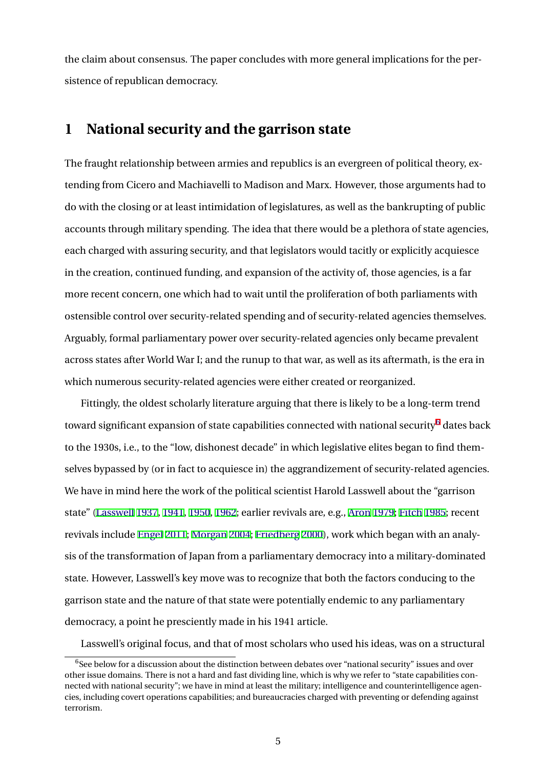the claim about consensus. The paper concludes with more general implications for the persistence of republican democracy.

# 1 National security and the garrison state

The fraught relationship between armies and republics is an evergreen of political theory, extending from Cicero and Machiavelli to Madison and Marx. However, those arguments had to do with the closing or at least intimidation of legislatures, as well as the bankrupting of public accounts through military spending. The idea that there would be a plethora of state agencies, each charged with assuring security, and that legislators would tacitly or explicitly acquiesce in the creation, continued funding, and expansion of the activity of, those agencies, is a far more recent concern, one which had to wait until the proliferation of both parliaments with ostensible control over security-related spending and of security-related agencies themselves. Arguably, formal parliamentary power over security-related agencies only became prevalent across states after World War I; and the runup to that war, as well as its aftermath, is the era in which numerous security-related agencies were either created or reorganized.

Fittingly, the oldest scholarly literature arguing that there is likely to be a long-term trend toward significant expansion of state capabilities connected with national security[6] dates back to the 1930s, i.e., to the "low, dishonest decade" in which legislative elites began to find themselves bypassed by (or in fact to acquiesce in) the aggrandizement of security-related agencies. We have in mind here the work of the political scientist Harold Lasswell about the "garrison state" (Lasswell 1937, 1941, 1950, 1962; earlier revivals are, e.g., Aron 1979; Fitch 1985; recent revivals include Engel 2011; Morgan 2004; Friedberg 2000), work which began with an analysis of the transformation of Japan from a parliamentary democracy into a military-dominated state. However, Lasswell's key move was to recognize that both the factors conducing to the garrison state and the nature of that state were potentially endemic to any parliamentary democracy, a point he presciently made in his 1941 article.

Lasswell's original focus, and that of most scholars who used his ideas, was on a structural

[6] See below for a discussion about the distinction between debates over "national security" issues and over other issue domains. There is not a hard and fast dividing line, which is why we refer to "state capabilities connected with national security"; we have in mind at least the military; intelligence and counterintelligence agencies, including covert operations capabilities; and bureaucracies charged with preventing or defending against terrorism.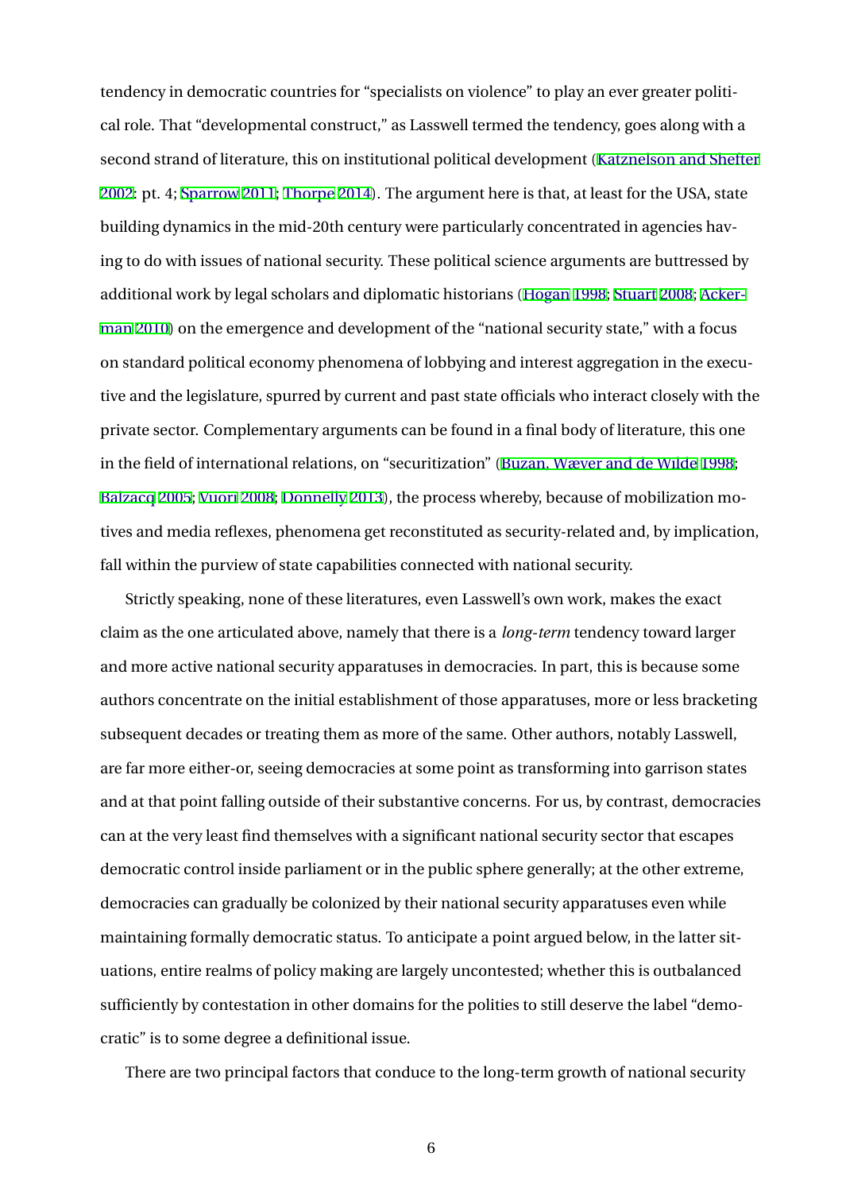tendency in democratic countries for "specialists on violence" to play an ever greater political role. That "developmental construct," as Lasswell termed the tendency, goes along with a second strand of literature, this on institutional political development (Katznelson and Shefter 2002: pt. 4; Sparrow 2011; Thorpe 2014). The argument here is that, at least for the USA, state building dynamics in the mid-20th century were particularly concentrated in agencies having to do with issues of national security. These political science arguments are buttressed by additional work by legal scholars and diplomatic historians (Hogan 1998; Stuart 2008; Ackerman 2010) on the emergence and development of the "national security state," with a focus on standard political economy phenomena of lobbying and interest aggregation in the executive and the legislature, spurred by current and past state officials who interact closely with the private sector. Complementary arguments can be found in a final body of literature, this one in the field of international relations, on "securitization" (Buzan, Wæver and de Wilde 1998; Balzacq 2005; Vuori 2008; Donnelly 2013), the process whereby, because of mobilization motives and media reflexes, phenomena get reconstituted as security-related and, by implication, fall within the purview of state capabilities connected with national security.

Strictly speaking, none of these literatures, even Lasswell's own work, makes the exact claim as the one articulated above, namely that there is a *long-term* tendency toward larger and more active national security apparatuses in democracies. In part, this is because some authors concentrate on the initial establishment of those apparatuses, more or less bracketing subsequent decades or treating them as more of the same. Other authors, notably Lasswell, are far more either-or, seeing democracies at some point as transforming into garrison states and at that point falling outside of their substantive concerns. For us, by contrast, democracies can at the very least find themselves with a significant national security sector that escapes democratic control inside parliament or in the public sphere generally; at the other extreme, democracies can gradually be colonized by their national security apparatuses even while maintaining formally democratic status. To anticipate a point argued below, in the latter situations, entire realms of policy making are largely uncontested; whether this is outbalanced sufficiently by contestation in other domains for the polities to still deserve the label "democratic" is to some degree a definitional issue.

There are two principal factors that conduce to the long-term growth of national security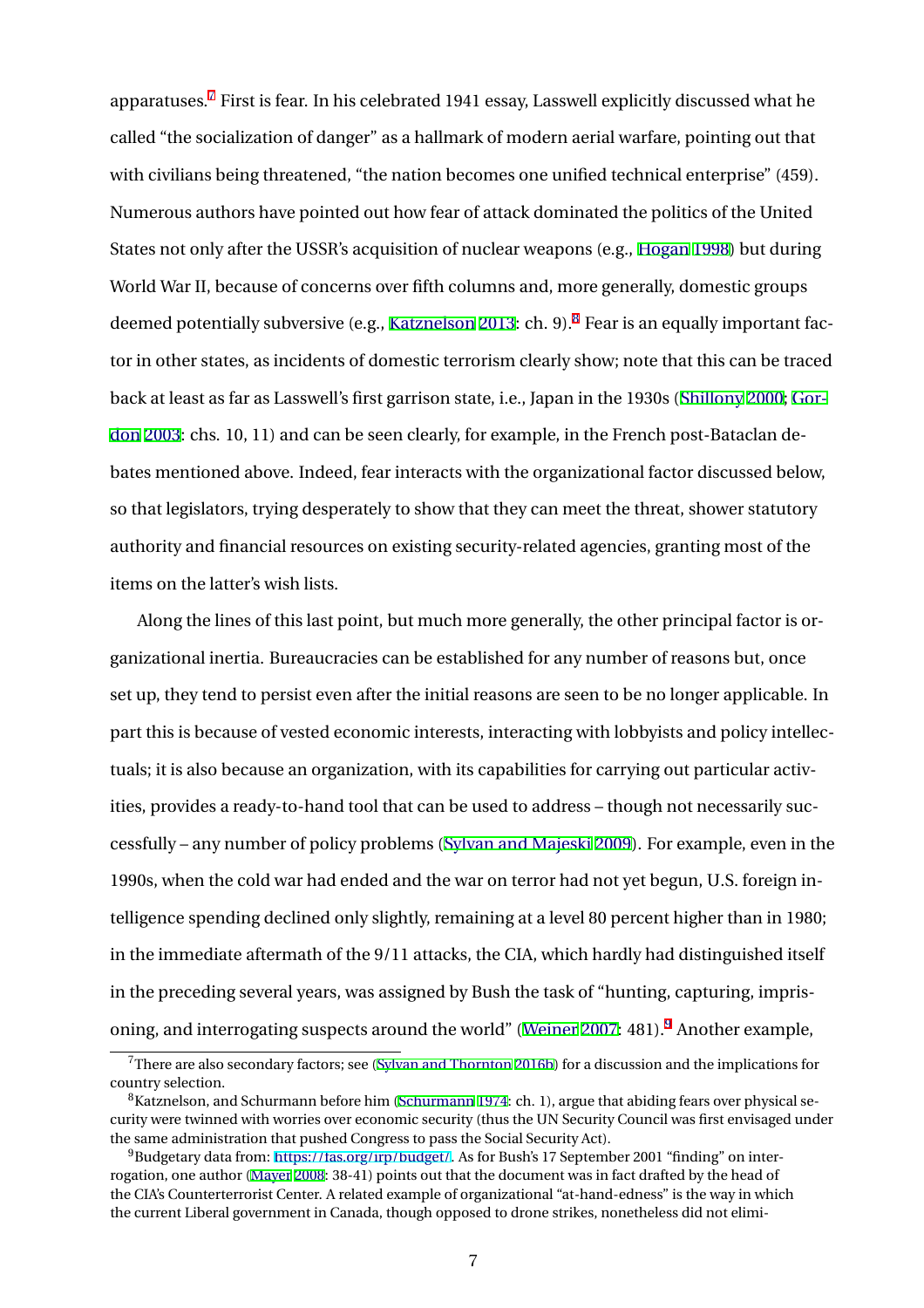apparatuses.[7] First is fear. In his celebrated 1941 essay, Lasswell explicitly discussed what he called "the socialization of danger" as a hallmark of modern aerial warfare, pointing out that with civilians being threatened, "the nation becomes one unified technical enterprise" (459). Numerous authors have pointed out how fear of attack dominated the politics of the United States not only after the USSR's acquisition of nuclear weapons (e.g., Hogan 1998) but during World War II, because of concerns over fifth columns and, more generally, domestic groups deemed potentially subversive (e.g., Katznelson 2013: ch. 9).[8] Fear is an equally important factor in other states, as incidents of domestic terrorism clearly show; note that this can be traced back at least as far as Lasswell's first garrison state, i.e., Japan in the 1930s (Shillony 2000; Gordon 2003: chs. 10, 11) and can be seen clearly, for example, in the French post-Bataclan debates mentioned above. Indeed, fear interacts with the organizational factor discussed below, so that legislators, trying desperately to show that they can meet the threat, shower statutory authority and financial resources on existing security-related agencies, granting most of the items on the latter's wish lists.

Along the lines of this last point, but much more generally, the other principal factor is organizational inertia. Bureaucracies can be established for any number of reasons but, once set up, they tend to persist even after the initial reasons are seen to be no longer applicable. In part this is because of vested economic interests, interacting with lobbyists and policy intellectuals; it is also because an organization, with its capabilities for carrying out particular activities, provides a ready-to-hand tool that can be used to address – though not necessarily successfully – any number of policy problems (Sylvan and Majeski 2009). For example, even in the 1990s, when the cold war had ended and the war on terror had not yet begun, U.S. foreign intelligence spending declined only slightly, remaining at a level 80 percent higher than in 1980; in the immediate aftermath of the 9/11 attacks, the CIA, which hardly had distinguished itself in the preceding several years, was assigned by Bush the task of "hunting, capturing, imprisoning, and interrogating suspects around the world" (Weiner 2007: 481).[9] Another example,

---

[7] There are also secondary factors; see (Sylvan and Thornton 2016b) for a discussion and the implications for country selection.

[8] Katznelson, and Schurmann before him (Schurmann 1974: ch. 1), argue that abiding fears over physical security were twinned with worries over economic security (thus the UN Security Council was first envisaged under the same administration that pushed Congress to pass the Social Security Act).

[9] Budgetary data from: https://fas.org/irp/budget/. As for Bush's 17 September 2001 "finding" on interrogation, one author (Mayer 2008: 38-41) points out that the document was in fact drafted by the head of the CIA's Counterterrorist Center. A related example of organizational "at-hand-edness" is the way in which the current Liberal government in Canada, though opposed to drone strikes, nonetheless did not elimi-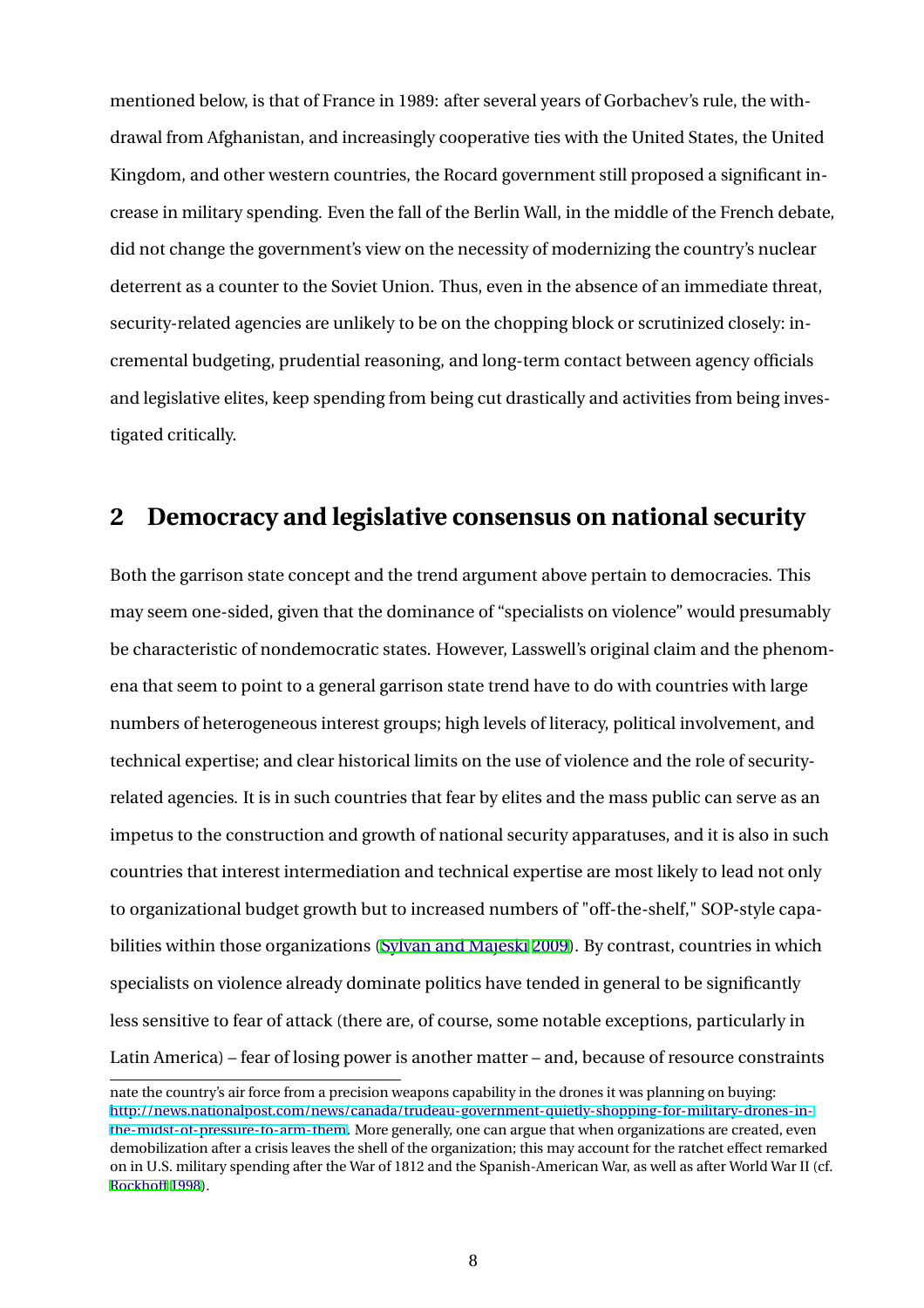mentioned below, is that of France in 1989: after several years of Gorbachev's rule, the withdrawal from Afghanistan, and increasingly cooperative ties with the United States, the United Kingdom, and other western countries, the Rocard government still proposed a significant increase in military spending. Even the fall of the Berlin Wall, in the middle of the French debate, did not change the government's view on the necessity of modernizing the country's nuclear deterrent as a counter to the Soviet Union. Thus, even in the absence of an immediate threat, security-related agencies are unlikely to be on the chopping block or scrutinized closely: incremental budgeting, prudential reasoning, and long-term contact between agency officials and legislative elites, keep spending from being cut drastically and activities from being investigated critically.

## 2 Democracy and legislative consensus on national security

Both the garrison state concept and the trend argument above pertain to democracies. This may seem one-sided, given that the dominance of "specialists on violence" would presumably be characteristic of nondemocratic states. However, Lasswell's original claim and the phenomena that seem to point to a general garrison state trend have to do with countries with large numbers of heterogeneous interest groups; high levels of literacy, political involvement, and technical expertise; and clear historical limits on the use of violence and the role of security-related agencies. It is in such countries that fear by elites and the mass public can serve as an impetus to the construction and growth of national security apparatuses, and it is also in such countries that interest intermediation and technical expertise are most likely to lead not only to organizational budget growth but to increased numbers of "off-the-shelf," SOP-style capabilities within those organizations (Sylvan and Majeski 2009). By contrast, countries in which specialists on violence already dominate politics have tended in general to be significantly less sensitive to fear of attack (there are, of course, some notable exceptions, particularly in Latin America) – fear of losing power is another matter – and, because of resource constraints

nate the country's air force from a precision weapons capability in the drones it was planning on buying: http://news.nationalpost.com/news/canada/trudeau-government-quietly-shopping-for-military-drones-in-the-midst-of-pressure-to-arm-them. More generally, one can argue that when organizations are created, even demobilization after a crisis leaves the shell of the organization; this may account for the ratchet effect remarked on in U.S. military spending after the War of 1812 and the Spanish-American War, as well as after World War II (cf. Rockoff 1998).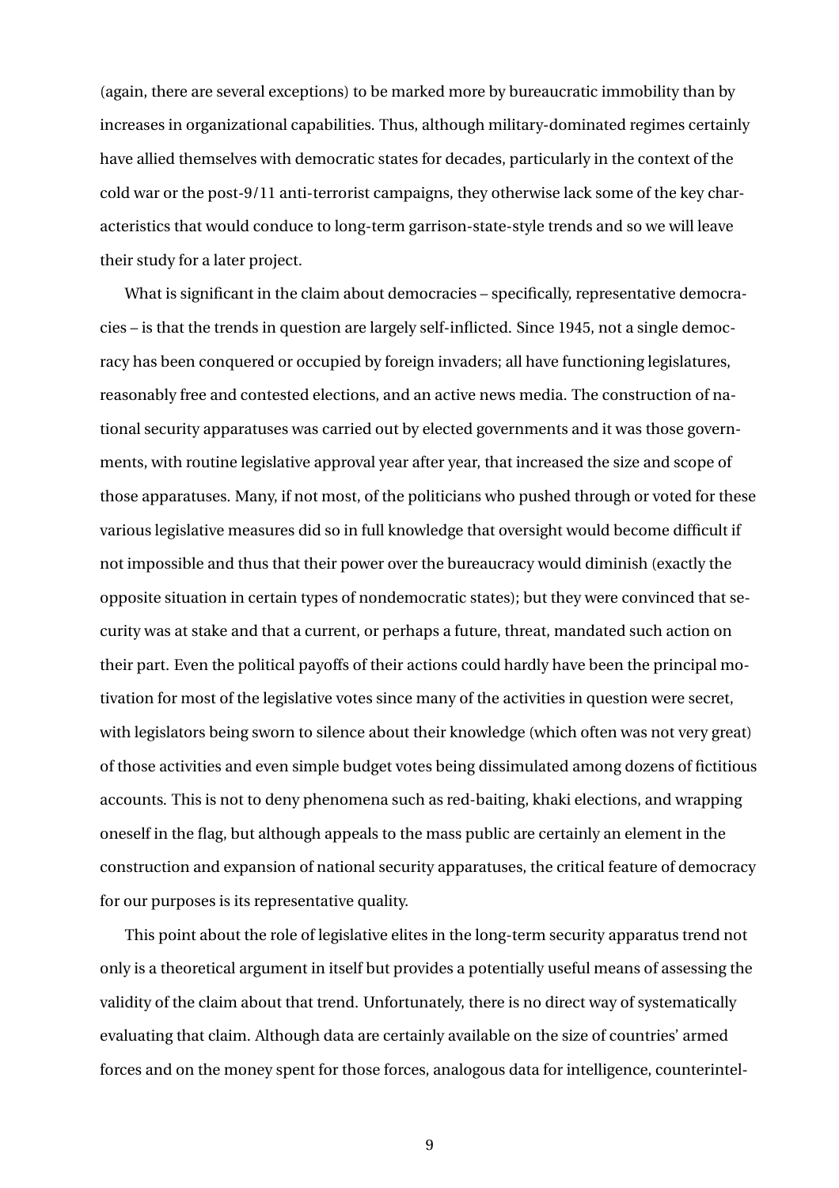(again, there are several exceptions) to be marked more by bureaucratic immobility than by increases in organizational capabilities. Thus, although military-dominated regimes certainly have allied themselves with democratic states for decades, particularly in the context of the cold war or the post-9/11 anti-terrorist campaigns, they otherwise lack some of the key characteristics that would conduce to long-term garrison-state-style trends and so we will leave their study for a later project.

What is significant in the claim about democracies – specifically, representative democracies – is that the trends in question are largely self-inflicted. Since 1945, not a single democracy has been conquered or occupied by foreign invaders; all have functioning legislatures, reasonably free and contested elections, and an active news media. The construction of national security apparatuses was carried out by elected governments and it was those governments, with routine legislative approval year after year, that increased the size and scope of those apparatuses. Many, if not most, of the politicians who pushed through or voted for these various legislative measures did so in full knowledge that oversight would become difficult if not impossible and thus that their power over the bureaucracy would diminish (exactly the opposite situation in certain types of nondemocratic states); but they were convinced that security was at stake and that a current, or perhaps a future, threat, mandated such action on their part. Even the political payoffs of their actions could hardly have been the principal motivation for most of the legislative votes since many of the activities in question were secret, with legislators being sworn to silence about their knowledge (which often was not very great) of those activities and even simple budget votes being dissimulated among dozens of fictitious accounts. This is not to deny phenomena such as red-baiting, khaki elections, and wrapping oneself in the flag, but although appeals to the mass public are certainly an element in the construction and expansion of national security apparatuses, the critical feature of democracy for our purposes is its representative quality.

This point about the role of legislative elites in the long-term security apparatus trend not only is a theoretical argument in itself but provides a potentially useful means of assessing the validity of the claim about that trend. Unfortunately, there is no direct way of systematically evaluating that claim. Although data are certainly available on the size of countries' armed forces and on the money spent for those forces, analogous data for intelligence, counterintel-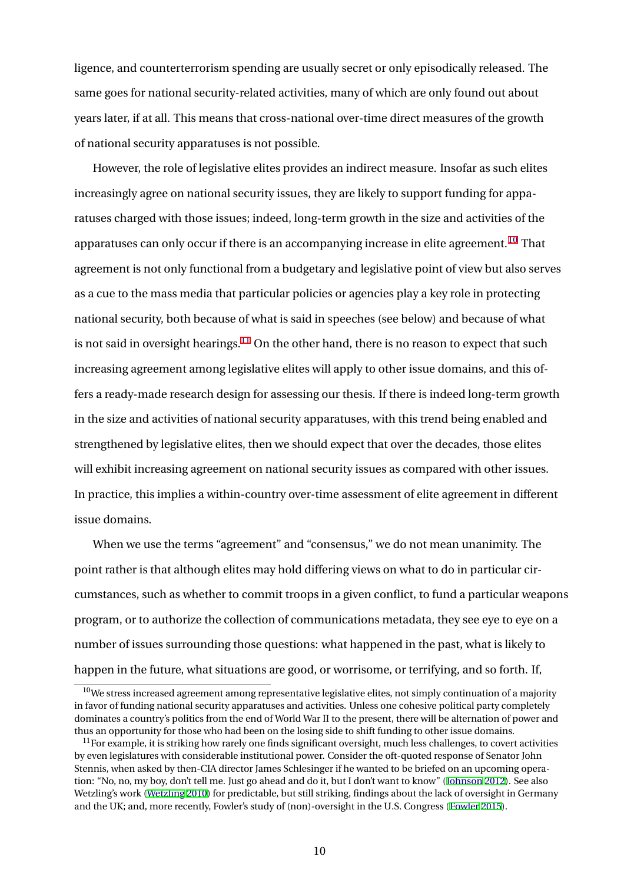ligence, and counterterrorism spending are usually secret or only episodically released. The same goes for national security-related activities, many of which are only found out about years later, if at all. This means that cross-national over-time direct measures of the growth of national security apparatuses is not possible.

However, the role of legislative elites provides an indirect measure. Insofar as such elites increasingly agree on national security issues, they are likely to support funding for apparatuses charged with those issues; indeed, long-term growth in the size and activities of the apparatuses can only occur if there is an accompanying increase in elite agreement.[10] That agreement is not only functional from a budgetary and legislative point of view but also serves as a cue to the mass media that particular policies or agencies play a key role in protecting national security, both because of what is said in speeches (see below) and because of what is not said in oversight hearings.[11] On the other hand, there is no reason to expect that such increasing agreement among legislative elites will apply to other issue domains, and this offers a ready-made research design for assessing our thesis. If there is indeed long-term growth in the size and activities of national security apparatuses, with this trend being enabled and strengthened by legislative elites, then we should expect that over the decades, those elites will exhibit increasing agreement on national security issues as compared with other issues. In practice, this implies a within-country over-time assessment of elite agreement in different issue domains.

When we use the terms "agreement" and "consensus," we do not mean unanimity. The point rather is that although elites may hold differing views on what to do in particular circumstances, such as whether to commit troops in a given conflict, to fund a particular weapons program, or to authorize the collection of communications metadata, they see eye to eye on a number of issues surrounding those questions: what happened in the past, what is likely to happen in the future, what situations are good, or worrisome, or terrifying, and so forth. If,

[10] We stress increased agreement among representative legislative elites, not simply continuation of a majority in favor of funding national security apparatuses and activities. Unless one cohesive political party completely dominates a country's politics from the end of World War II to the present, there will be alternation of power and thus an opportunity for those who had been on the losing side to shift funding to other issue domains.

[11] For example, it is striking how rarely one finds significant oversight, much less challenges, to covert activities by even legislatures with considerable institutional power. Consider the oft-quoted response of Senator John Stennis, when asked by then-CIA director James Schlesinger if he wanted to be briefed on an upcoming operation: "No, no, my boy, don't tell me. Just go ahead and do it, but I don't want to know" (Johnson 2012). See also Wetzling's work (Wetzling 2010) for predictable, but still striking, findings about the lack of oversight in Germany and the UK; and, more recently, Fowler's study of (non)-oversight in the U.S. Congress (Fowler 2015).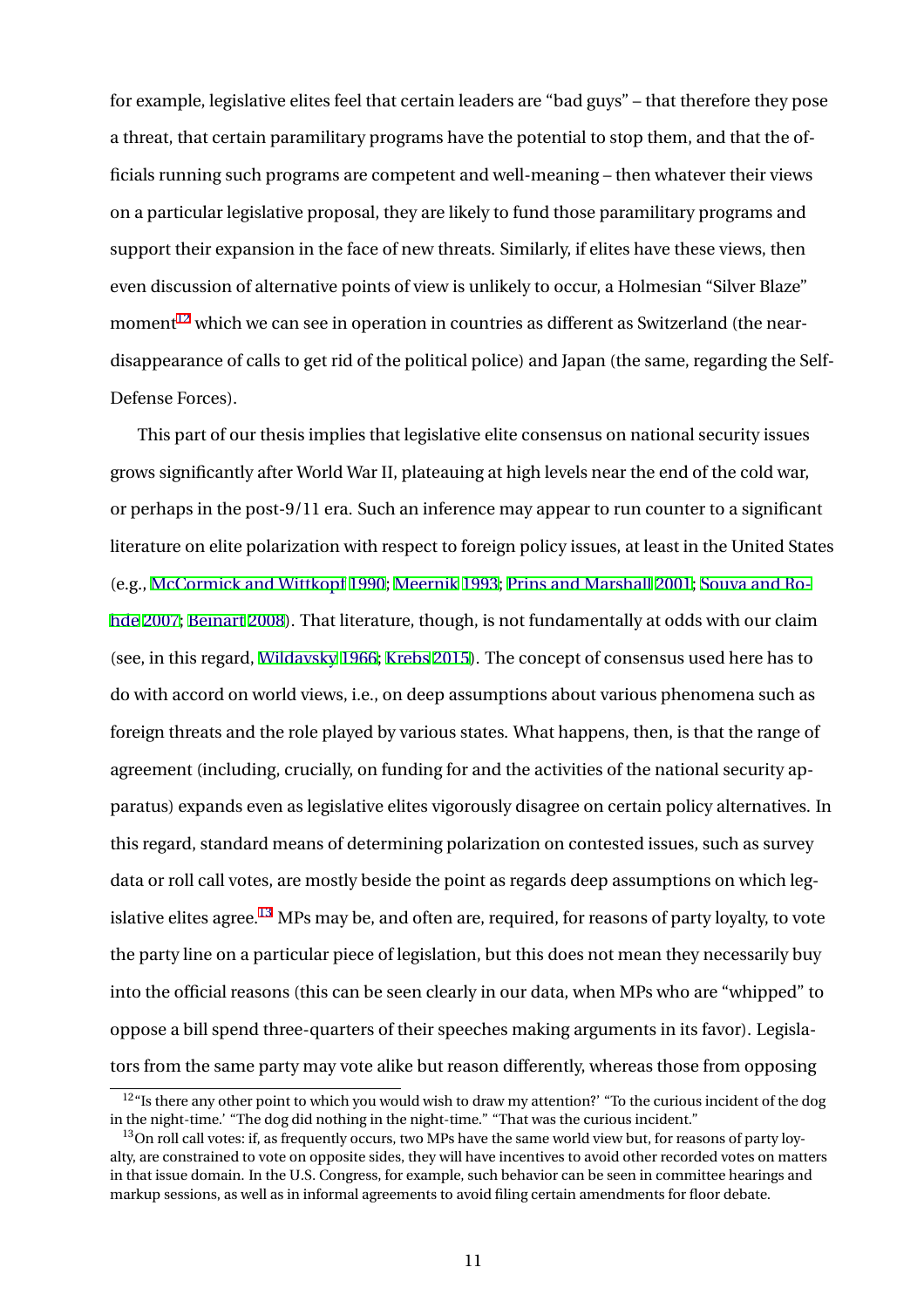for example, legislative elites feel that certain leaders are "bad guys" – that therefore they pose a threat, that certain paramilitary programs have the potential to stop them, and that the officials running such programs are competent and well-meaning – then whatever their views on a particular legislative proposal, they are likely to fund those paramilitary programs and support their expansion in the face of new threats. Similarly, if elites have these views, then even discussion of alternative points of view is unlikely to occur, a Holmesian "Silver Blaze" moment[12] which we can see in operation in countries as different as Switzerland (the near-disappearance of calls to get rid of the political police) and Japan (the same, regarding the Self-Defense Forces).

This part of our thesis implies that legislative elite consensus on national security issues grows significantly after World War II, plateauing at high levels near the end of the cold war, or perhaps in the post-9/11 era. Such an inference may appear to run counter to a significant literature on elite polarization with respect to foreign policy issues, at least in the United States (e.g., McCormick and Wittkopf 1990; Meernik 1993; Prins and Marshall 2001; Souva and Rohde 2007; Beinart 2008). That literature, though, is not fundamentally at odds with our claim (see, in this regard, Wildavsky 1966; Krebs 2015). The concept of consensus used here has to do with accord on world views, i.e., on deep assumptions about various phenomena such as foreign threats and the role played by various states. What happens, then, is that the range of agreement (including, crucially, on funding for and the activities of the national security apparatus) expands even as legislative elites vigorously disagree on certain policy alternatives. In this regard, standard means of determining polarization on contested issues, such as survey data or roll call votes, are mostly beside the point as regards deep assumptions on which legislative elites agree.[13] MPs may be, and often are, required, for reasons of party loyalty, to vote the party line on a particular piece of legislation, but this does not mean they necessarily buy into the official reasons (this can be seen clearly in our data, when MPs who are "whipped" to oppose a bill spend three-quarters of their speeches making arguments in its favor). Legislators from the same party may vote alike but reason differently, whereas those from opposing

[12] "Is there any other point to which you would wish to draw my attention?' "To the curious incident of the dog in the night-time.' "The dog did nothing in the night-time." "That was the curious incident."

[13] On roll call votes: if, as frequently occurs, two MPs have the same world view but, for reasons of party loyalty, are constrained to vote on opposite sides, they will have incentives to avoid other recorded votes on matters in that issue domain. In the U.S. Congress, for example, such behavior can be seen in committee hearings and markup sessions, as well as in informal agreements to avoid filing certain amendments for floor debate.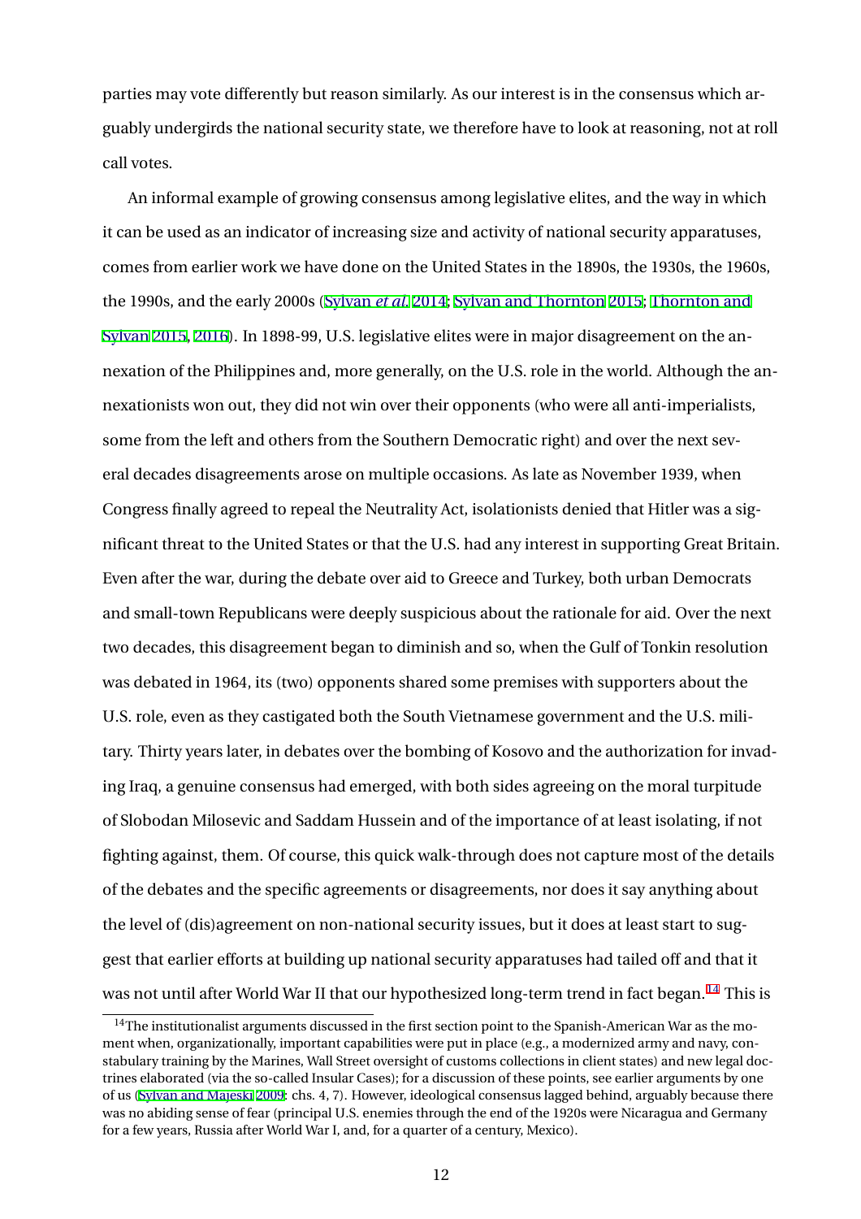parties may vote differently but reason similarly. As our interest is in the consensus which arguably undergirds the national security state, we therefore have to look at reasoning, not at roll call votes.

An informal example of growing consensus among legislative elites, and the way in which it can be used as an indicator of increasing size and activity of national security apparatuses, comes from earlier work we have done on the United States in the 1890s, the 1930s, the 1960s, the 1990s, and the early 2000s (Sylvan *et al.* 2014; Sylvan and Thornton 2015; Thornton and Sylvan 2015, 2016). In 1898-99, U.S. legislative elites were in major disagreement on the annexation of the Philippines and, more generally, on the U.S. role in the world. Although the annexationists won out, they did not win over their opponents (who were all anti-imperialists, some from the left and others from the Southern Democratic right) and over the next several decades disagreements arose on multiple occasions. As late as November 1939, when Congress finally agreed to repeal the Neutrality Act, isolationists denied that Hitler was a significant threat to the United States or that the U.S. had any interest in supporting Great Britain. Even after the war, during the debate over aid to Greece and Turkey, both urban Democrats and small-town Republicans were deeply suspicious about the rationale for aid. Over the next two decades, this disagreement began to diminish and so, when the Gulf of Tonkin resolution was debated in 1964, its (two) opponents shared some premises with supporters about the U.S. role, even as they castigated both the South Vietnamese government and the U.S. military. Thirty years later, in debates over the bombing of Kosovo and the authorization for invading Iraq, a genuine consensus had emerged, with both sides agreeing on the moral turpitude of Slobodan Milosevic and Saddam Hussein and of the importance of at least isolating, if not fighting against, them. Of course, this quick walk-through does not capture most of the details of the debates and the specific agreements or disagreements, nor does it say anything about the level of (dis)agreement on non-national security issues, but it does at least start to suggest that earlier efforts at building up national security apparatuses had tailed off and that it was not until after World War II that our hypothesized long-term trend in fact began.[14] This is

[14] The institutionalist arguments discussed in the first section point to the Spanish-American War as the moment when, organizationally, important capabilities were put in place (e.g., a modernized army and navy, constabulary training by the Marines, Wall Street oversight of customs collections in client states) and new legal doctrines elaborated (via the so-called Insular Cases); for a discussion of these points, see earlier arguments by one of us (Sylvan and Majeski 2009: chs. 4, 7). However, ideological consensus lagged behind, arguably because there was no abiding sense of fear (principal U.S. enemies through the end of the 1920s were Nicaragua and Germany for a few years, Russia after World War I, and, for a quarter of a century, Mexico).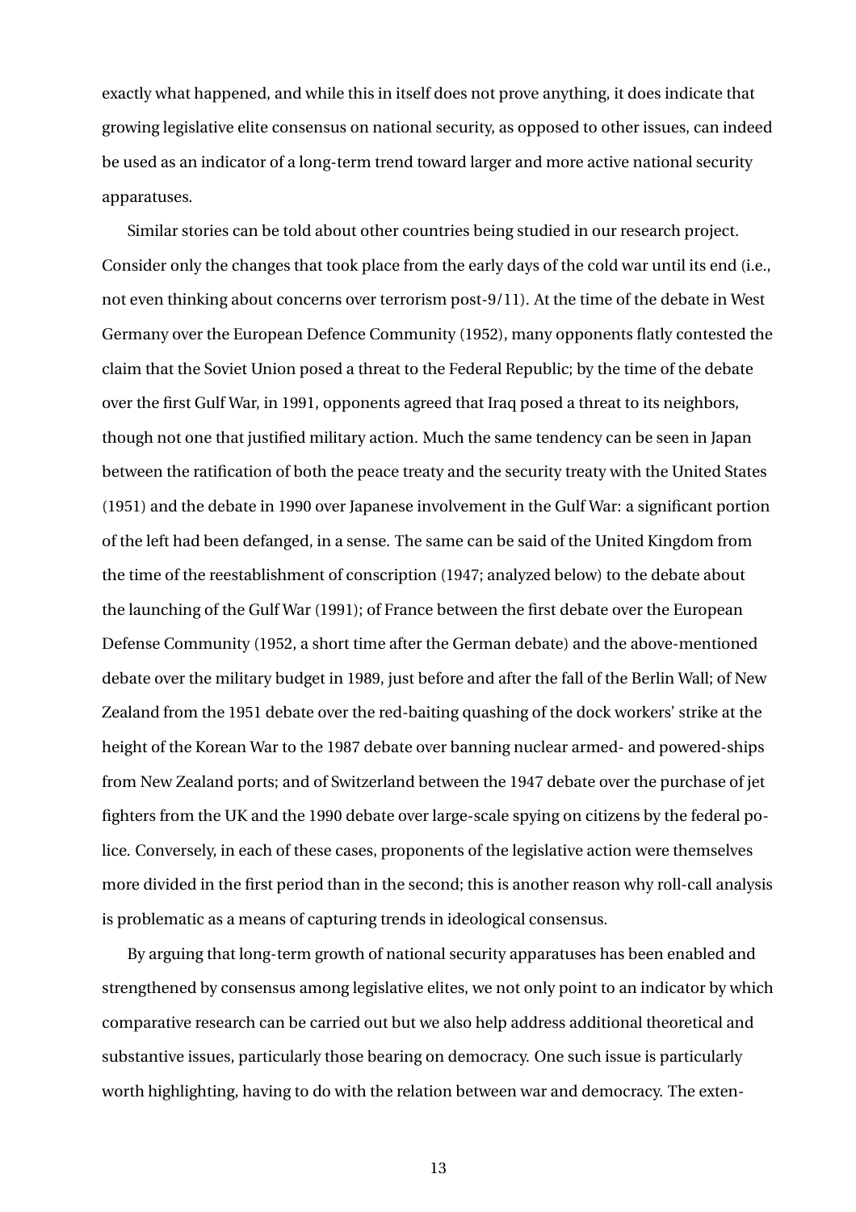exactly what happened, and while this in itself does not prove anything, it does indicate that growing legislative elite consensus on national security, as opposed to other issues, can indeed be used as an indicator of a long-term trend toward larger and more active national security apparatuses.

Similar stories can be told about other countries being studied in our research project. Consider only the changes that took place from the early days of the cold war until its end (i.e., not even thinking about concerns over terrorism post-9/11). At the time of the debate in West Germany over the European Defence Community (1952), many opponents flatly contested the claim that the Soviet Union posed a threat to the Federal Republic; by the time of the debate over the first Gulf War, in 1991, opponents agreed that Iraq posed a threat to its neighbors, though not one that justified military action. Much the same tendency can be seen in Japan between the ratification of both the peace treaty and the security treaty with the United States (1951) and the debate in 1990 over Japanese involvement in the Gulf War: a significant portion of the left had been defanged, in a sense. The same can be said of the United Kingdom from the time of the reestablishment of conscription (1947; analyzed below) to the debate about the launching of the Gulf War (1991); of France between the first debate over the European Defense Community (1952, a short time after the German debate) and the above-mentioned debate over the military budget in 1989, just before and after the fall of the Berlin Wall; of New Zealand from the 1951 debate over the red-baiting quashing of the dock workers' strike at the height of the Korean War to the 1987 debate over banning nuclear armed- and powered-ships from New Zealand ports; and of Switzerland between the 1947 debate over the purchase of jet fighters from the UK and the 1990 debate over large-scale spying on citizens by the federal police. Conversely, in each of these cases, proponents of the legislative action were themselves more divided in the first period than in the second; this is another reason why roll-call analysis is problematic as a means of capturing trends in ideological consensus.

By arguing that long-term growth of national security apparatuses has been enabled and strengthened by consensus among legislative elites, we not only point to an indicator by which comparative research can be carried out but we also help address additional theoretical and substantive issues, particularly those bearing on democracy. One such issue is particularly worth highlighting, having to do with the relation between war and democracy. The exten-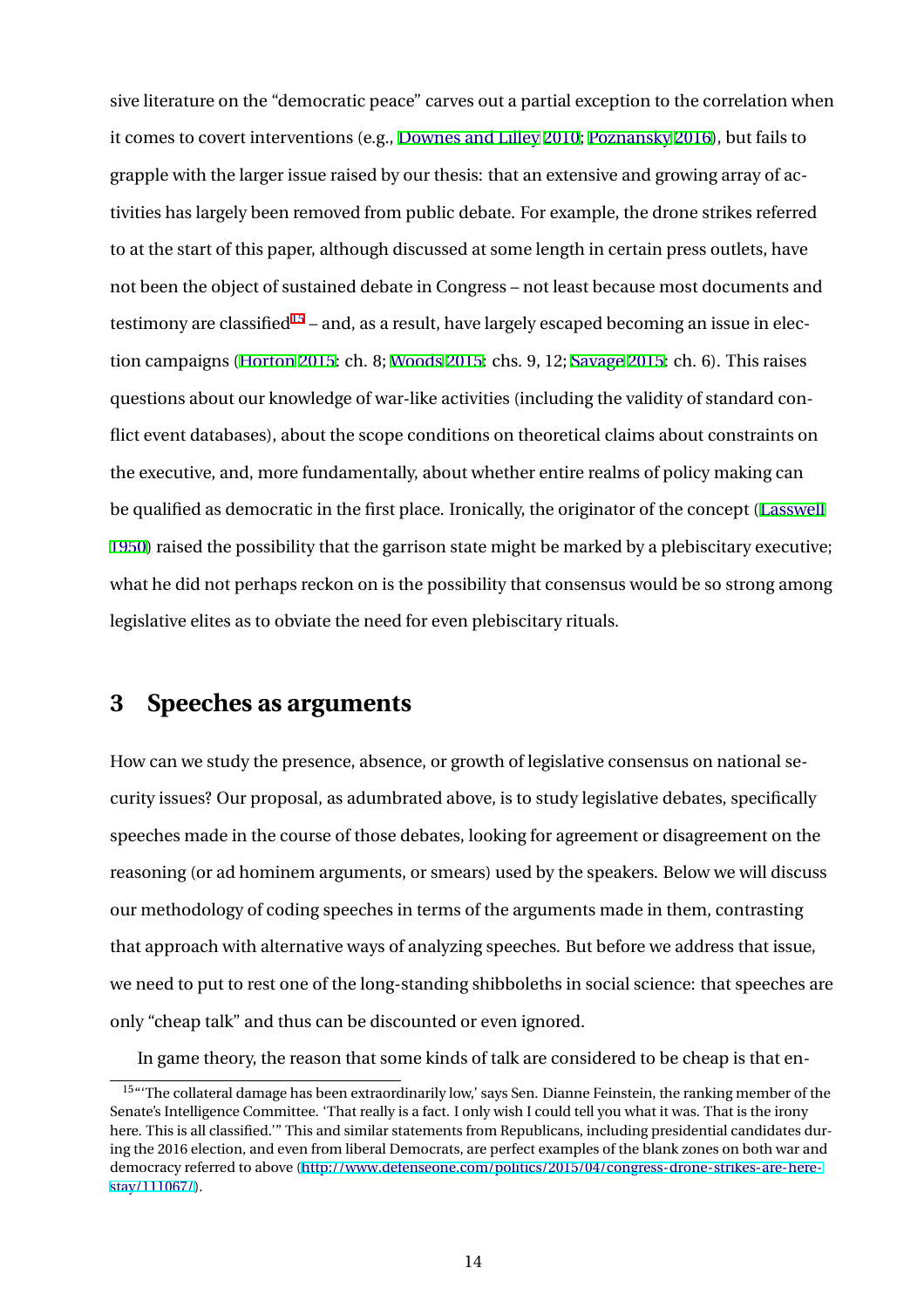sive literature on the "democratic peace" carves out a partial exception to the correlation when it comes to covert interventions (e.g., Downes and Lilley 2010; Poznansky 2016), but fails to grapple with the larger issue raised by our thesis: that an extensive and growing array of activities has largely been removed from public debate. For example, the drone strikes referred to at the start of this paper, although discussed at some length in certain press outlets, have not been the object of sustained debate in Congress – not least because most documents and testimony are classified[15] – and, as a result, have largely escaped becoming an issue in election campaigns (Horton 2015: ch. 8; Woods 2015: chs. 9, 12; Savage 2015: ch. 6). This raises questions about our knowledge of war-like activities (including the validity of standard conflict event databases), about the scope conditions on theoretical claims about constraints on the executive, and, more fundamentally, about whether entire realms of policy making can be qualified as democratic in the first place. Ironically, the originator of the concept (Lasswell 1950) raised the possibility that the garrison state might be marked by a plebiscitary executive; what he did not perhaps reckon on is the possibility that consensus would be so strong among legislative elites as to obviate the need for even plebiscitary rituals.

## 3 Speeches as arguments

How can we study the presence, absence, or growth of legislative consensus on national security issues? Our proposal, as adumbrated above, is to study legislative debates, specifically speeches made in the course of those debates, looking for agreement or disagreement on the reasoning (or ad hominem arguments, or smears) used by the speakers. Below we will discuss our methodology of coding speeches in terms of the arguments made in them, contrasting that approach with alternative ways of analyzing speeches. But before we address that issue, we need to put to rest one of the long-standing shibboleths in social science: that speeches are only "cheap talk" and thus can be discounted or even ignored.

In game theory, the reason that some kinds of talk are considered to be cheap is that en-

[15] "'The collateral damage has been extraordinarily low,' says Sen. Dianne Feinstein, the ranking member of the Senate's Intelligence Committee. 'That really is a fact. I only wish I could tell you what it was. That is the irony here. This is all classified.'" This and similar statements from Republicans, including presidential candidates during the 2016 election, and even from liberal Democrats, are perfect examples of the blank zones on both war and democracy referred to above (http://www.defenseone.com/politics/2015/04/congress-drone-strikes-are-here-stay/111067/).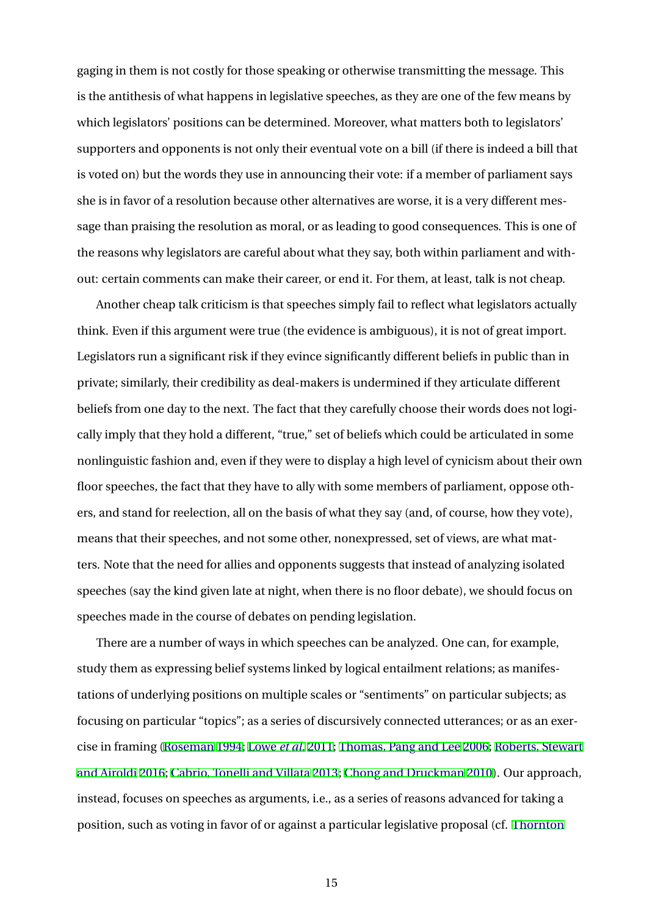gaging in them is not costly for those speaking or otherwise transmitting the message. This is the antithesis of what happens in legislative speeches, as they are one of the few means by which legislators' positions can be determined. Moreover, what matters both to legislators' supporters and opponents is not only their eventual vote on a bill (if there is indeed a bill that is voted on) but the words they use in announcing their vote: if a member of parliament says she is in favor of a resolution because other alternatives are worse, it is a very different message than praising the resolution as moral, or as leading to good consequences. This is one of the reasons why legislators are careful about what they say, both within parliament and without: certain comments can make their career, or end it. For them, at least, talk is not cheap.

Another cheap talk criticism is that speeches simply fail to reflect what legislators actually think. Even if this argument were true (the evidence is ambiguous), it is not of great import. Legislators run a significant risk if they evince significantly different beliefs in public than in private; similarly, their credibility as deal-makers is undermined if they articulate different beliefs from one day to the next. The fact that they carefully choose their words does not logically imply that they hold a different, "true," set of beliefs which could be articulated in some nonlinguistic fashion and, even if they were to display a high level of cynicism about their own floor speeches, the fact that they have to ally with some members of parliament, oppose others, and stand for reelection, all on the basis of what they say (and, of course, how they vote), means that their speeches, and not some other, nonexpressed, set of views, are what matters. Note that the need for allies and opponents suggests that instead of analyzing isolated speeches (say the kind given late at night, when there is no floor debate), we should focus on speeches made in the course of debates on pending legislation.

There are a number of ways in which speeches can be analyzed. One can, for example, study them as expressing belief systems linked by logical entailment relations; as manifestations of underlying positions on multiple scales or "sentiments" on particular subjects; as focusing on particular "topics"; as a series of discursively connected utterances; or as an exercise in framing (Roseman 1994; Lowe *et al.* 2011; Thomas, Pang and Lee 2006; Roberts, Stewart and Airoldi 2016; Cabrio, Tonelli and Villata 2013; Chong and Druckman 2010). Our approach, instead, focuses on speeches as arguments, i.e., as a series of reasons advanced for taking a position, such as voting in favor of or against a particular legislative proposal (cf. Thornton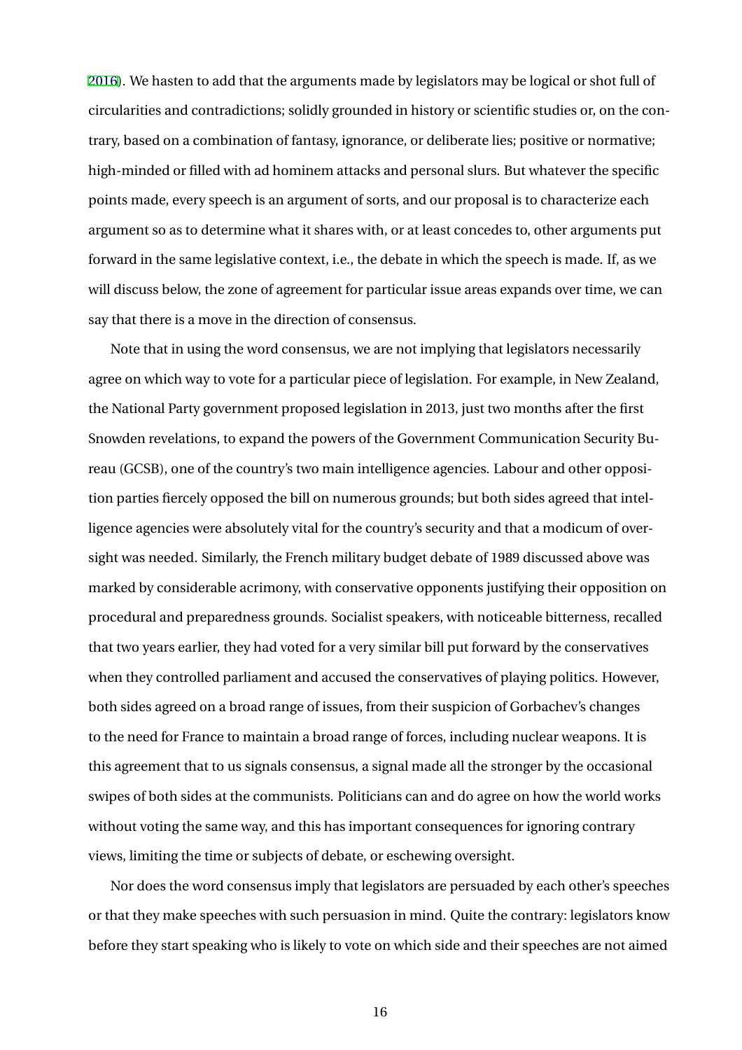2016). We hasten to add that the arguments made by legislators may be logical or shot full of circularities and contradictions; solidly grounded in history or scientific studies or, on the contrary, based on a combination of fantasy, ignorance, or deliberate lies; positive or normative; high-minded or filled with ad hominem attacks and personal slurs. But whatever the specific points made, every speech is an argument of sorts, and our proposal is to characterize each argument so as to determine what it shares with, or at least concedes to, other arguments put forward in the same legislative context, i.e., the debate in which the speech is made. If, as we will discuss below, the zone of agreement for particular issue areas expands over time, we can say that there is a move in the direction of consensus.

Note that in using the word consensus, we are not implying that legislators necessarily agree on which way to vote for a particular piece of legislation. For example, in New Zealand, the National Party government proposed legislation in 2013, just two months after the first Snowden revelations, to expand the powers of the Government Communication Security Bureau (GCSB), one of the country's two main intelligence agencies. Labour and other opposition parties fiercely opposed the bill on numerous grounds; but both sides agreed that intelligence agencies were absolutely vital for the country's security and that a modicum of oversight was needed. Similarly, the French military budget debate of 1989 discussed above was marked by considerable acrimony, with conservative opponents justifying their opposition on procedural and preparedness grounds. Socialist speakers, with noticeable bitterness, recalled that two years earlier, they had voted for a very similar bill put forward by the conservatives when they controlled parliament and accused the conservatives of playing politics. However, both sides agreed on a broad range of issues, from their suspicion of Gorbachev's changes to the need for France to maintain a broad range of forces, including nuclear weapons. It is this agreement that to us signals consensus, a signal made all the stronger by the occasional swipes of both sides at the communists. Politicians can and do agree on how the world works without voting the same way, and this has important consequences for ignoring contrary views, limiting the time or subjects of debate, or eschewing oversight.

Nor does the word consensus imply that legislators are persuaded by each other's speeches or that they make speeches with such persuasion in mind. Quite the contrary: legislators know before they start speaking who is likely to vote on which side and their speeches are not aimed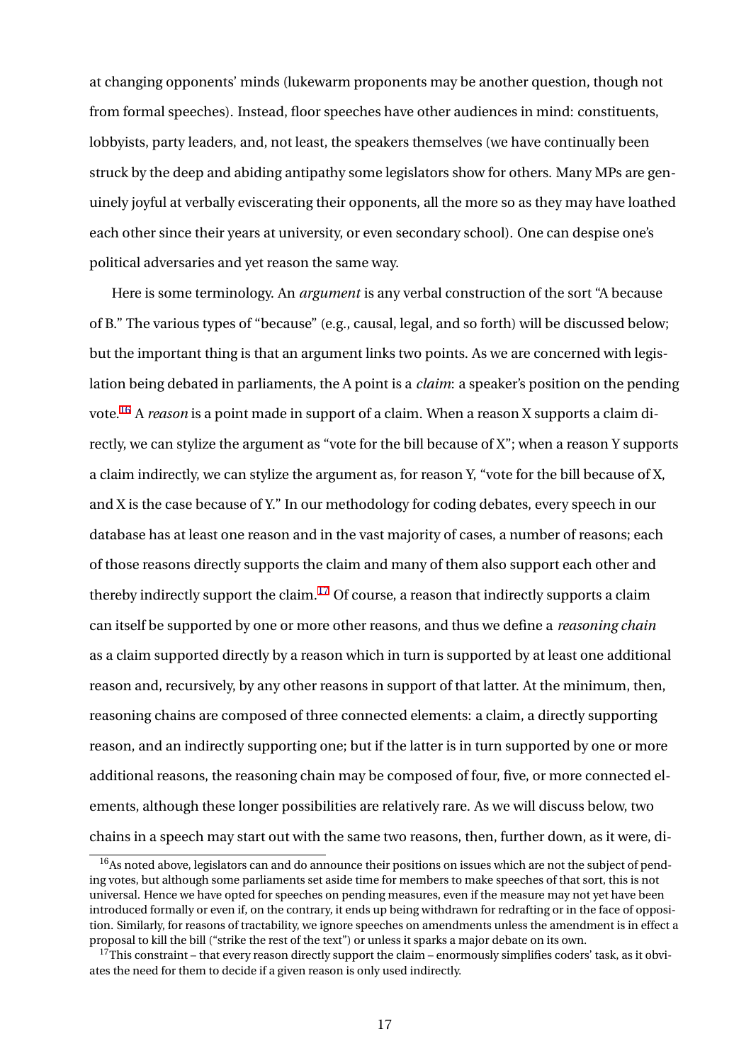at changing opponents' minds (lukewarm proponents may be another question, though not from formal speeches). Instead, floor speeches have other audiences in mind: constituents, lobbyists, party leaders, and, not least, the speakers themselves (we have continually been struck by the deep and abiding antipathy some legislators show for others. Many MPs are genuinely joyful at verbally eviscerating their opponents, all the more so as they may have loathed each other since their years at university, or even secondary school). One can despise one's political adversaries and yet reason the same way.

Here is some terminology. An *argument* is any verbal construction of the sort "A because of B." The various types of "because" (e.g., causal, legal, and so forth) will be discussed below; but the important thing is that an argument links two points. As we are concerned with legislation being debated in parliaments, the A point is a *claim*: a speaker's position on the pending vote.[16] A *reason* is a point made in support of a claim. When a reason X supports a claim directly, we can stylize the argument as "vote for the bill because of X"; when a reason Y supports a claim indirectly, we can stylize the argument as, for reason Y, "vote for the bill because of X, and X is the case because of Y." In our methodology for coding debates, every speech in our database has at least one reason and in the vast majority of cases, a number of reasons; each of those reasons directly supports the claim and many of them also support each other and thereby indirectly support the claim.[17] Of course, a reason that indirectly supports a claim can itself be supported by one or more other reasons, and thus we define a *reasoning chain* as a claim supported directly by a reason which in turn is supported by at least one additional reason and, recursively, by any other reasons in support of that latter. At the minimum, then, reasoning chains are composed of three connected elements: a claim, a directly supporting reason, and an indirectly supporting one; but if the latter is in turn supported by one or more additional reasons, the reasoning chain may be composed of four, five, or more connected elements, although these longer possibilities are relatively rare. As we will discuss below, two chains in a speech may start out with the same two reasons, then, further down, as it were, di-

[16] As noted above, legislators can and do announce their positions on issues which are not the subject of pending votes, but although some parliaments set aside time for members to make speeches of that sort, this is not universal. Hence we have opted for speeches on pending measures, even if the measure may not yet have been introduced formally or even if, on the contrary, it ends up being withdrawn for redrafting or in the face of opposition. Similarly, for reasons of tractability, we ignore speeches on amendments unless the amendment is in effect a proposal to kill the bill ("strike the rest of the text") or unless it sparks a major debate on its own.

[17] This constraint – that every reason directly support the claim – enormously simplifies coders' task, as it obviates the need for them to decide if a given reason is only used indirectly.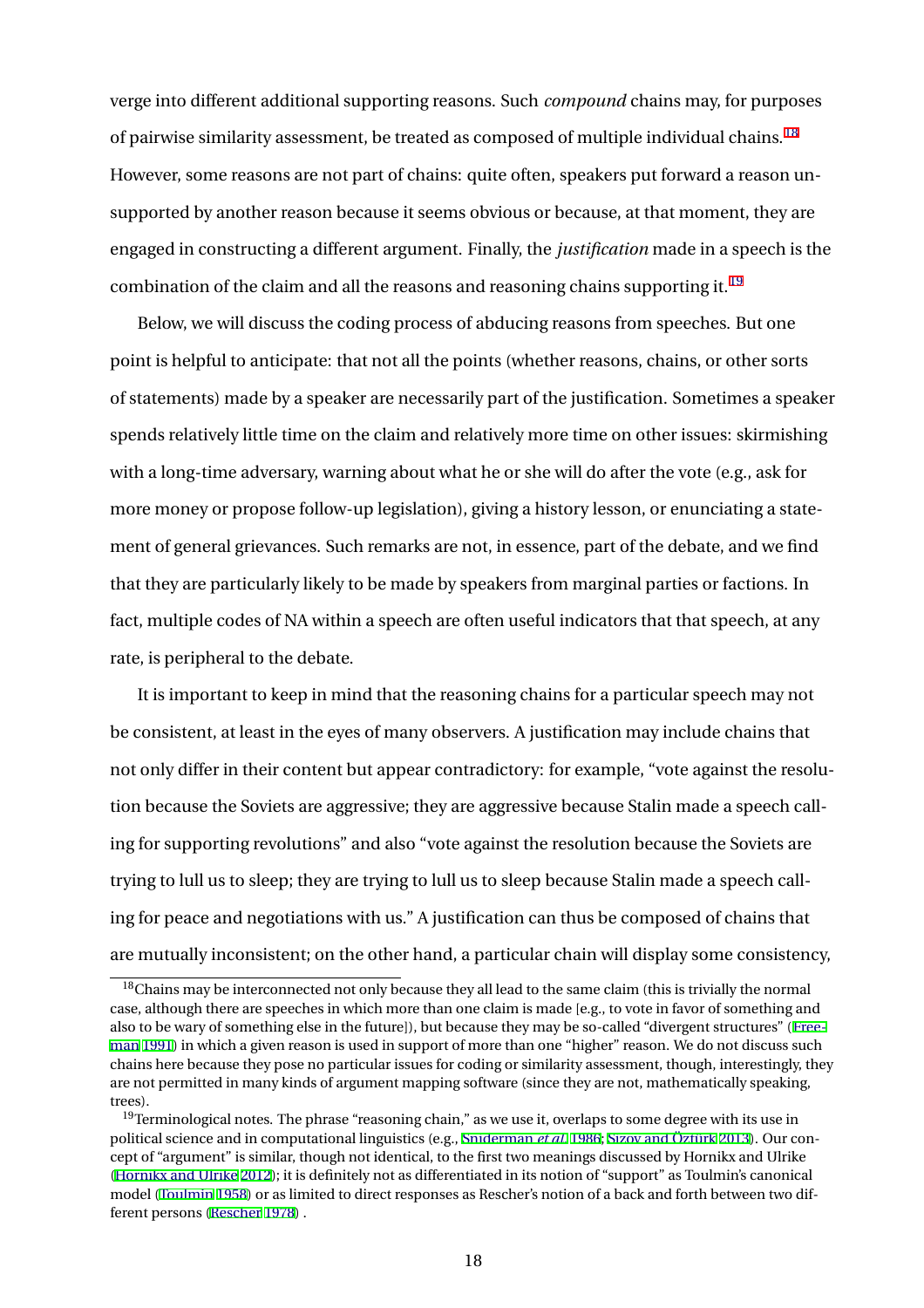verge into different additional supporting reasons. Such *compound* chains may, for purposes of pairwise similarity assessment, be treated as composed of multiple individual chains.[18] However, some reasons are not part of chains: quite often, speakers put forward a reason unsupported by another reason because it seems obvious or because, at that moment, they are engaged in constructing a different argument. Finally, the *justification* made in a speech is the combination of the claim and all the reasons and reasoning chains supporting it.[19]

Below, we will discuss the coding process of abducing reasons from speeches. But one point is helpful to anticipate: that not all the points (whether reasons, chains, or other sorts of statements) made by a speaker are necessarily part of the justification. Sometimes a speaker spends relatively little time on the claim and relatively more time on other issues: skirmishing with a long-time adversary, warning about what he or she will do after the vote (e.g., ask for more money or propose follow-up legislation), giving a history lesson, or enunciating a statement of general grievances. Such remarks are not, in essence, part of the debate, and we find that they are particularly likely to be made by speakers from marginal parties or factions. In fact, multiple codes of NA within a speech are often useful indicators that that speech, at any rate, is peripheral to the debate.

It is important to keep in mind that the reasoning chains for a particular speech may not be consistent, at least in the eyes of many observers. A justification may include chains that not only differ in their content but appear contradictory: for example, "vote against the resolution because the Soviets are aggressive; they are aggressive because Stalin made a speech calling for supporting revolutions" and also "vote against the resolution because the Soviets are trying to lull us to sleep; they are trying to lull us to sleep because Stalin made a speech calling for peace and negotiations with us." A justification can thus be composed of chains that are mutually inconsistent; on the other hand, a particular chain will display some consistency,

---

[18] Chains may be interconnected not only because they all lead to the same claim (this is trivially the normal case, although there are speeches in which more than one claim is made [e.g., to vote in favor of something and also to be wary of something else in the future]), but because they may be so-called "divergent structures" (Freeman 1991) in which a given reason is used in support of more than one "higher" reason. We do not discuss such chains here because they pose no particular issues for coding or similarity assessment, though, interestingly, they are not permitted in many kinds of argument mapping software (since they are not, mathematically speaking, trees).

[19] Terminological notes. The phrase "reasoning chain," as we use it, overlaps to some degree with its use in political science and in computational linguistics (e.g., Sniderman *et al.* 1986; Sizov and Öztürk 2013). Our concept of "argument" is similar, though not identical, to the first two meanings discussed by Hornikx and Ulrike (Hornikx and Ulrike 2012); it is definitely not as differentiated in its notion of "support" as Toulmin's canonical model (Toulmin 1958) or as limited to direct responses as Rescher's notion of a back and forth between two different persons (Rescher 1978) .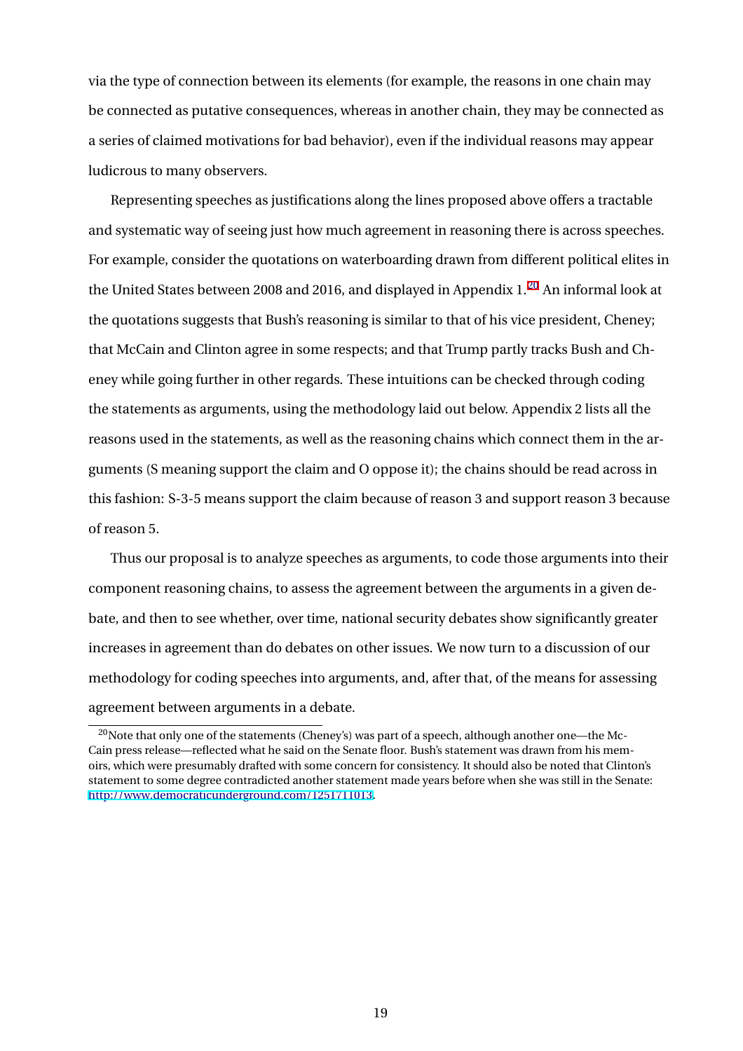via the type of connection between its elements (for example, the reasons in one chain may be connected as putative consequences, whereas in another chain, they may be connected as a series of claimed motivations for bad behavior), even if the individual reasons may appear ludicrous to many observers.

Representing speeches as justifications along the lines proposed above offers a tractable and systematic way of seeing just how much agreement in reasoning there is across speeches. For example, consider the quotations on waterboarding drawn from different political elites in the United States between 2008 and 2016, and displayed in Appendix 1.[20] An informal look at the quotations suggests that Bush's reasoning is similar to that of his vice president, Cheney; that McCain and Clinton agree in some respects; and that Trump partly tracks Bush and Cheney while going further in other regards. These intuitions can be checked through coding the statements as arguments, using the methodology laid out below. Appendix 2 lists all the reasons used in the statements, as well as the reasoning chains which connect them in the arguments (S meaning support the claim and O oppose it); the chains should be read across in this fashion: S-3-5 means support the claim because of reason 3 and support reason 3 because of reason 5.

Thus our proposal is to analyze speeches as arguments, to code those arguments into their component reasoning chains, to assess the agreement between the arguments in a given debate, and then to see whether, over time, national security debates show significantly greater increases in agreement than do debates on other issues. We now turn to a discussion of our methodology for coding speeches into arguments, and, after that, of the means for assessing agreement between arguments in a debate.

[20] Note that only one of the statements (Cheney's) was part of a speech, although another one—the McCain press release—reflected what he said on the Senate floor. Bush's statement was drawn from his memoirs, which were presumably drafted with some concern for consistency. It should also be noted that Clinton's statement to some degree contradicted another statement made years before when she was still in the Senate: http://www.democraticunderground.com/1251711013.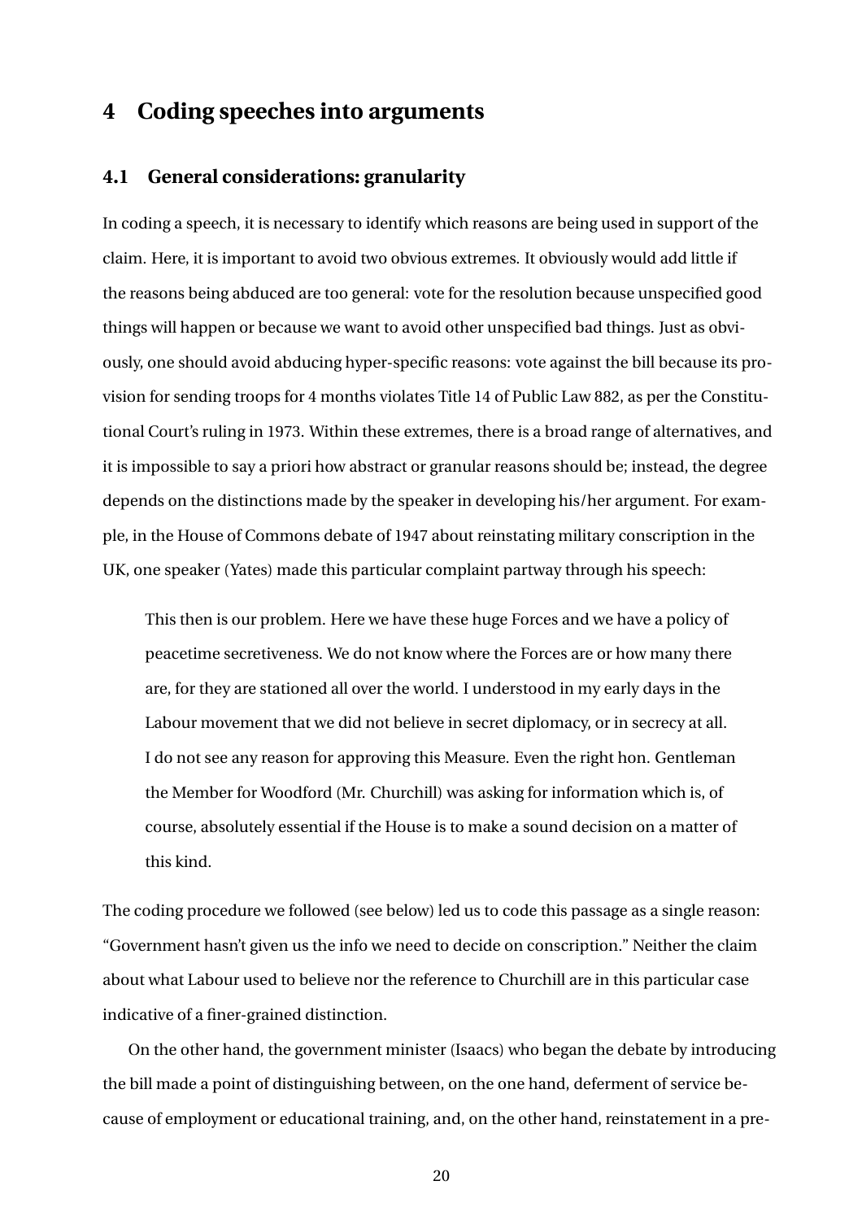## 4 Coding speeches into arguments

### 4.1 General considerations: granularity

In coding a speech, it is necessary to identify which reasons are being used in support of the claim. Here, it is important to avoid two obvious extremes. It obviously would add little if the reasons being abduced are too general: vote for the resolution because unspecified good things will happen or because we want to avoid other unspecified bad things. Just as obviously, one should avoid abducing hyper-specific reasons: vote against the bill because its provision for sending troops for 4 months violates Title 14 of Public Law 882, as per the Constitutional Court's ruling in 1973. Within these extremes, there is a broad range of alternatives, and it is impossible to say a priori how abstract or granular reasons should be; instead, the degree depends on the distinctions made by the speaker in developing his/her argument. For example, in the House of Commons debate of 1947 about reinstating military conscription in the UK, one speaker (Yates) made this particular complaint partway through his speech:

> This then is our problem. Here we have these huge Forces and we have a policy of peacetime secretiveness. We do not know where the Forces are or how many there are, for they are stationed all over the world. I understood in my early days in the Labour movement that we did not believe in secret diplomacy, or in secrecy at all. I do not see any reason for approving this Measure. Even the right hon. Gentleman the Member for Woodford (Mr. Churchill) was asking for information which is, of course, absolutely essential if the House is to make a sound decision on a matter of this kind.

The coding procedure we followed (see below) led us to code this passage as a single reason: "Government hasn't given us the info we need to decide on conscription." Neither the claim about what Labour used to believe nor the reference to Churchill are in this particular case indicative of a finer-grained distinction.

On the other hand, the government minister (Isaacs) who began the debate by introducing the bill made a point of distinguishing between, on the one hand, deferment of service because of employment or educational training, and, on the other hand, reinstatement in a pre-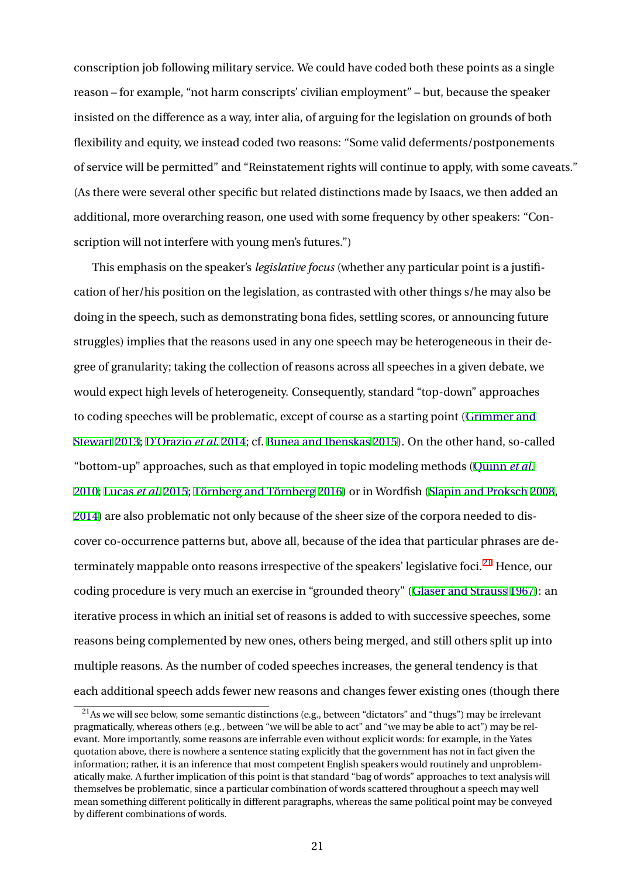conscription job following military service. We could have coded both these points as a single reason – for example, "not harm conscripts' civilian employment" – but, because the speaker insisted on the difference as a way, inter alia, of arguing for the legislation on grounds of both flexibility and equity, we instead coded two reasons: "Some valid deferments/postponements of service will be permitted" and "Reinstatement rights will continue to apply, with some caveats." (As there were several other specific but related distinctions made by Isaacs, we then added an additional, more overarching reason, one used with some frequency by other speakers: "Conscription will not interfere with young men's futures.")

This emphasis on the speaker's *legislative focus* (whether any particular point is a justification of her/his position on the legislation, as contrasted with other things s/he may also be doing in the speech, such as demonstrating bona fides, settling scores, or announcing future struggles) implies that the reasons used in any one speech may be heterogeneous in their degree of granularity; taking the collection of reasons across all speeches in a given debate, we would expect high levels of heterogeneity. Consequently, standard "top-down" approaches to coding speeches will be problematic, except of course as a starting point (Grimmer and Stewart 2013; D'Orazio *et al.* 2014; cf. Bunea and Ibenskas 2015). On the other hand, so-called "bottom-up" approaches, such as that employed in topic modeling methods (Quinn *et al.* 2010; Lucas *et al.* 2015; Törnberg and Törnberg 2016) or in Wordfish (Slapin and Proksch 2008, 2014) are also problematic not only because of the sheer size of the corpora needed to discover co-occurrence patterns but, above all, because of the idea that particular phrases are determinately mappable onto reasons irrespective of the speakers' legislative foci.[21] Hence, our coding procedure is very much an exercise in "grounded theory" (Glaser and Strauss 1967): an iterative process in which an initial set of reasons is added to with successive speeches, some reasons being complemented by new ones, others being merged, and still others split up into multiple reasons. As the number of coded speeches increases, the general tendency is that each additional speech adds fewer new reasons and changes fewer existing ones (though there

[21] As we will see below, some semantic distinctions (e.g., between "dictators" and "thugs") may be irrelevant pragmatically, whereas others (e.g., between "we will be able to act" and "we may be able to act") may be relevant. More importantly, some reasons are inferrable even without explicit words: for example, in the Yates quotation above, there is nowhere a sentence stating explicitly that the government has not in fact given the information; rather, it is an inference that most competent English speakers would routinely and unproblematically make. A further implication of this point is that standard "bag of words" approaches to text analysis will themselves be problematic, since a particular combination of words scattered throughout a speech may well mean something different politically in different paragraphs, whereas the same political point may be conveyed by different combinations of words.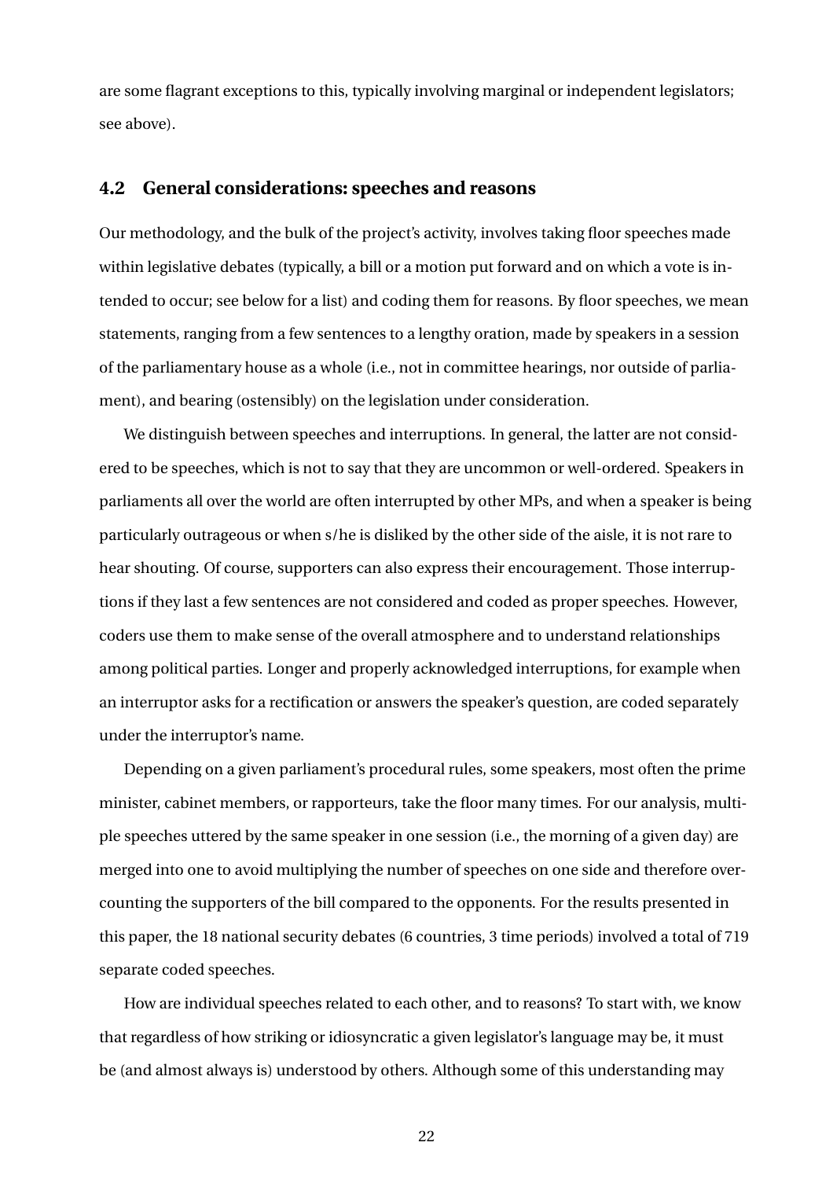are some flagrant exceptions to this, typically involving marginal or independent legislators; see above).

## 4.2 General considerations: speeches and reasons

Our methodology, and the bulk of the project's activity, involves taking floor speeches made within legislative debates (typically, a bill or a motion put forward and on which a vote is intended to occur; see below for a list) and coding them for reasons. By floor speeches, we mean statements, ranging from a few sentences to a lengthy oration, made by speakers in a session of the parliamentary house as a whole (i.e., not in committee hearings, nor outside of parliament), and bearing (ostensibly) on the legislation under consideration.

We distinguish between speeches and interruptions. In general, the latter are not considered to be speeches, which is not to say that they are uncommon or well-ordered. Speakers in parliaments all over the world are often interrupted by other MPs, and when a speaker is being particularly outrageous or when s/he is disliked by the other side of the aisle, it is not rare to hear shouting. Of course, supporters can also express their encouragement. Those interruptions if they last a few sentences are not considered and coded as proper speeches. However, coders use them to make sense of the overall atmosphere and to understand relationships among political parties. Longer and properly acknowledged interruptions, for example when an interruptor asks for a rectification or answers the speaker's question, are coded separately under the interruptor's name.

Depending on a given parliament's procedural rules, some speakers, most often the prime minister, cabinet members, or rapporteurs, take the floor many times. For our analysis, multiple speeches uttered by the same speaker in one session (i.e., the morning of a given day) are merged into one to avoid multiplying the number of speeches on one side and therefore overcounting the supporters of the bill compared to the opponents. For the results presented in this paper, the 18 national security debates (6 countries, 3 time periods) involved a total of 719 separate coded speeches.

How are individual speeches related to each other, and to reasons? To start with, we know that regardless of how striking or idiosyncratic a given legislator's language may be, it must be (and almost always is) understood by others. Although some of this understanding may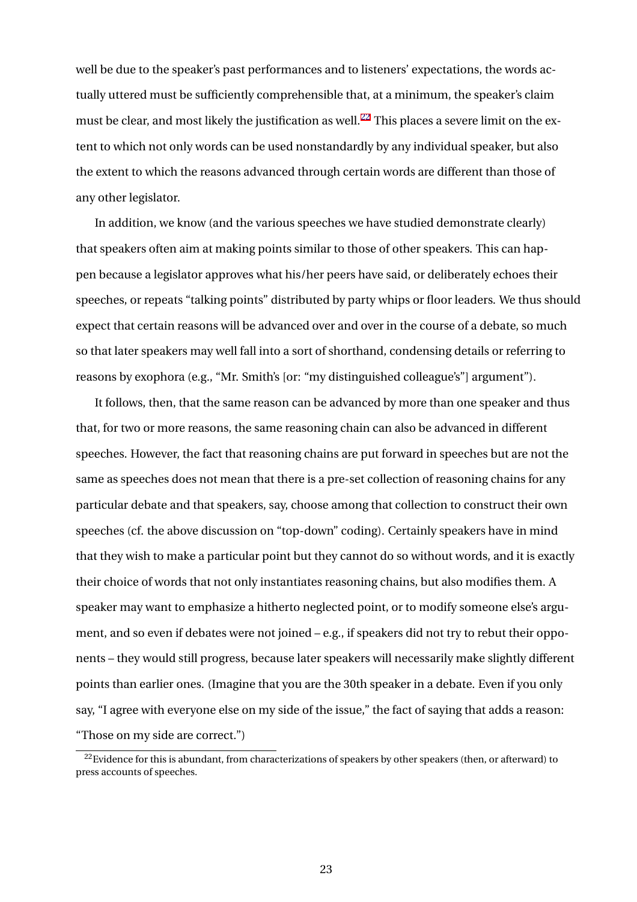well be due to the speaker's past performances and to listeners' expectations, the words actually uttered must be sufficiently comprehensible that, at a minimum, the speaker's claim must be clear, and most likely the justification as well.[22] This places a severe limit on the extent to which not only words can be used nonstandardly by any individual speaker, but also the extent to which the reasons advanced through certain words are different than those of any other legislator.

In addition, we know (and the various speeches we have studied demonstrate clearly) that speakers often aim at making points similar to those of other speakers. This can happen because a legislator approves what his/her peers have said, or deliberately echoes their speeches, or repeats "talking points" distributed by party whips or floor leaders. We thus should expect that certain reasons will be advanced over and over in the course of a debate, so much so that later speakers may well fall into a sort of shorthand, condensing details or referring to reasons by exophora (e.g., "Mr. Smith's [or: "my distinguished colleague's"] argument").

It follows, then, that the same reason can be advanced by more than one speaker and thus that, for two or more reasons, the same reasoning chain can also be advanced in different speeches. However, the fact that reasoning chains are put forward in speeches but are not the same as speeches does not mean that there is a pre-set collection of reasoning chains for any particular debate and that speakers, say, choose among that collection to construct their own speeches (cf. the above discussion on "top-down" coding). Certainly speakers have in mind that they wish to make a particular point but they cannot do so without words, and it is exactly their choice of words that not only instantiates reasoning chains, but also modifies them. A speaker may want to emphasize a hitherto neglected point, or to modify someone else's argument, and so even if debates were not joined – e.g., if speakers did not try to rebut their opponents – they would still progress, because later speakers will necessarily make slightly different points than earlier ones. (Imagine that you are the 30th speaker in a debate. Even if you only say, "I agree with everyone else on my side of the issue," the fact of saying that adds a reason: "Those on my side are correct.")

[22] Evidence for this is abundant, from characterizations of speakers by other speakers (then, or afterward) to press accounts of speeches.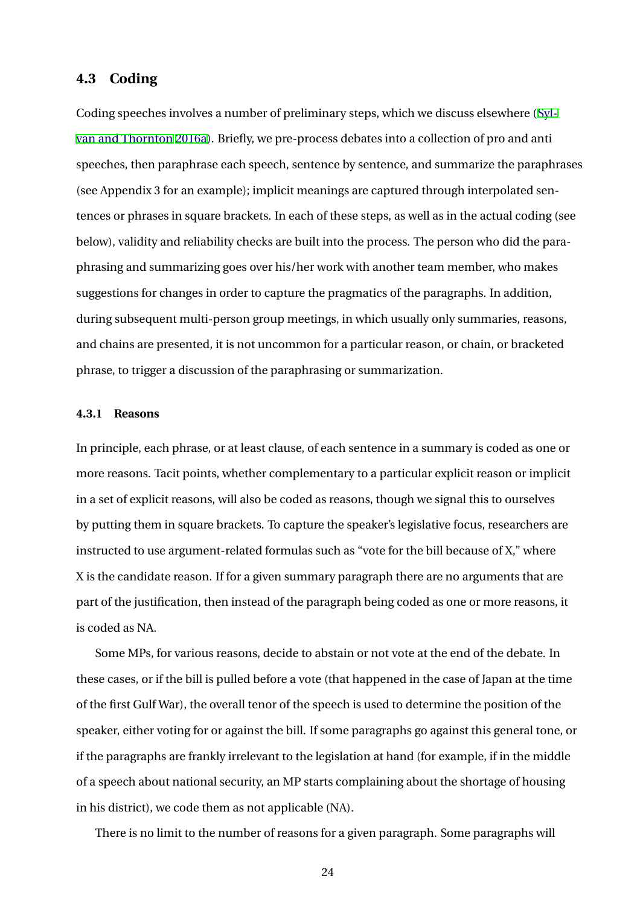## 4.3 Coding

Coding speeches involves a number of preliminary steps, which we discuss elsewhere (Sylvan and Thornton 2016a). Briefly, we pre-process debates into a collection of pro and anti speeches, then paraphrase each speech, sentence by sentence, and summarize the paraphrases (see Appendix 3 for an example); implicit meanings are captured through interpolated sentences or phrases in square brackets. In each of these steps, as well as in the actual coding (see below), validity and reliability checks are built into the process. The person who did the paraphrasing and summarizing goes over his/her work with another team member, who makes suggestions for changes in order to capture the pragmatics of the paragraphs. In addition, during subsequent multi-person group meetings, in which usually only summaries, reasons, and chains are presented, it is not uncommon for a particular reason, or chain, or bracketed phrase, to trigger a discussion of the paraphrasing or summarization.

### 4.3.1 Reasons

In principle, each phrase, or at least clause, of each sentence in a summary is coded as one or more reasons. Tacit points, whether complementary to a particular explicit reason or implicit in a set of explicit reasons, will also be coded as reasons, though we signal this to ourselves by putting them in square brackets. To capture the speaker's legislative focus, researchers are instructed to use argument-related formulas such as "vote for the bill because of X," where X is the candidate reason. If for a given summary paragraph there are no arguments that are part of the justification, then instead of the paragraph being coded as one or more reasons, it is coded as NA.

Some MPs, for various reasons, decide to abstain or not vote at the end of the debate. In these cases, or if the bill is pulled before a vote (that happened in the case of Japan at the time of the first Gulf War), the overall tenor of the speech is used to determine the position of the speaker, either voting for or against the bill. If some paragraphs go against this general tone, or if the paragraphs are frankly irrelevant to the legislation at hand (for example, if in the middle of a speech about national security, an MP starts complaining about the shortage of housing in his district), we code them as not applicable (NA).

There is no limit to the number of reasons for a given paragraph. Some paragraphs will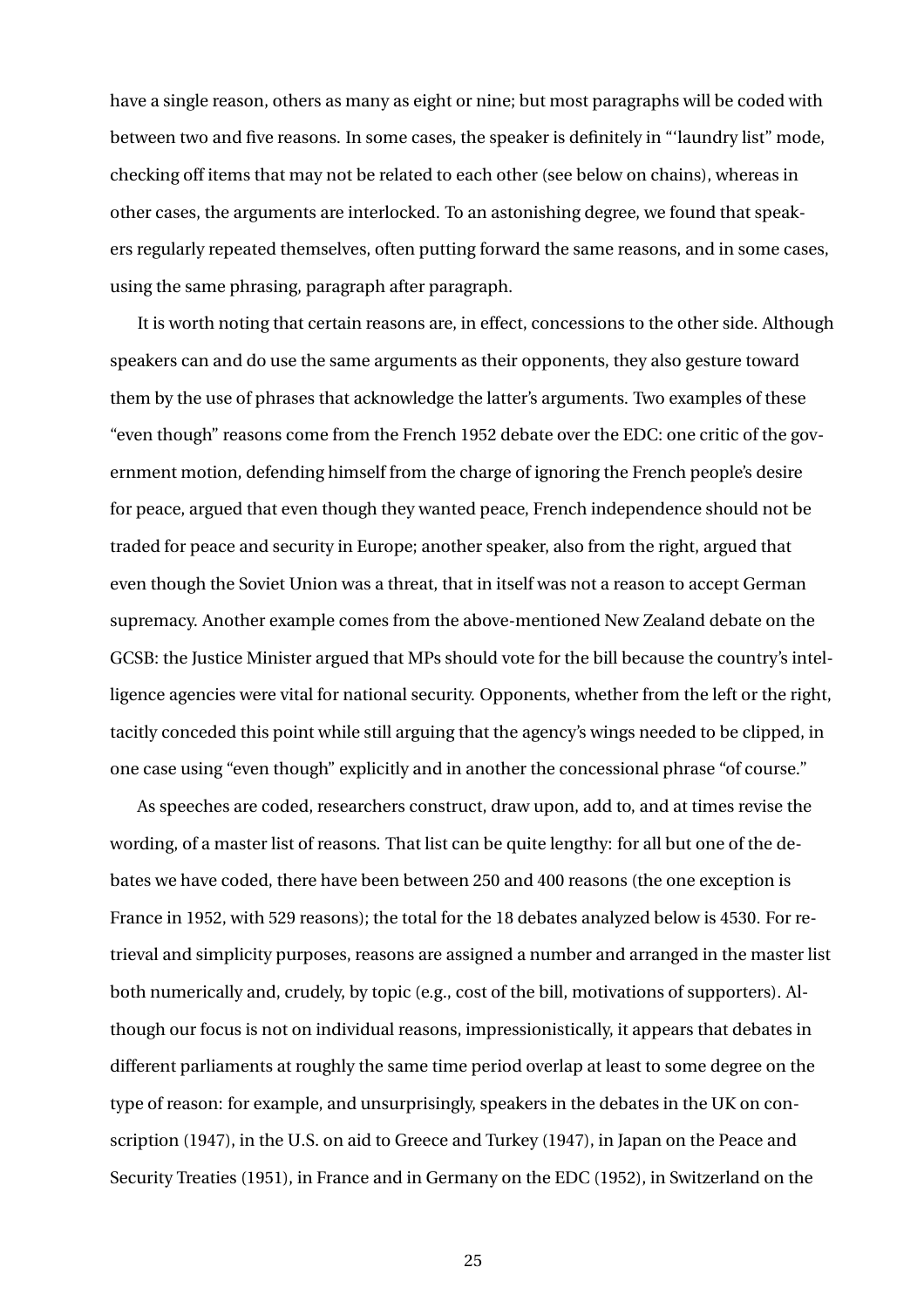have a single reason, others as many as eight or nine; but most paragraphs will be coded with between two and five reasons. In some cases, the speaker is definitely in "'laundry list" mode, checking off items that may not be related to each other (see below on chains), whereas in other cases, the arguments are interlocked. To an astonishing degree, we found that speakers regularly repeated themselves, often putting forward the same reasons, and in some cases, using the same phrasing, paragraph after paragraph.

It is worth noting that certain reasons are, in effect, concessions to the other side. Although speakers can and do use the same arguments as their opponents, they also gesture toward them by the use of phrases that acknowledge the latter's arguments. Two examples of these "even though" reasons come from the French 1952 debate over the EDC: one critic of the government motion, defending himself from the charge of ignoring the French people's desire for peace, argued that even though they wanted peace, French independence should not be traded for peace and security in Europe; another speaker, also from the right, argued that even though the Soviet Union was a threat, that in itself was not a reason to accept German supremacy. Another example comes from the above-mentioned New Zealand debate on the GCSB: the Justice Minister argued that MPs should vote for the bill because the country's intelligence agencies were vital for national security. Opponents, whether from the left or the right, tacitly conceded this point while still arguing that the agency's wings needed to be clipped, in one case using "even though" explicitly and in another the concessional phrase "of course."

As speeches are coded, researchers construct, draw upon, add to, and at times revise the wording, of a master list of reasons. That list can be quite lengthy: for all but one of the debates we have coded, there have been between 250 and 400 reasons (the one exception is France in 1952, with 529 reasons); the total for the 18 debates analyzed below is 4530. For retrieval and simplicity purposes, reasons are assigned a number and arranged in the master list both numerically and, crudely, by topic (e.g., cost of the bill, motivations of supporters). Although our focus is not on individual reasons, impressionistically, it appears that debates in different parliaments at roughly the same time period overlap at least to some degree on the type of reason: for example, and unsurprisingly, speakers in the debates in the UK on conscription (1947), in the U.S. on aid to Greece and Turkey (1947), in Japan on the Peace and Security Treaties (1951), in France and in Germany on the EDC (1952), in Switzerland on the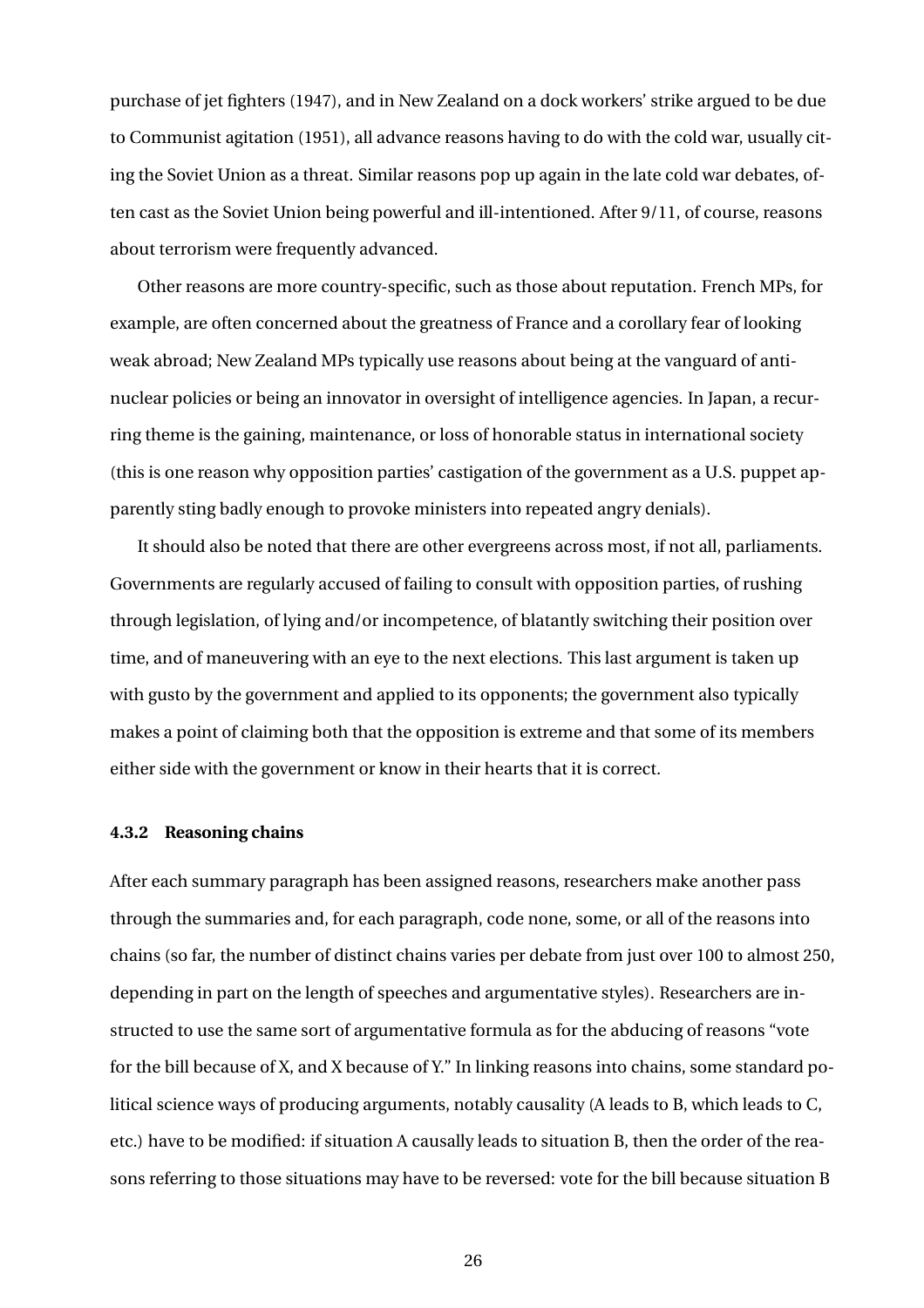purchase of jet fighters (1947), and in New Zealand on a dock workers' strike argued to be due to Communist agitation (1951), all advance reasons having to do with the cold war, usually citing the Soviet Union as a threat. Similar reasons pop up again in the late cold war debates, often cast as the Soviet Union being powerful and ill-intentioned. After 9/11, of course, reasons about terrorism were frequently advanced.

Other reasons are more country-specific, such as those about reputation. French MPs, for example, are often concerned about the greatness of France and a corollary fear of looking weak abroad; New Zealand MPs typically use reasons about being at the vanguard of anti-nuclear policies or being an innovator in oversight of intelligence agencies. In Japan, a recurring theme is the gaining, maintenance, or loss of honorable status in international society (this is one reason why opposition parties' castigation of the government as a U.S. puppet apparently sting badly enough to provoke ministers into repeated angry denials).

It should also be noted that there are other evergreens across most, if not all, parliaments. Governments are regularly accused of failing to consult with opposition parties, of rushing through legislation, of lying and/or incompetence, of blatantly switching their position over time, and of maneuvering with an eye to the next elections. This last argument is taken up with gusto by the government and applied to its opponents; the government also typically makes a point of claiming both that the opposition is extreme and that some of its members either side with the government or know in their hearts that it is correct.

### 4.3.2 Reasoning chains

After each summary paragraph has been assigned reasons, researchers make another pass through the summaries and, for each paragraph, code none, some, or all of the reasons into chains (so far, the number of distinct chains varies per debate from just over 100 to almost 250, depending in part on the length of speeches and argumentative styles). Researchers are instructed to use the same sort of argumentative formula as for the abducing of reasons "vote for the bill because of X, and X because of Y." In linking reasons into chains, some standard political science ways of producing arguments, notably causality (A leads to B, which leads to C, etc.) have to be modified: if situation A causally leads to situation B, then the order of the reasons referring to those situations may have to be reversed: vote for the bill because situation B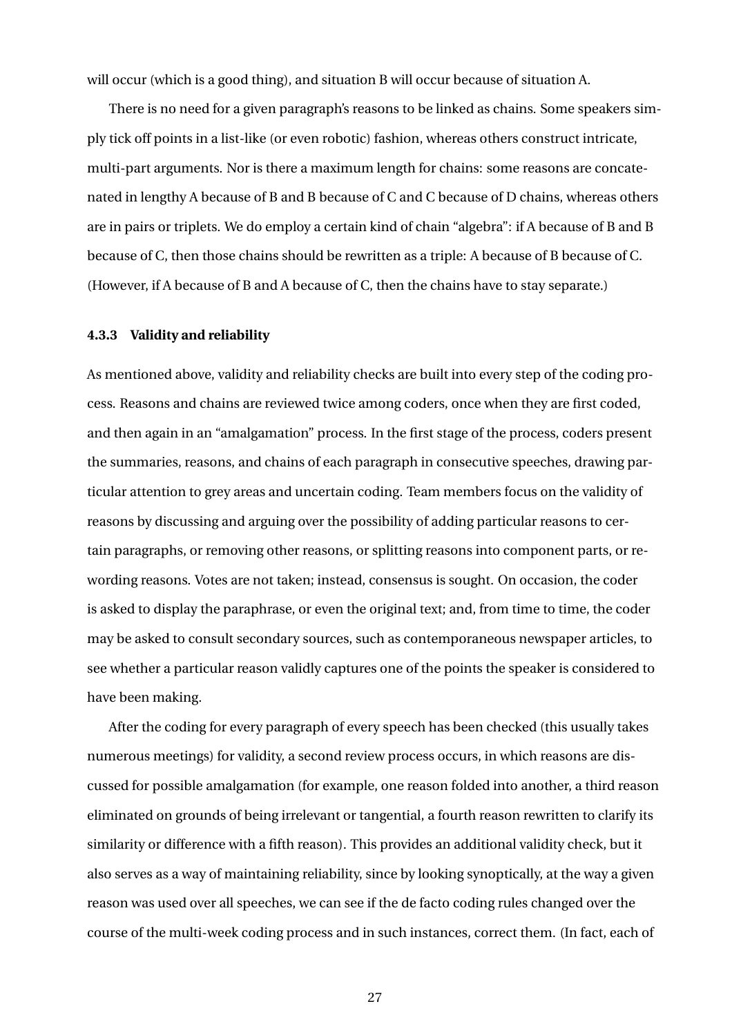will occur (which is a good thing), and situation B will occur because of situation A.

There is no need for a given paragraph's reasons to be linked as chains. Some speakers simply tick off points in a list-like (or even robotic) fashion, whereas others construct intricate, multi-part arguments. Nor is there a maximum length for chains: some reasons are concatenated in lengthy A because of B and B because of C and C because of D chains, whereas others are in pairs or triplets. We do employ a certain kind of chain "algebra": if A because of B and B because of C, then those chains should be rewritten as a triple: A because of B because of C. (However, if A because of B and A because of C, then the chains have to stay separate.)

### 4.3.3 Validity and reliability

As mentioned above, validity and reliability checks are built into every step of the coding process. Reasons and chains are reviewed twice among coders, once when they are first coded, and then again in an "amalgamation" process. In the first stage of the process, coders present the summaries, reasons, and chains of each paragraph in consecutive speeches, drawing particular attention to grey areas and uncertain coding. Team members focus on the validity of reasons by discussing and arguing over the possibility of adding particular reasons to certain paragraphs, or removing other reasons, or splitting reasons into component parts, or rewording reasons. Votes are not taken; instead, consensus is sought. On occasion, the coder is asked to display the paraphrase, or even the original text; and, from time to time, the coder may be asked to consult secondary sources, such as contemporaneous newspaper articles, to see whether a particular reason validly captures one of the points the speaker is considered to have been making.

After the coding for every paragraph of every speech has been checked (this usually takes numerous meetings) for validity, a second review process occurs, in which reasons are discussed for possible amalgamation (for example, one reason folded into another, a third reason eliminated on grounds of being irrelevant or tangential, a fourth reason rewritten to clarify its similarity or difference with a fifth reason). This provides an additional validity check, but it also serves as a way of maintaining reliability, since by looking synoptically, at the way a given reason was used over all speeches, we can see if the de facto coding rules changed over the course of the multi-week coding process and in such instances, correct them. (In fact, each of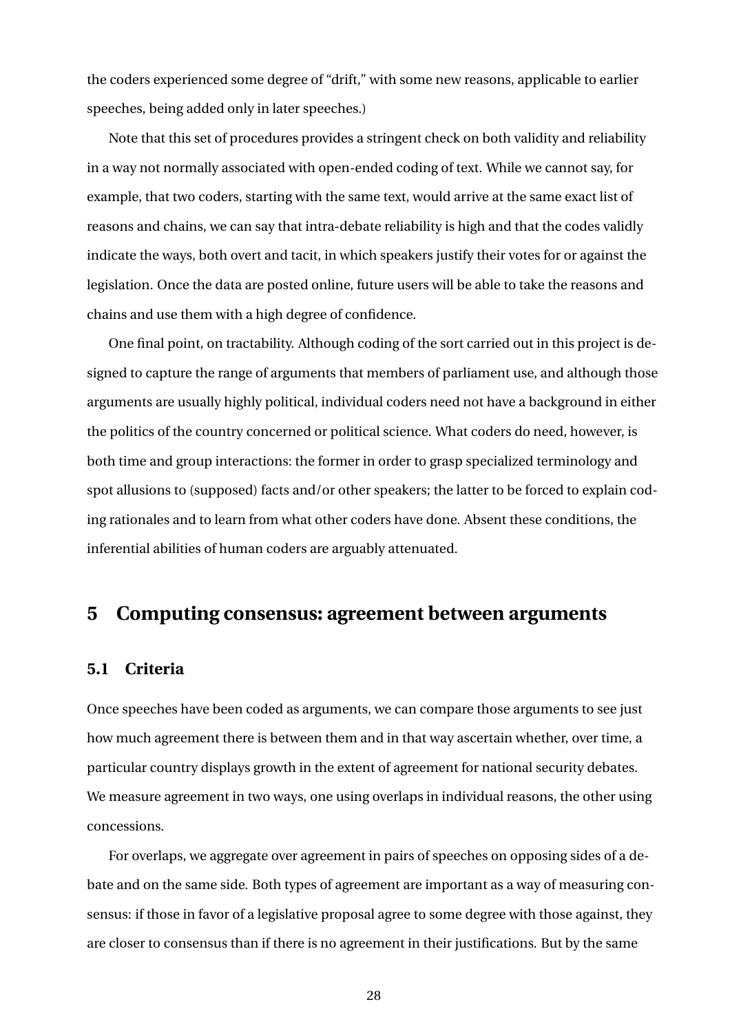the coders experienced some degree of "drift," with some new reasons, applicable to earlier speeches, being added only in later speeches.)

Note that this set of procedures provides a stringent check on both validity and reliability in a way not normally associated with open-ended coding of text. While we cannot say, for example, that two coders, starting with the same text, would arrive at the same exact list of reasons and chains, we can say that intra-debate reliability is high and that the codes validly indicate the ways, both overt and tacit, in which speakers justify their votes for or against the legislation. Once the data are posted online, future users will be able to take the reasons and chains and use them with a high degree of confidence.

One final point, on tractability. Although coding of the sort carried out in this project is designed to capture the range of arguments that members of parliament use, and although those arguments are usually highly political, individual coders need not have a background in either the politics of the country concerned or political science. What coders do need, however, is both time and group interactions: the former in order to grasp specialized terminology and spot allusions to (supposed) facts and/or other speakers; the latter to be forced to explain coding rationales and to learn from what other coders have done. Absent these conditions, the inferential abilities of human coders are arguably attenuated.

## 5 Computing consensus: agreement between arguments

### 5.1 Criteria

Once speeches have been coded as arguments, we can compare those arguments to see just how much agreement there is between them and in that way ascertain whether, over time, a particular country displays growth in the extent of agreement for national security debates. We measure agreement in two ways, one using overlaps in individual reasons, the other using concessions.

For overlaps, we aggregate over agreement in pairs of speeches on opposing sides of a debate and on the same side. Both types of agreement are important as a way of measuring consensus: if those in favor of a legislative proposal agree to some degree with those against, they are closer to consensus than if there is no agreement in their justifications. But by the same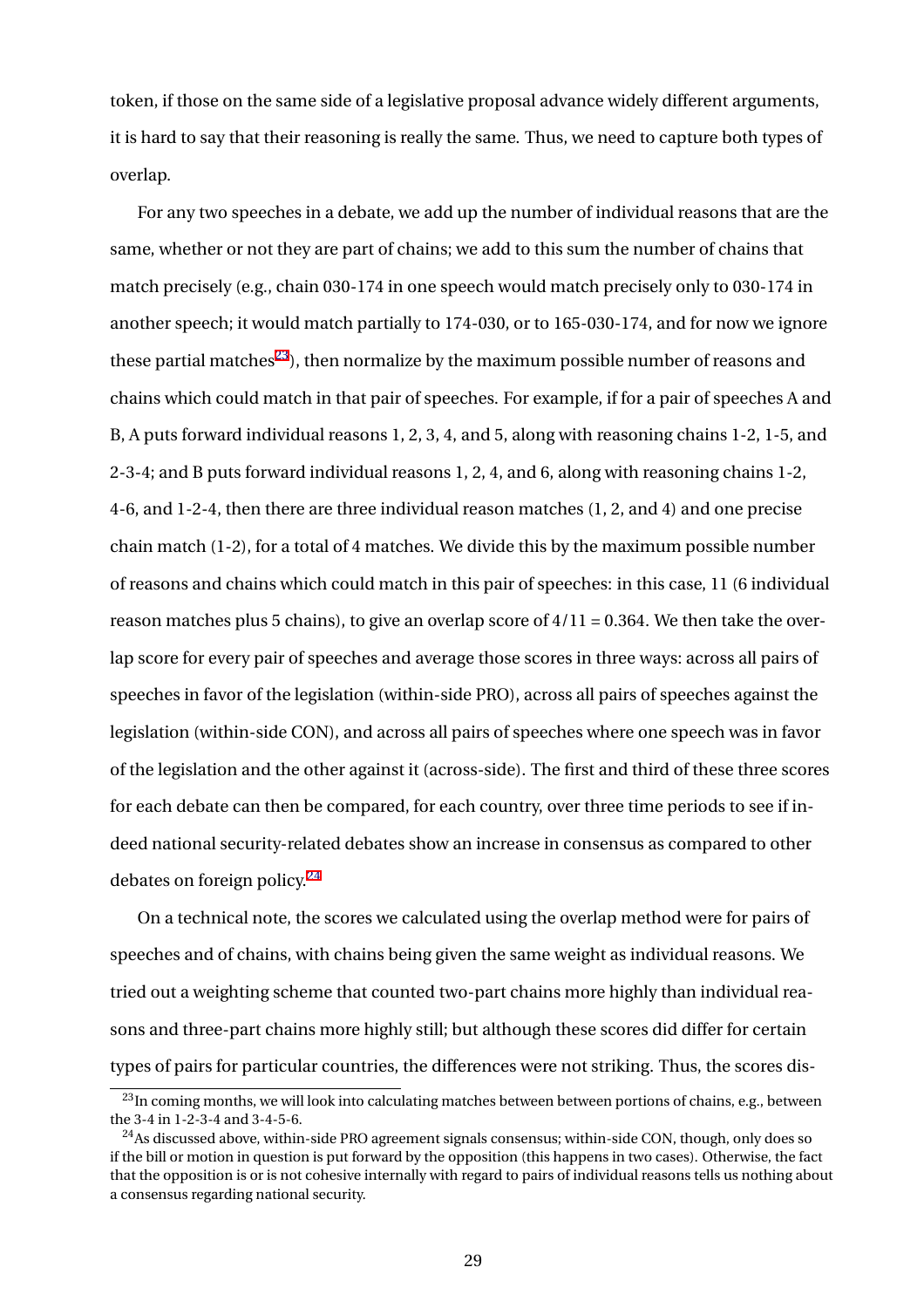token, if those on the same side of a legislative proposal advance widely different arguments, it is hard to say that their reasoning is really the same. Thus, we need to capture both types of overlap.

For any two speeches in a debate, we add up the number of individual reasons that are the same, whether or not they are part of chains; we add to this sum the number of chains that match precisely (e.g., chain 030-174 in one speech would match precisely only to 030-174 in another speech; it would match partially to 174-030, or to 165-030-174, and for now we ignore these partial matches[23]), then normalize by the maximum possible number of reasons and chains which could match in that pair of speeches. For example, if for a pair of speeches A and B, A puts forward individual reasons 1, 2, 3, 4, and 5, along with reasoning chains 1-2, 1-5, and 2-3-4; and B puts forward individual reasons 1, 2, 4, and 6, along with reasoning chains 1-2, 4-6, and 1-2-4, then there are three individual reason matches (1, 2, and 4) and one precise chain match (1-2), for a total of 4 matches. We divide this by the maximum possible number of reasons and chains which could match in this pair of speeches: in this case, 11 (6 individual reason matches plus 5 chains), to give an overlap score of 4/11 = 0.364. We then take the overlap score for every pair of speeches and average those scores in three ways: across all pairs of speeches in favor of the legislation (within-side PRO), across all pairs of speeches against the legislation (within-side CON), and across all pairs of speeches where one speech was in favor of the legislation and the other against it (across-side). The first and third of these three scores for each debate can then be compared, for each country, over three time periods to see if indeed national security-related debates show an increase in consensus as compared to other debates on foreign policy.[24]

On a technical note, the scores we calculated using the overlap method were for pairs of speeches and of chains, with chains being given the same weight as individual reasons. We tried out a weighting scheme that counted two-part chains more highly than individual reasons and three-part chains more highly still; but although these scores did differ for certain types of pairs for particular countries, the differences were not striking. Thus, the scores dis-

[23] In coming months, we will look into calculating matches between between portions of chains, e.g., between the 3-4 in 1-2-3-4 and 3-4-5-6.

[24] As discussed above, within-side PRO agreement signals consensus; within-side CON, though, only does so if the bill or motion in question is put forward by the opposition (this happens in two cases). Otherwise, the fact that the opposition is or is not cohesive internally with regard to pairs of individual reasons tells us nothing about a consensus regarding national security.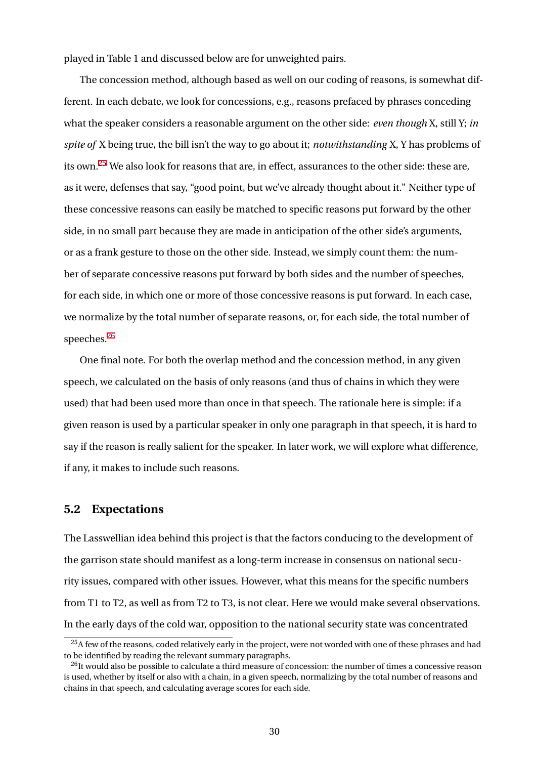played in Table 1 and discussed below are for unweighted pairs.

The concession method, although based as well on our coding of reasons, is somewhat different. In each debate, we look for concessions, e.g., reasons prefaced by phrases conceding what the speaker considers a reasonable argument on the other side: *even though* X, still Y; *in spite of* X being true, the bill isn't the way to go about it; *notwithstanding* X, Y has problems of its own.[25] We also look for reasons that are, in effect, assurances to the other side: these are, as it were, defenses that say, "good point, but we've already thought about it." Neither type of these concessive reasons can easily be matched to specific reasons put forward by the other side, in no small part because they are made in anticipation of the other side's arguments, or as a frank gesture to those on the other side. Instead, we simply count them: the number of separate concessive reasons put forward by both sides and the number of speeches, for each side, in which one or more of those concessive reasons is put forward. In each case, we normalize by the total number of separate reasons, or, for each side, the total number of speeches.[26]

One final note. For both the overlap method and the concession method, in any given speech, we calculated on the basis of only reasons (and thus of chains in which they were used) that had been used more than once in that speech. The rationale here is simple: if a given reason is used by a particular speaker in only one paragraph in that speech, it is hard to say if the reason is really salient for the speaker. In later work, we will explore what difference, if any, it makes to include such reasons.

## 5.2 Expectations

The Lasswellian idea behind this project is that the factors conducing to the development of the garrison state should manifest as a long-term increase in consensus on national security issues, compared with other issues. However, what this means for the specific numbers from T1 to T2, as well as from T2 to T3, is not clear. Here we would make several observations. In the early days of the cold war, opposition to the national security state was concentrated

---

[25] A few of the reasons, coded relatively early in the project, were not worded with one of these phrases and had to be identified by reading the relevant summary paragraphs.

[26] It would also be possible to calculate a third measure of concession: the number of times a concessive reason is used, whether by itself or also with a chain, in a given speech, normalizing by the total number of reasons and chains in that speech, and calculating average scores for each side.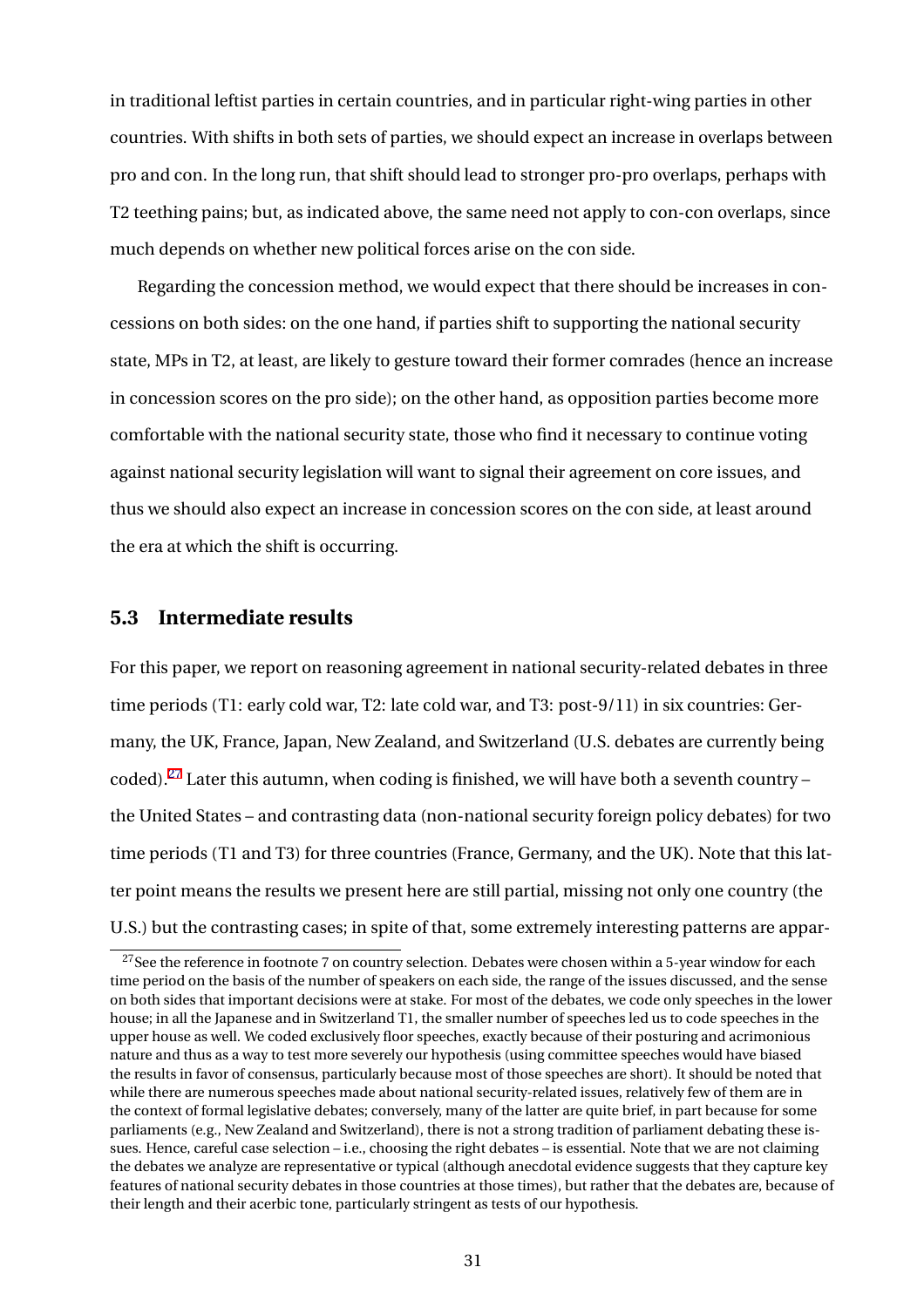in traditional leftist parties in certain countries, and in particular right-wing parties in other countries. With shifts in both sets of parties, we should expect an increase in overlaps between pro and con. In the long run, that shift should lead to stronger pro-pro overlaps, perhaps with T2 teething pains; but, as indicated above, the same need not apply to con-con overlaps, since much depends on whether new political forces arise on the con side.

Regarding the concession method, we would expect that there should be increases in concessions on both sides: on the one hand, if parties shift to supporting the national security state, MPs in T2, at least, are likely to gesture toward their former comrades (hence an increase in concession scores on the pro side); on the other hand, as opposition parties become more comfortable with the national security state, those who find it necessary to continue voting against national security legislation will want to signal their agreement on core issues, and thus we should also expect an increase in concession scores on the con side, at least around the era at which the shift is occurring.

### 5.3 Intermediate results

For this paper, we report on reasoning agreement in national security-related debates in three time periods (T1: early cold war, T2: late cold war, and T3: post-9/11) in six countries: Germany, the UK, France, Japan, New Zealand, and Switzerland (U.S. debates are currently being coded).[27] Later this autumn, when coding is finished, we will have both a seventh country – the United States – and contrasting data (non-national security foreign policy debates) for two time periods (T1 and T3) for three countries (France, Germany, and the UK). Note that this latter point means the results we present here are still partial, missing not only one country (the U.S.) but the contrasting cases; in spite of that, some extremely interesting patterns are appar-

[27] See the reference in footnote 7 on country selection. Debates were chosen within a 5-year window for each time period on the basis of the number of speakers on each side, the range of the issues discussed, and the sense on both sides that important decisions were at stake. For most of the debates, we code only speeches in the lower house; in all the Japanese and in Switzerland T1, the smaller number of speeches led us to code speeches in the upper house as well. We coded exclusively floor speeches, exactly because of their posturing and acrimonious nature and thus as a way to test more severely our hypothesis (using committee speeches would have biased the results in favor of consensus, particularly because most of those speeches are short). It should be noted that while there are numerous speeches made about national security-related issues, relatively few of them are in the context of formal legislative debates; conversely, many of the latter are quite brief, in part because for some parliaments (e.g., New Zealand and Switzerland), there is not a strong tradition of parliament debating these issues. Hence, careful case selection – i.e., choosing the right debates – is essential. Note that we are not claiming the debates we analyze are representative or typical (although anecdotal evidence suggests that they capture key features of national security debates in those countries at those times), but rather that the debates are, because of their length and their acerbic tone, particularly stringent as tests of our hypothesis.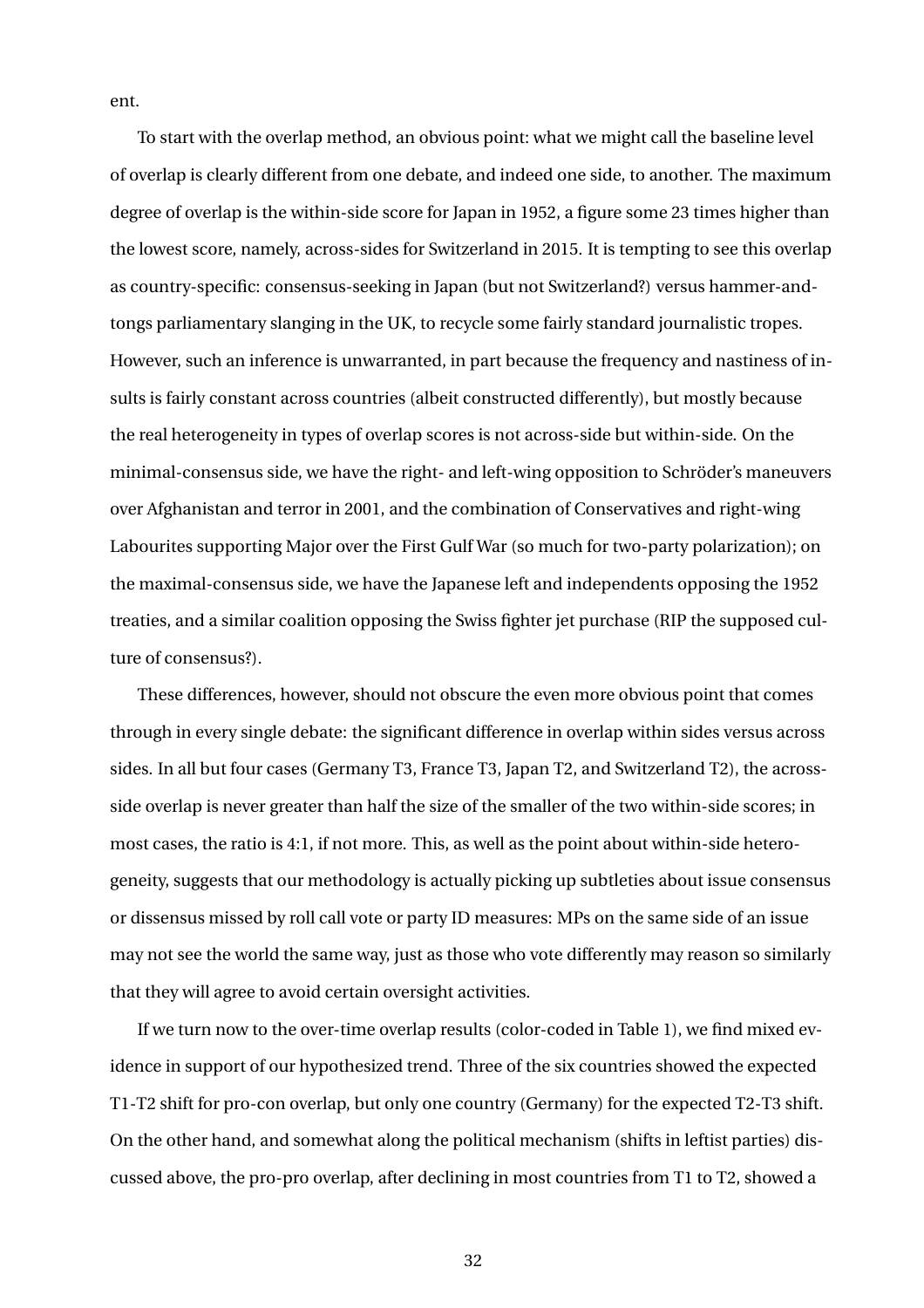ent.

To start with the overlap method, an obvious point: what we might call the baseline level of overlap is clearly different from one debate, and indeed one side, to another. The maximum degree of overlap is the within-side score for Japan in 1952, a figure some 23 times higher than the lowest score, namely, across-sides for Switzerland in 2015. It is tempting to see this overlap as country-specific: consensus-seeking in Japan (but not Switzerland?) versus hammer-and-tongs parliamentary slanging in the UK, to recycle some fairly standard journalistic tropes. However, such an inference is unwarranted, in part because the frequency and nastiness of insults is fairly constant across countries (albeit constructed differently), but mostly because the real heterogeneity in types of overlap scores is not across-side but within-side. On the minimal-consensus side, we have the right- and left-wing opposition to Schröder's maneuvers over Afghanistan and terror in 2001, and the combination of Conservatives and right-wing Labourites supporting Major over the First Gulf War (so much for two-party polarization); on the maximal-consensus side, we have the Japanese left and independents opposing the 1952 treaties, and a similar coalition opposing the Swiss fighter jet purchase (RIP the supposed culture of consensus?).

These differences, however, should not obscure the even more obvious point that comes through in every single debate: the significant difference in overlap within sides versus across sides. In all but four cases (Germany T3, France T3, Japan T2, and Switzerland T2), the across-side overlap is never greater than half the size of the smaller of the two within-side scores; in most cases, the ratio is 4:1, if not more. This, as well as the point about within-side heterogeneity, suggests that our methodology is actually picking up subtleties about issue consensus or dissensus missed by roll call vote or party ID measures: MPs on the same side of an issue may not see the world the same way, just as those who vote differently may reason so similarly that they will agree to avoid certain oversight activities.

If we turn now to the over-time overlap results (color-coded in Table 1), we find mixed evidence in support of our hypothesized trend. Three of the six countries showed the expected T1-T2 shift for pro-con overlap, but only one country (Germany) for the expected T2-T3 shift. On the other hand, and somewhat along the political mechanism (shifts in leftist parties) discussed above, the pro-pro overlap, after declining in most countries from T1 to T2, showed a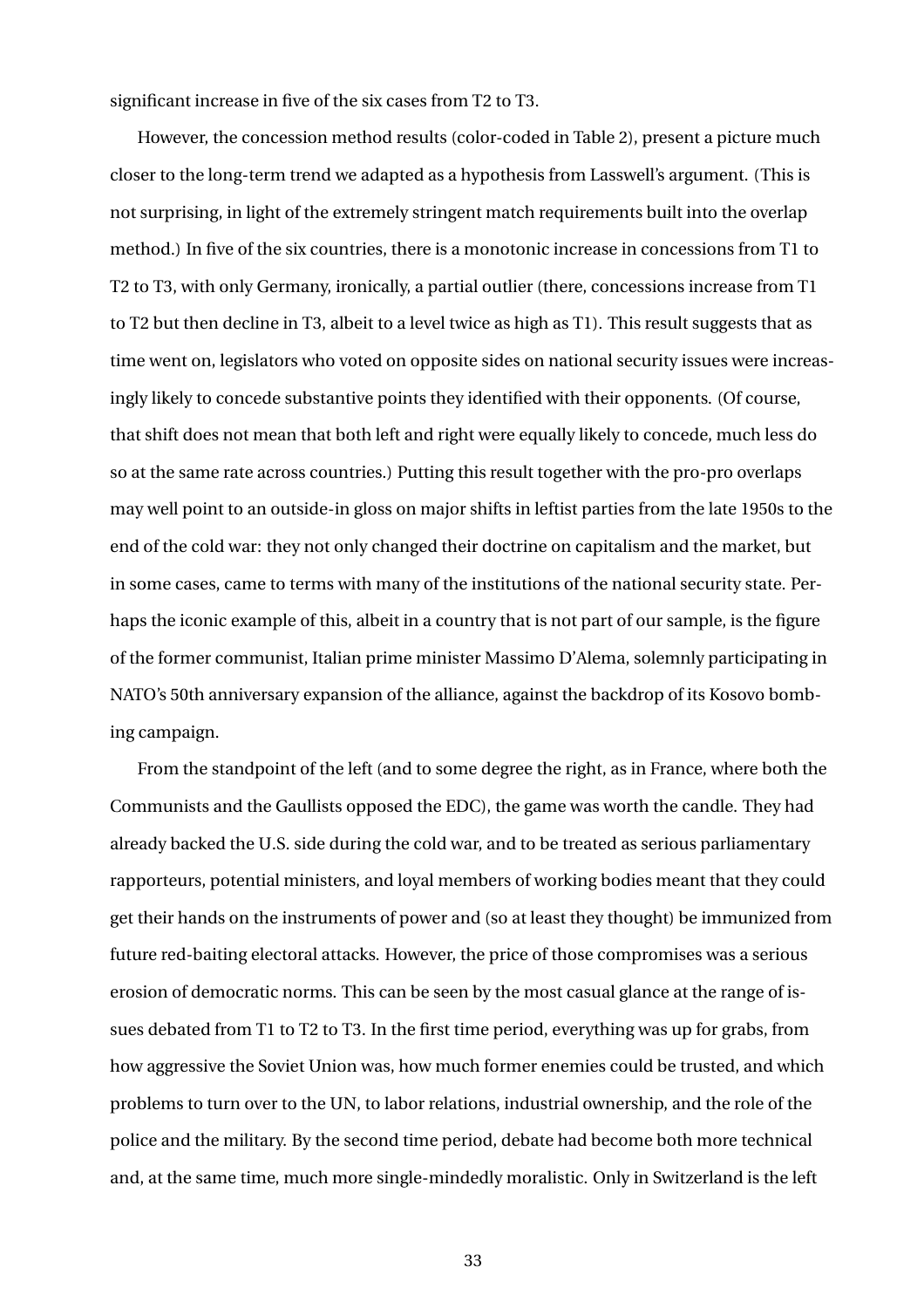significant increase in five of the six cases from T2 to T3.

However, the concession method results (color-coded in Table 2), present a picture much closer to the long-term trend we adapted as a hypothesis from Lasswell's argument. (This is not surprising, in light of the extremely stringent match requirements built into the overlap method.) In five of the six countries, there is a monotonic increase in concessions from T1 to T2 to T3, with only Germany, ironically, a partial outlier (there, concessions increase from T1 to T2 but then decline in T3, albeit to a level twice as high as T1). This result suggests that as time went on, legislators who voted on opposite sides on national security issues were increasingly likely to concede substantive points they identified with their opponents. (Of course, that shift does not mean that both left and right were equally likely to concede, much less do so at the same rate across countries.) Putting this result together with the pro-pro overlaps may well point to an outside-in gloss on major shifts in leftist parties from the late 1950s to the end of the cold war: they not only changed their doctrine on capitalism and the market, but in some cases, came to terms with many of the institutions of the national security state. Perhaps the iconic example of this, albeit in a country that is not part of our sample, is the figure of the former communist, Italian prime minister Massimo D'Alema, solemnly participating in NATO's 50th anniversary expansion of the alliance, against the backdrop of its Kosovo bombing campaign.

From the standpoint of the left (and to some degree the right, as in France, where both the Communists and the Gaullists opposed the EDC), the game was worth the candle. They had already backed the U.S. side during the cold war, and to be treated as serious parliamentary rapporteurs, potential ministers, and loyal members of working bodies meant that they could get their hands on the instruments of power and (so at least they thought) be immunized from future red-baiting electoral attacks. However, the price of those compromises was a serious erosion of democratic norms. This can be seen by the most casual glance at the range of issues debated from T1 to T2 to T3. In the first time period, everything was up for grabs, from how aggressive the Soviet Union was, how much former enemies could be trusted, and which problems to turn over to the UN, to labor relations, industrial ownership, and the role of the police and the military. By the second time period, debate had become both more technical and, at the same time, much more single-mindedly moralistic. Only in Switzerland is the left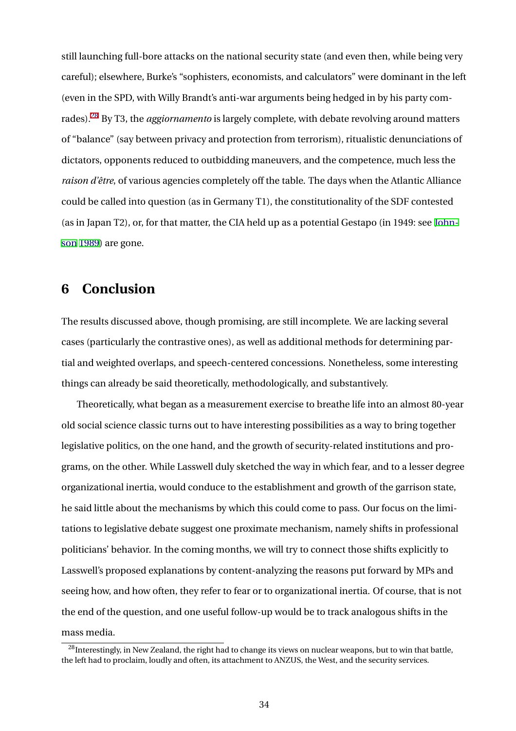still launching full-bore attacks on the national security state (and even then, while being very careful); elsewhere, Burke's "sophisters, economists, and calculators" were dominant in the left (even in the SPD, with Willy Brandt's anti-war arguments being hedged in by his party comrades).[28] By T3, the *aggiornamento* is largely complete, with debate revolving around matters of "balance" (say between privacy and protection from terrorism), ritualistic denunciations of dictators, opponents reduced to outbidding maneuvers, and the competence, much less the *raison d'être*, of various agencies completely off the table. The days when the Atlantic Alliance could be called into question (as in Germany T1), the constitutionality of the SDF contested (as in Japan T2), or, for that matter, the CIA held up as a potential Gestapo (in 1949: see Johnson 1989) are gone.

## 6 Conclusion

The results discussed above, though promising, are still incomplete. We are lacking several cases (particularly the contrastive ones), as well as additional methods for determining partial and weighted overlaps, and speech-centered concessions. Nonetheless, some interesting things can already be said theoretically, methodologically, and substantively.

Theoretically, what began as a measurement exercise to breathe life into an almost 80-year old social science classic turns out to have interesting possibilities as a way to bring together legislative politics, on the one hand, and the growth of security-related institutions and programs, on the other. While Lasswell duly sketched the way in which fear, and to a lesser degree organizational inertia, would conduce to the establishment and growth of the garrison state, he said little about the mechanisms by which this could come to pass. Our focus on the limitations to legislative debate suggest one proximate mechanism, namely shifts in professional politicians' behavior. In the coming months, we will try to connect those shifts explicitly to Lasswell's proposed explanations by content-analyzing the reasons put forward by MPs and seeing how, and how often, they refer to fear or to organizational inertia. Of course, that is not the end of the question, and one useful follow-up would be to track analogous shifts in the mass media.

[28] Interestingly, in New Zealand, the right had to change its views on nuclear weapons, but to win that battle, the left had to proclaim, loudly and often, its attachment to ANZUS, the West, and the security services.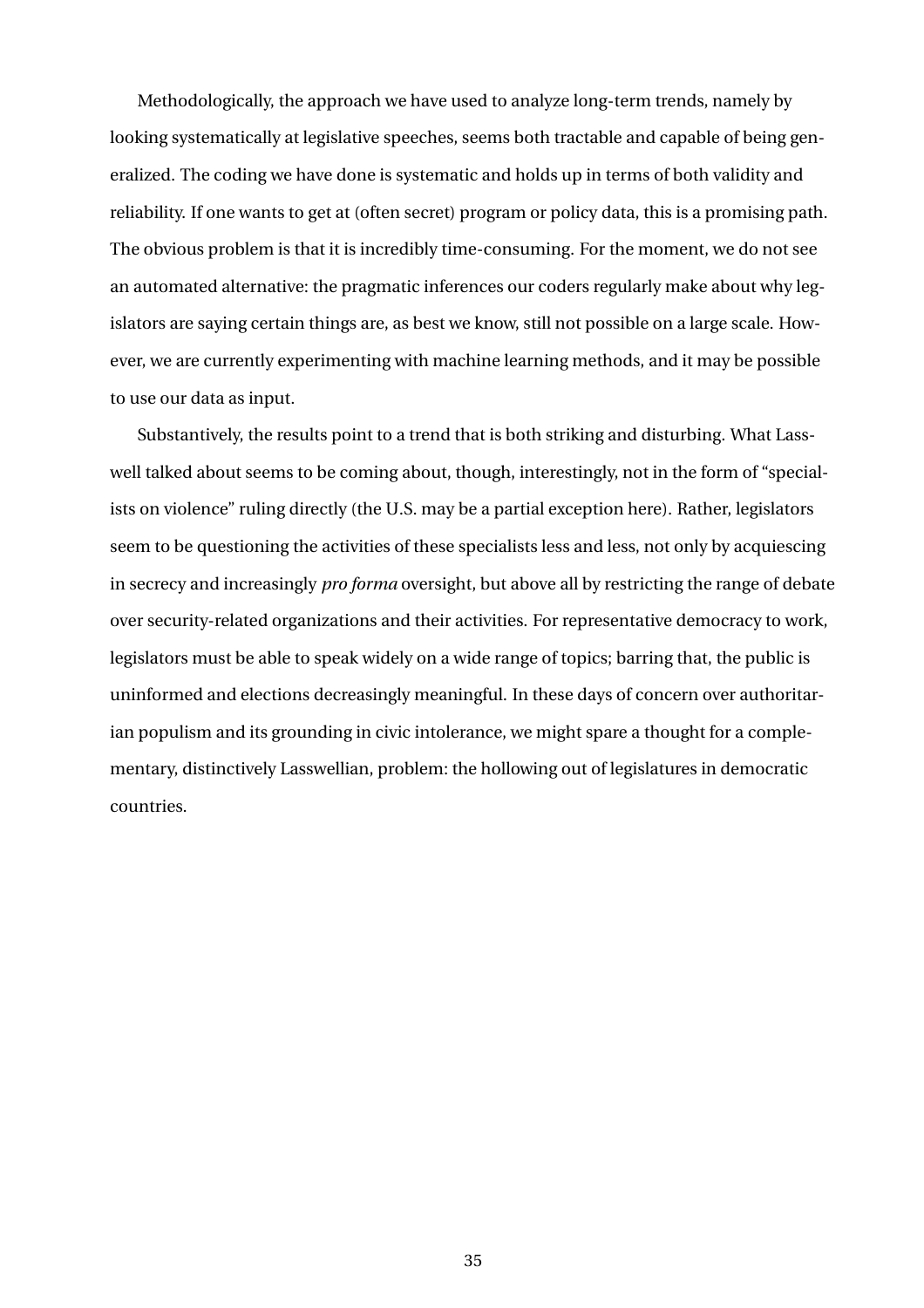Methodologically, the approach we have used to analyze long-term trends, namely by looking systematically at legislative speeches, seems both tractable and capable of being generalized. The coding we have done is systematic and holds up in terms of both validity and reliability. If one wants to get at (often secret) program or policy data, this is a promising path. The obvious problem is that it is incredibly time-consuming. For the moment, we do not see an automated alternative: the pragmatic inferences our coders regularly make about why legislators are saying certain things are, as best we know, still not possible on a large scale. However, we are currently experimenting with machine learning methods, and it may be possible to use our data as input.

Substantively, the results point to a trend that is both striking and disturbing. What Lasswell talked about seems to be coming about, though, interestingly, not in the form of "specialists on violence" ruling directly (the U.S. may be a partial exception here). Rather, legislators seem to be questioning the activities of these specialists less and less, not only by acquiescing in secrecy and increasingly *pro forma* oversight, but above all by restricting the range of debate over security-related organizations and their activities. For representative democracy to work, legislators must be able to speak widely on a wide range of topics; barring that, the public is uninformed and elections decreasingly meaningful. In these days of concern over authoritarian populism and its grounding in civic intolerance, we might spare a thought for a complementary, distinctively Lasswellian, problem: the hollowing out of legislatures in democratic countries.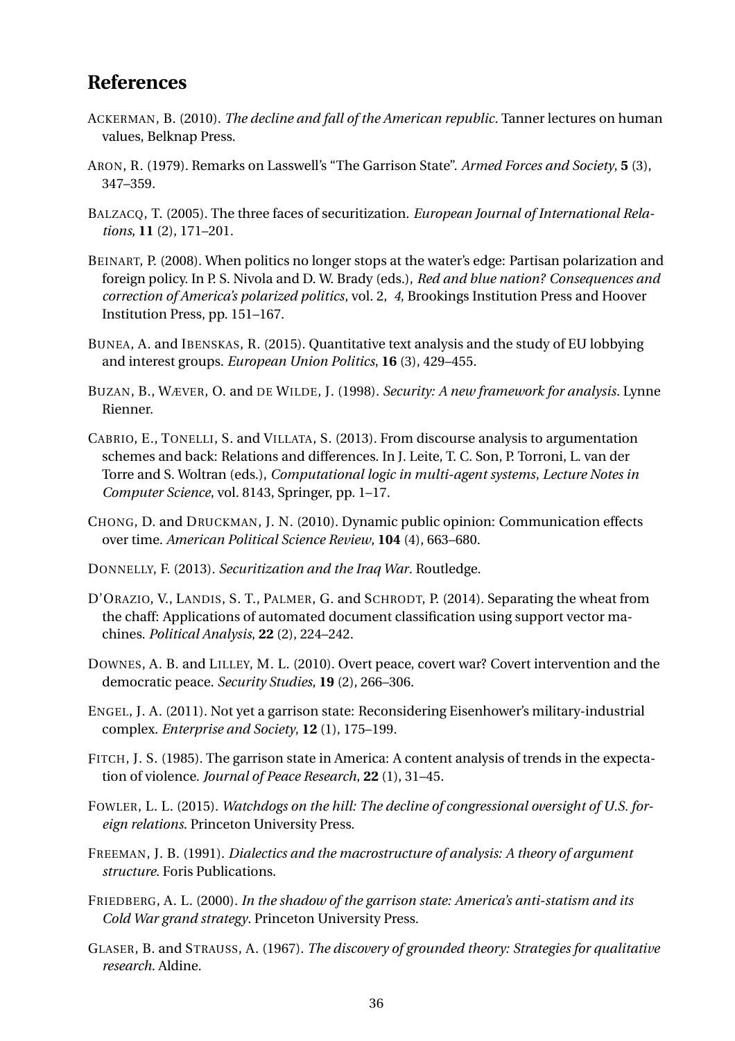## References

Ackerman, B. (2010). *The decline and fall of the American republic*. Tanner lectures on human values, Belknap Press.

Aron, R. (1979). Remarks on Lasswell's "The Garrison State". *Armed Forces and Society*, **5** (3), 347–359.

Balzacq, T. (2005). The three faces of securitization. *European Journal of International Relations*, **11** (2), 171–201.

Beinart, P. (2008). When politics no longer stops at the water's edge: Partisan polarization and foreign policy. In P. S. Nivola and D. W. Brady (eds.), *Red and blue nation? Consequences and correction of America's polarized politics*, vol. 2, *4*, Brookings Institution Press and Hoover Institution Press, pp. 151–167.

Bunea, A. and Ibenskas, R. (2015). Quantitative text analysis and the study of EU lobbying and interest groups. *European Union Politics*, **16** (3), 429–455.

Buzan, B., Wæver, O. and de Wilde, J. (1998). *Security: A new framework for analysis*. Lynne Rienner.

Cabrio, E., Tonelli, S. and Villata, S. (2013). From discourse analysis to argumentation schemes and back: Relations and differences. In J. Leite, T. C. Son, P. Torroni, L. van der Torre and S. Woltran (eds.), *Computational logic in multi-agent systems*, *Lecture Notes in Computer Science*, vol. 8143, Springer, pp. 1–17.

Chong, D. and Druckman, J. N. (2010). Dynamic public opinion: Communication effects over time. *American Political Science Review*, **104** (4), 663–680.

Donnelly, F. (2013). *Securitization and the Iraq War*. Routledge.

D'Orazio, V., Landis, S. T., Palmer, G. and Schrodt, P. (2014). Separating the wheat from the chaff: Applications of automated document classification using support vector machines. *Political Analysis*, **22** (2), 224–242.

Downes, A. B. and Lilley, M. L. (2010). Overt peace, covert war? Covert intervention and the democratic peace. *Security Studies*, **19** (2), 266–306.

Engel, J. A. (2011). Not yet a garrison state: Reconsidering Eisenhower's military-industrial complex. *Enterprise and Society*, **12** (1), 175–199.

Fitch, J. S. (1985). The garrison state in America: A content analysis of trends in the expectation of violence. *Journal of Peace Research*, **22** (1), 31–45.

Fowler, L. L. (2015). *Watchdogs on the hill: The decline of congressional oversight of U.S. foreign relations*. Princeton University Press.

Freeman, J. B. (1991). *Dialectics and the macrostructure of analysis: A theory of argument structure*. Foris Publications.

Friedberg, A. L. (2000). *In the shadow of the garrison state: America's anti-statism and its Cold War grand strategy*. Princeton University Press.

Glaser, B. and Strauss, A. (1967). *The discovery of grounded theory: Strategies for qualitative research*. Aldine.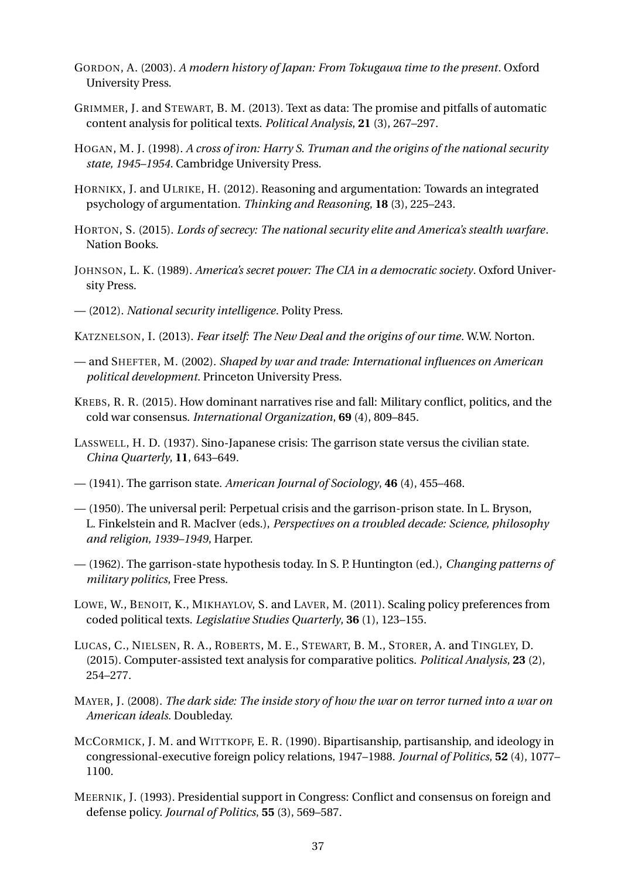GORDON, A. (2003). *A modern history of Japan: From Tokugawa time to the present*. Oxford University Press.

GRIMMER, J. and STEWART, B. M. (2013). Text as data: The promise and pitfalls of automatic content analysis for political texts. *Political Analysis*, **21** (3), 267–297.

HOGAN, M. J. (1998). *A cross of iron: Harry S. Truman and the origins of the national security state, 1945–1954*. Cambridge University Press.

HORNIKX, J. and ULRIKE, H. (2012). Reasoning and argumentation: Towards an integrated psychology of argumentation. *Thinking and Reasoning*, **18** (3), 225–243.

HORTON, S. (2015). *Lords of secrecy: The national security elite and America's stealth warfare*. Nation Books.

JOHNSON, L. K. (1989). *America's secret power: The CIA in a democratic society*. Oxford University Press.

— (2012). *National security intelligence*. Polity Press.

KATZNELSON, I. (2013). *Fear itself: The New Deal and the origins of our time*. W.W. Norton.

— and SHEFTER, M. (2002). *Shaped by war and trade: International influences on American political development*. Princeton University Press.

KREBS, R. R. (2015). How dominant narratives rise and fall: Military conflict, politics, and the cold war consensus. *International Organization*, **69** (4), 809–845.

LASSWELL, H. D. (1937). Sino-Japanese crisis: The garrison state versus the civilian state. *China Quarterly*, **11**, 643–649.

— (1941). The garrison state. *American Journal of Sociology*, **46** (4), 455–468.

— (1950). The universal peril: Perpetual crisis and the garrison-prison state. In L. Bryson, L. Finkelstein and R. MacIver (eds.), *Perspectives on a troubled decade: Science, philosophy and religion, 1939–1949*, Harper.

— (1962). The garrison-state hypothesis today. In S. P. Huntington (ed.), *Changing patterns of military politics*, Free Press.

LOWE, W., BENOIT, K., MIKHAYLOV, S. and LAVER, M. (2011). Scaling policy preferences from coded political texts. *Legislative Studies Quarterly*, **36** (1), 123–155.

LUCAS, C., NIELSEN, R. A., ROBERTS, M. E., STEWART, B. M., STORER, A. and TINGLEY, D. (2015). Computer-assisted text analysis for comparative politics. *Political Analysis*, **23** (2), 254–277.

MAYER, J. (2008). *The dark side: The inside story of how the war on terror turned into a war on American ideals.* Doubleday.

MCCORMICK, J. M. and WITTKOPF, E. R. (1990). Bipartisanship, partisanship, and ideology in congressional-executive foreign policy relations, 1947–1988. *Journal of Politics*, **52** (4), 1077–1100.

MEERNIK, J. (1993). Presidential support in Congress: Conflict and consensus on foreign and defense policy. *Journal of Politics*, **55** (3), 569–587.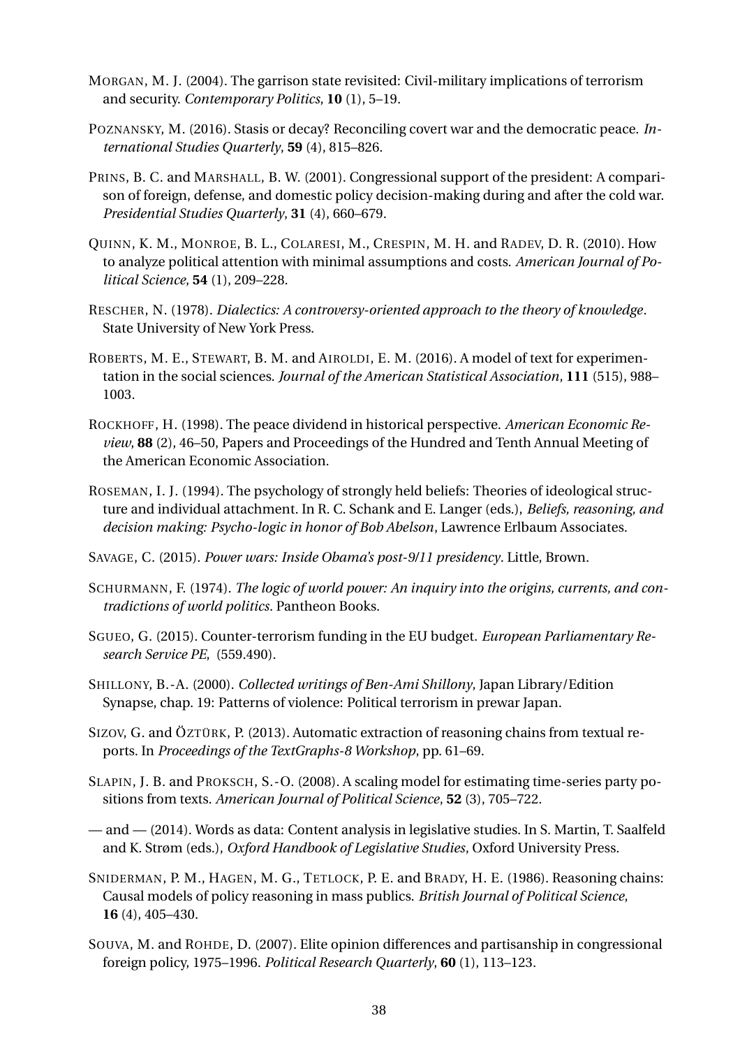MORGAN, M. J. (2004). The garrison state revisited: Civil-military implications of terrorism and security. *Contemporary Politics*, **10** (1), 5–19.

POZNANSKY, M. (2016). Stasis or decay? Reconciling covert war and the democratic peace. *International Studies Quarterly*, **59** (4), 815–826.

PRINS, B. C. and MARSHALL, B. W. (2001). Congressional support of the president: A comparison of foreign, defense, and domestic policy decision-making during and after the cold war. *Presidential Studies Quarterly*, **31** (4), 660–679.

QUINN, K. M., MONROE, B. L., COLARESI, M., CRESPIN, M. H. and RADEV, D. R. (2010). How to analyze political attention with minimal assumptions and costs. *American Journal of Political Science*, **54** (1), 209–228.

RESCHER, N. (1978). *Dialectics: A controversy-oriented approach to the theory of knowledge*. State University of New York Press.

ROBERTS, M. E., STEWART, B. M. and AIROLDI, E. M. (2016). A model of text for experimentation in the social sciences. *Journal of the American Statistical Association*, **111** (515), 988–1003.

ROCKHOFF, H. (1998). The peace dividend in historical perspective. *American Economic Review*, **88** (2), 46–50, Papers and Proceedings of the Hundred and Tenth Annual Meeting of the American Economic Association.

ROSEMAN, I. J. (1994). The psychology of strongly held beliefs: Theories of ideological structure and individual attachment. In R. C. Schank and E. Langer (eds.), *Beliefs, reasoning, and decision making: Psycho-logic in honor of Bob Abelson*, Lawrence Erlbaum Associates.

SAVAGE, C. (2015). *Power wars: Inside Obama's post-9/11 presidency*. Little, Brown.

SCHURMANN, F. (1974). *The logic of world power: An inquiry into the origins, currents, and contradictions of world politics*. Pantheon Books.

SGUEO, G. (2015). Counter-terrorism funding in the EU budget. *European Parliamentary Research Service PE*, (559.490).

SHILLONY, B.-A. (2000). *Collected writings of Ben-Ami Shillony*, Japan Library/Edition Synapse, chap. 19: Patterns of violence: Political terrorism in prewar Japan.

SIZOV, G. and ÖZTÜRK, P. (2013). Automatic extraction of reasoning chains from textual reports. In *Proceedings of the TextGraphs-8 Workshop*, pp. 61–69.

SLAPIN, J. B. and PROKSCH, S.-O. (2008). A scaling model for estimating time-series party positions from texts. *American Journal of Political Science*, **52** (3), 705–722.

— and — (2014). Words as data: Content analysis in legislative studies. In S. Martin, T. Saalfeld and K. Strøm (eds.), *Oxford Handbook of Legislative Studies*, Oxford University Press.

SNIDERMAN, P. M., HAGEN, M. G., TETLOCK, P. E. and BRADY, H. E. (1986). Reasoning chains: Causal models of policy reasoning in mass publics. *British Journal of Political Science*, **16** (4), 405–430.

SOUVA, M. and ROHDE, D. (2007). Elite opinion differences and partisanship in congressional foreign policy, 1975–1996. *Political Research Quarterly*, **60** (1), 113–123.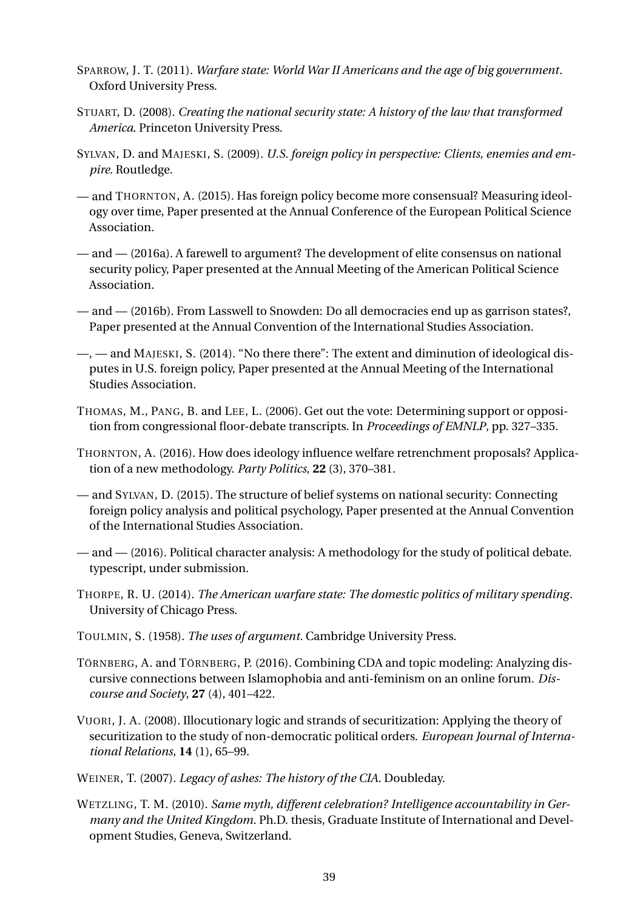SPARROW, J. T. (2011). *Warfare state: World War II Americans and the age of big government*. Oxford University Press.

STUART, D. (2008). *Creating the national security state: A history of the law that transformed America*. Princeton University Press.

SYLVAN, D. and MAJESKI, S. (2009). *U.S. foreign policy in perspective: Clients, enemies and empire*. Routledge.

— and THORNTON, A. (2015). Has foreign policy become more consensual? Measuring ideology over time, Paper presented at the Annual Conference of the European Political Science Association.

— and — (2016a). A farewell to argument? The development of elite consensus on national security policy, Paper presented at the Annual Meeting of the American Political Science Association.

— and — (2016b). From Lasswell to Snowden: Do all democracies end up as garrison states?, Paper presented at the Annual Convention of the International Studies Association.

—, — and MAJESKI, S. (2014). "No there there": The extent and diminution of ideological disputes in U.S. foreign policy, Paper presented at the Annual Meeting of the International Studies Association.

THOMAS, M., PANG, B. and LEE, L. (2006). Get out the vote: Determining support or opposition from congressional floor-debate transcripts. In *Proceedings of EMNLP*, pp. 327–335.

THORNTON, A. (2016). How does ideology influence welfare retrenchment proposals? Application of a new methodology. *Party Politics*, **22** (3), 370–381.

— and SYLVAN, D. (2015). The structure of belief systems on national security: Connecting foreign policy analysis and political psychology, Paper presented at the Annual Convention of the International Studies Association.

— and — (2016). Political character analysis: A methodology for the study of political debate. typescript, under submission.

THORPE, R. U. (2014). *The American warfare state: The domestic politics of military spending*. University of Chicago Press.

TOULMIN, S. (1958). *The uses of argument*. Cambridge University Press.

TÖRNBERG, A. and TÖRNBERG, P. (2016). Combining CDA and topic modeling: Analyzing discursive connections between Islamophobia and anti-feminism on an online forum. *Discourse and Society*, **27** (4), 401–422.

VUORI, J. A. (2008). Illocutionary logic and strands of securitization: Applying the theory of securitization to the study of non-democratic political orders. *European Journal of International Relations*, **14** (1), 65–99.

WEINER, T. (2007). *Legacy of ashes: The history of the CIA*. Doubleday.

WETZLING, T. M. (2010). *Same myth, different celebration? Intelligence accountability in Germany and the United Kingdom*. Ph.D. thesis, Graduate Institute of International and Development Studies, Geneva, Switzerland.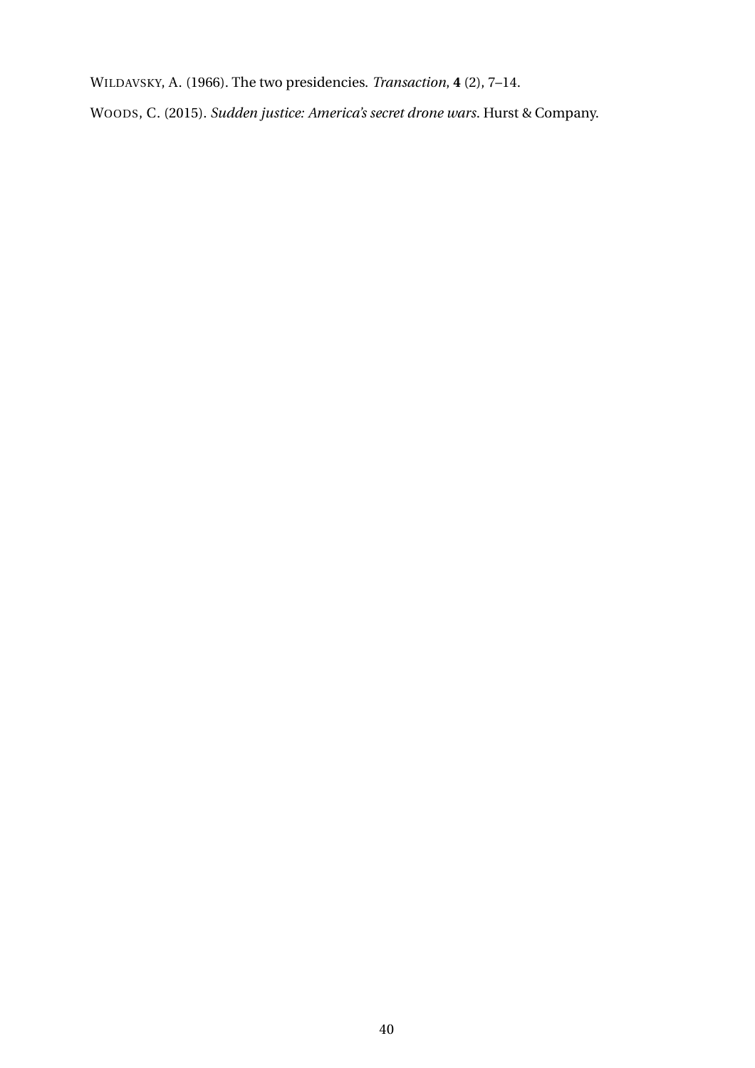WILDAVSKY, A. (1966). The two presidencies. *Transaction*, **4** (2), 7–14.

WOODS, C. (2015). *Sudden justice: America's secret drone wars*. Hurst & Company.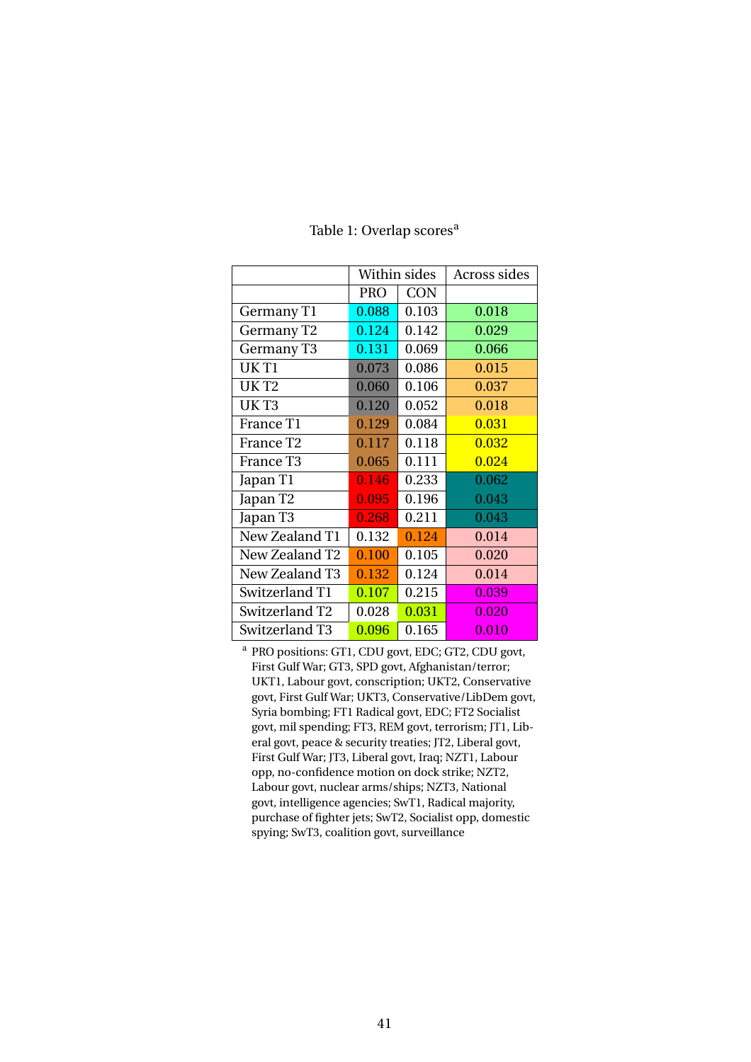Table 1: Overlap scores[a]

| | Within sides | | Across sides |
|---|---|---|---|
| | PRO | CON | |
| Germany T1 | 0.088 | 0.103 | 0.018 |
| Germany T2 | 0.124 | 0.142 | 0.029 |
| Germany T3 | 0.131 | 0.069 | 0.066 |
| UK T1 | 0.073 | 0.086 | 0.015 |
| UK T2 | 0.060 | 0.106 | 0.037 |
| UK T3 | 0.120 | 0.052 | 0.018 |
| France T1 | 0.129 | 0.084 | 0.031 |
| France T2 | 0.117 | 0.118 | 0.032 |
| France T3 | 0.065 | 0.111 | 0.024 |
| Japan T1 | 0.146 | 0.233 | 0.062 |
| Japan T2 | 0.095 | 0.196 | 0.043 |
| Japan T3 | 0.268 | 0.211 | 0.043 |
| New Zealand T1 | 0.132 | 0.124 | 0.014 |
| New Zealand T2 | 0.100 | 0.105 | 0.020 |
| New Zealand T3 | 0.132 | 0.124 | 0.014 |
| Switzerland T1 | 0.107 | 0.215 | 0.039 |
| Switzerland T2 | 0.028 | 0.031 | 0.020 |
| Switzerland T3 | 0.096 | 0.165 | 0.010 |

[a] PRO positions: GT1, CDU govt, EDC; GT2, CDU govt, First Gulf War; GT3, SPD govt, Afghanistan/terror; UKT1, Labour govt, conscription; UKT2, Conservative govt, First Gulf War; UKT3, Conservative/LibDem govt, Syria bombing; FT1 Radical govt, EDC; FT2 Socialist govt, mil spending; FT3, REM govt, terrorism; JT1, Liberal govt, peace & security treaties; JT2, Liberal govt, First Gulf War; JT3, Liberal govt, Iraq; NZT1, Labour opp, no-confidence motion on dock strike; NZT2, Labour govt, nuclear arms/ships; NZT3, National govt, intelligence agencies; SwT1, Radical majority, purchase of fighter jets; SwT2, Socialist opp, domestic spying; SwT3, coalition govt, surveillance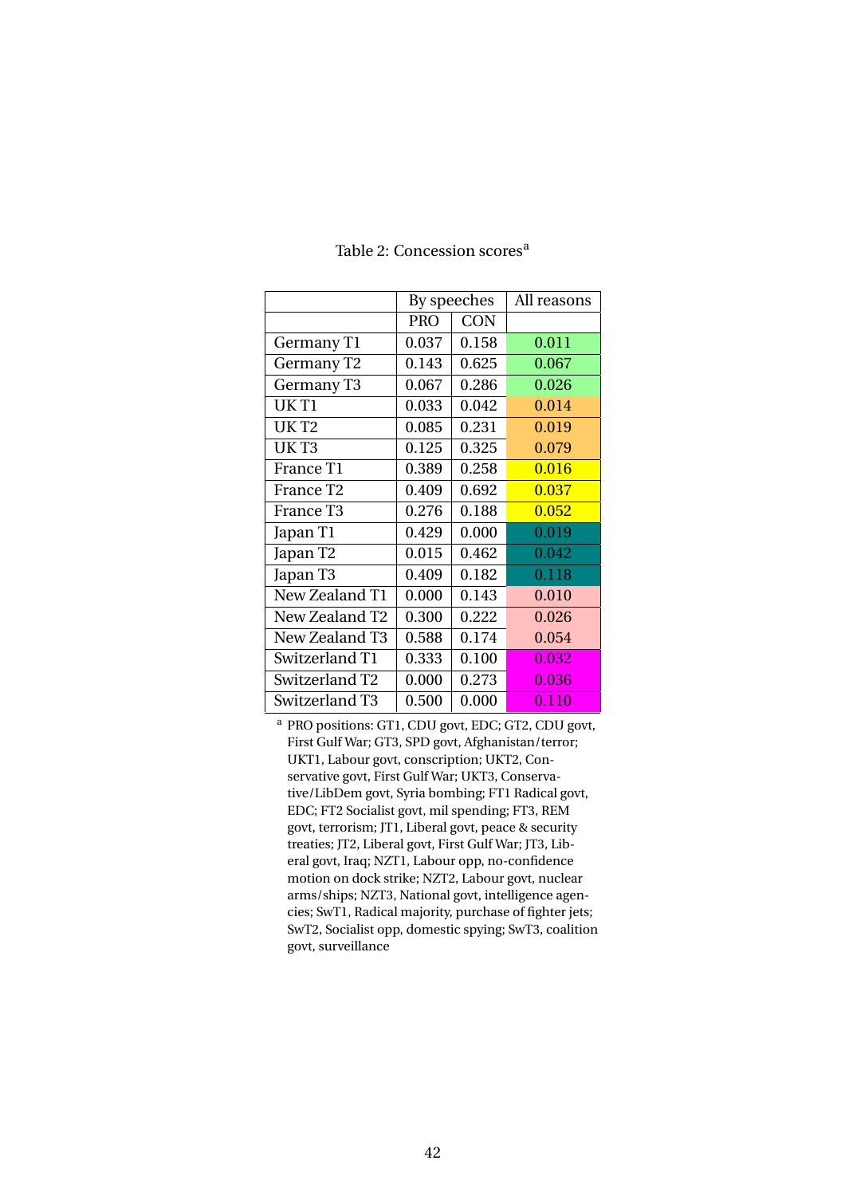Table 2: Concession scores[a]

| | By speeches | | All reasons |
|---|---|---|---|
| | PRO | CON | |
| Germany T1 | 0.037 | 0.158 | 0.011 |
| Germany T2 | 0.143 | 0.625 | 0.067 |
| Germany T3 | 0.067 | 0.286 | 0.026 |
| UK T1 | 0.033 | 0.042 | 0.014 |
| UK T2 | 0.085 | 0.231 | 0.019 |
| UK T3 | 0.125 | 0.325 | 0.079 |
| France T1 | 0.389 | 0.258 | 0.016 |
| France T2 | 0.409 | 0.692 | 0.037 |
| France T3 | 0.276 | 0.188 | 0.052 |
| Japan T1 | 0.429 | 0.000 | 0.019 |
| Japan T2 | 0.015 | 0.462 | 0.042 |
| Japan T3 | 0.409 | 0.182 | 0.118 |
| New Zealand T1 | 0.000 | 0.143 | 0.010 |
| New Zealand T2 | 0.300 | 0.222 | 0.026 |
| New Zealand T3 | 0.588 | 0.174 | 0.054 |
| Switzerland T1 | 0.333 | 0.100 | 0.032 |
| Switzerland T2 | 0.000 | 0.273 | 0.036 |
| Switzerland T3 | 0.500 | 0.000 | 0.110 |

[a] PRO positions: GT1, CDU govt, EDC; GT2, CDU govt, First Gulf War; GT3, SPD govt, Afghanistan/terror; UKT1, Labour govt, conscription; UKT2, Conservative govt, First Gulf War; UKT3, Conservative/LibDem govt, Syria bombing; FT1 Radical govt, EDC; FT2 Socialist govt, mil spending; FT3, REM govt, terrorism; JT1, Liberal govt, peace & security treaties; JT2, Liberal govt, First Gulf War; JT3, Liberal govt, Iraq; NZT1, Labour opp, no-confidence motion on dock strike; NZT2, Labour govt, nuclear arms/ships; NZT3, National govt, intelligence agencies; SwT1, Radical majority, purchase of fighter jets; SwT2, Socialist opp, domestic spying; SwT3, coalition govt, surveillance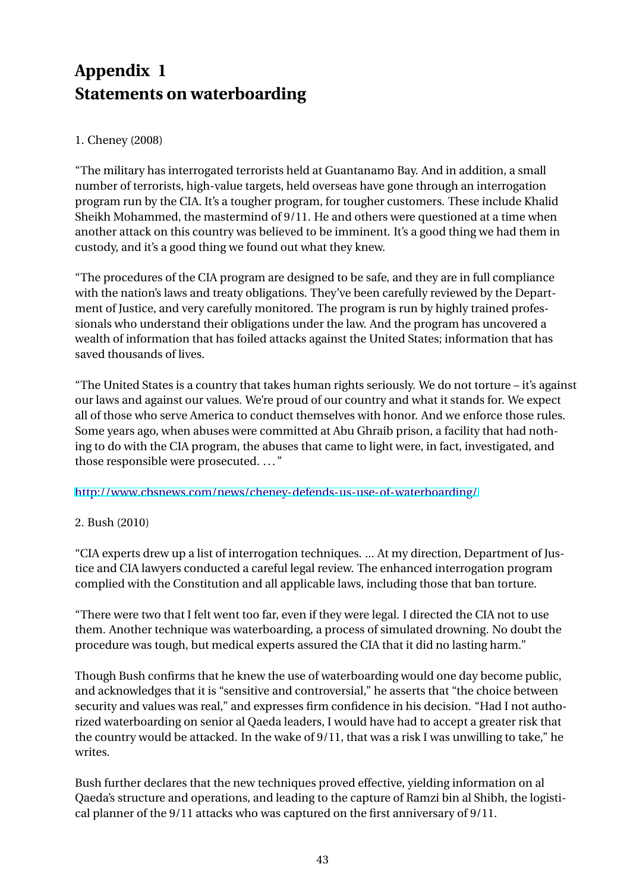# Appendix 1
# Statements on waterboarding

1. Cheney (2008)

"The military has interrogated terrorists held at Guantanamo Bay. And in addition, a small number of terrorists, high-value targets, held overseas have gone through an interrogation program run by the CIA. It's a tougher program, for tougher customers. These include Khalid Sheikh Mohammed, the mastermind of 9/11. He and others were questioned at a time when another attack on this country was believed to be imminent. It's a good thing we had them in custody, and it's a good thing we found out what they knew.

"The procedures of the CIA program are designed to be safe, and they are in full compliance with the nation's laws and treaty obligations. They've been carefully reviewed by the Department of Justice, and very carefully monitored. The program is run by highly trained professionals who understand their obligations under the law. And the program has uncovered a wealth of information that has foiled attacks against the United States; information that has saved thousands of lives.

"The United States is a country that takes human rights seriously. We do not torture – it's against our laws and against our values. We're proud of our country and what it stands for. We expect all of those who serve America to conduct themselves with honor. And we enforce those rules. Some years ago, when abuses were committed at Abu Ghraib prison, a facility that had nothing to do with the CIA program, the abuses that came to light were, in fact, investigated, and those responsible were prosecuted. ..."

http://www.cbsnews.com/news/cheney-defends-us-use-of-waterboarding/

2. Bush (2010)

"CIA experts drew up a list of interrogation techniques. ... At my direction, Department of Justice and CIA lawyers conducted a careful legal review. The enhanced interrogation program complied with the Constitution and all applicable laws, including those that ban torture.

"There were two that I felt went too far, even if they were legal. I directed the CIA not to use them. Another technique was waterboarding, a process of simulated drowning. No doubt the procedure was tough, but medical experts assured the CIA that it did no lasting harm."

Though Bush confirms that he knew the use of waterboarding would one day become public, and acknowledges that it is "sensitive and controversial," he asserts that "the choice between security and values was real," and expresses firm confidence in his decision. "Had I not authorized waterboarding on senior al Qaeda leaders, I would have had to accept a greater risk that the country would be attacked. In the wake of 9/11, that was a risk I was unwilling to take," he writes.

Bush further declares that the new techniques proved effective, yielding information on al Qaeda's structure and operations, and leading to the capture of Ramzi bin al Shibh, the logistical planner of the 9/11 attacks who was captured on the first anniversary of 9/11.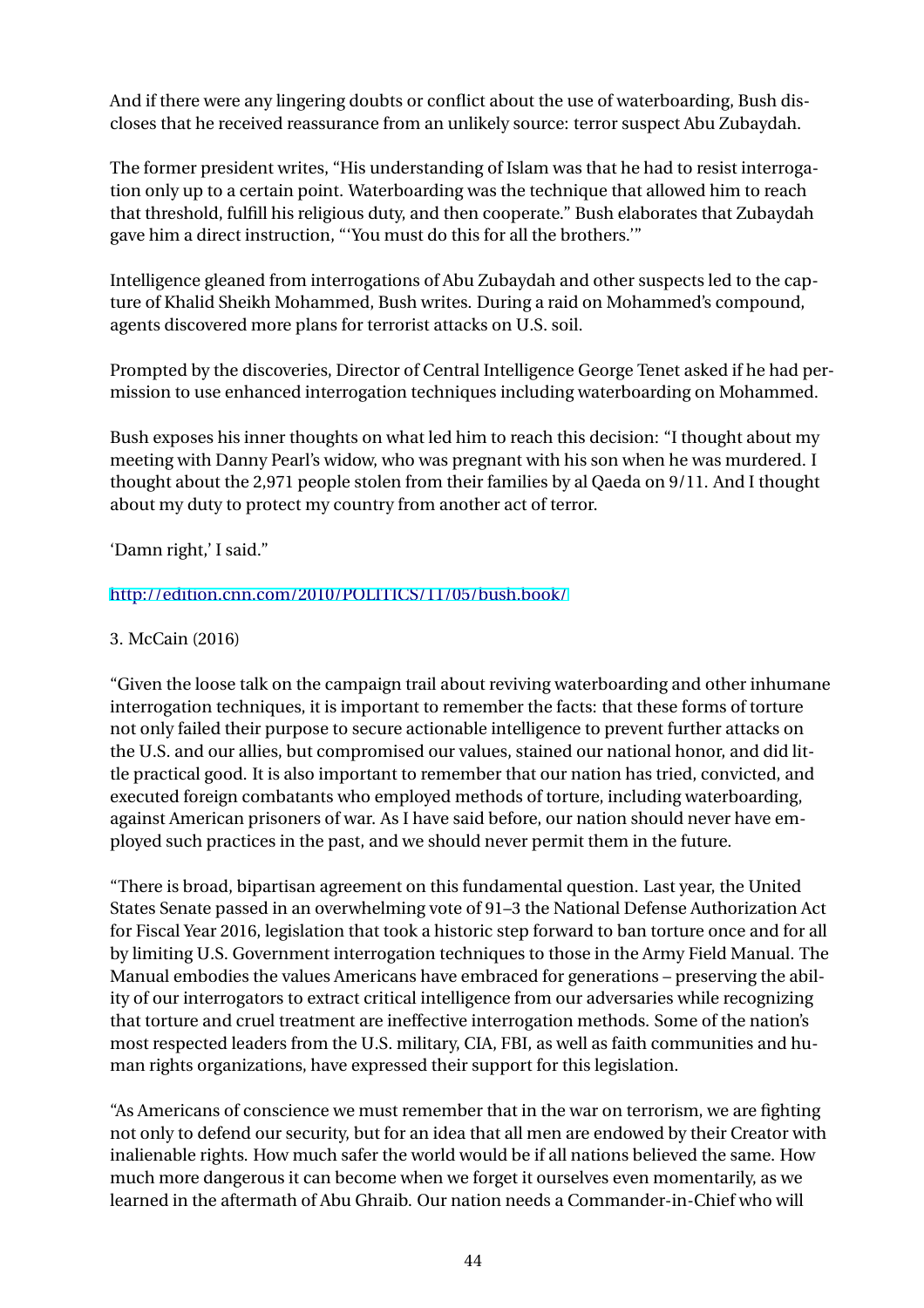And if there were any lingering doubts or conflict about the use of waterboarding, Bush discloses that he received reassurance from an unlikely source: terror suspect Abu Zubaydah.

The former president writes, “His understanding of Islam was that he had to resist interrogation only up to a certain point. Waterboarding was the technique that allowed him to reach that threshold, fulfill his religious duty, and then cooperate.” Bush elaborates that Zubaydah gave him a direct instruction, “‘You must do this for all the brothers.’”

Intelligence gleaned from interrogations of Abu Zubaydah and other suspects led to the capture of Khalid Sheikh Mohammed, Bush writes. During a raid on Mohammed’s compound, agents discovered more plans for terrorist attacks on U.S. soil.

Prompted by the discoveries, Director of Central Intelligence George Tenet asked if he had permission to use enhanced interrogation techniques including waterboarding on Mohammed.

Bush exposes his inner thoughts on what led him to reach this decision: “I thought about my meeting with Danny Pearl’s widow, who was pregnant with his son when he was murdered. I thought about the 2,971 people stolen from their families by al Qaeda on 9/11. And I thought about my duty to protect my country from another act of terror.

‘Damn right,’ I said.”

http://edition.cnn.com/2010/POLITICS/11/05/bush.book/

3. McCain (2016)

“Given the loose talk on the campaign trail about reviving waterboarding and other inhumane interrogation techniques, it is important to remember the facts: that these forms of torture not only failed their purpose to secure actionable intelligence to prevent further attacks on the U.S. and our allies, but compromised our values, stained our national honor, and did little practical good. It is also important to remember that our nation has tried, convicted, and executed foreign combatants who employed methods of torture, including waterboarding, against American prisoners of war. As I have said before, our nation should never have employed such practices in the past, and we should never permit them in the future.

“There is broad, bipartisan agreement on this fundamental question. Last year, the United States Senate passed in an overwhelming vote of 91–3 the National Defense Authorization Act for Fiscal Year 2016, legislation that took a historic step forward to ban torture once and for all by limiting U.S. Government interrogation techniques to those in the Army Field Manual. The Manual embodies the values Americans have embraced for generations – preserving the ability of our interrogators to extract critical intelligence from our adversaries while recognizing that torture and cruel treatment are ineffective interrogation methods. Some of the nation’s most respected leaders from the U.S. military, CIA, FBI, as well as faith communities and human rights organizations, have expressed their support for this legislation.

“As Americans of conscience we must remember that in the war on terrorism, we are fighting not only to defend our security, but for an idea that all men are endowed by their Creator with inalienable rights. How much safer the world would be if all nations believed the same. How much more dangerous it can become when we forget it ourselves even momentarily, as we learned in the aftermath of Abu Ghraib. Our nation needs a Commander-in-Chief who will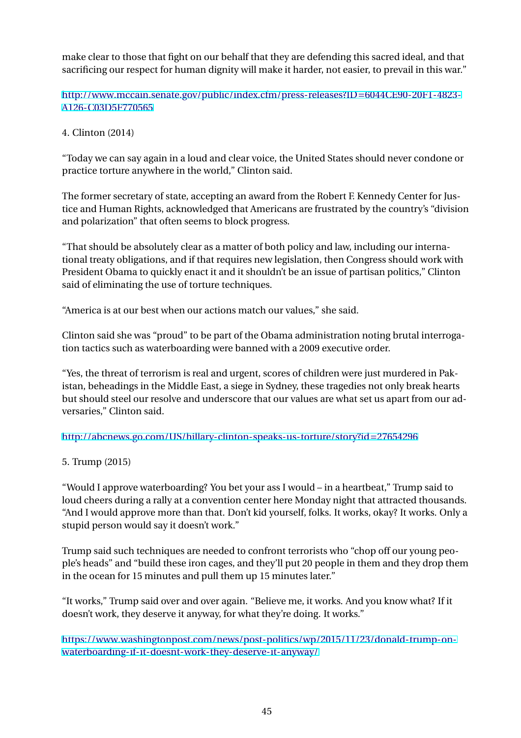make clear to those that fight on our behalf that they are defending this sacred ideal, and that sacrificing our respect for human dignity will make it harder, not easier, to prevail in this war."

http://www.mccain.senate.gov/public/index.cfm/press-releases?ID=6044CE90-20F1-4823-A126-C03D5F770565

4. Clinton (2014)

"Today we can say again in a loud and clear voice, the United States should never condone or practice torture anywhere in the world," Clinton said.

The former secretary of state, accepting an award from the Robert F. Kennedy Center for Justice and Human Rights, acknowledged that Americans are frustrated by the country's "division and polarization" that often seems to block progress.

"That should be absolutely clear as a matter of both policy and law, including our international treaty obligations, and if that requires new legislation, then Congress should work with President Obama to quickly enact it and it shouldn't be an issue of partisan politics," Clinton said of eliminating the use of torture techniques.

"America is at our best when our actions match our values," she said.

Clinton said she was "proud" to be part of the Obama administration noting brutal interrogation tactics such as waterboarding were banned with a 2009 executive order.

"Yes, the threat of terrorism is real and urgent, scores of children were just murdered in Pakistan, beheadings in the Middle East, a siege in Sydney, these tragedies not only break hearts but should steel our resolve and underscore that our values are what set us apart from our adversaries," Clinton said.

http://abcnews.go.com/US/hillary-clinton-speaks-us-torture/story?id=27654296

5. Trump (2015)

"Would I approve waterboarding? You bet your ass I would – in a heartbeat," Trump said to loud cheers during a rally at a convention center here Monday night that attracted thousands. "And I would approve more than that. Don't kid yourself, folks. It works, okay? It works. Only a stupid person would say it doesn't work."

Trump said such techniques are needed to confront terrorists who "chop off our young people's heads" and "build these iron cages, and they'll put 20 people in them and they drop them in the ocean for 15 minutes and pull them up 15 minutes later."

"It works," Trump said over and over again. "Believe me, it works. And you know what? If it doesn't work, they deserve it anyway, for what they're doing. It works."

https://www.washingtonpost.com/news/post-politics/wp/2015/11/23/donald-trump-on-waterboarding-if-it-doesnt-work-they-deserve-it-anyway/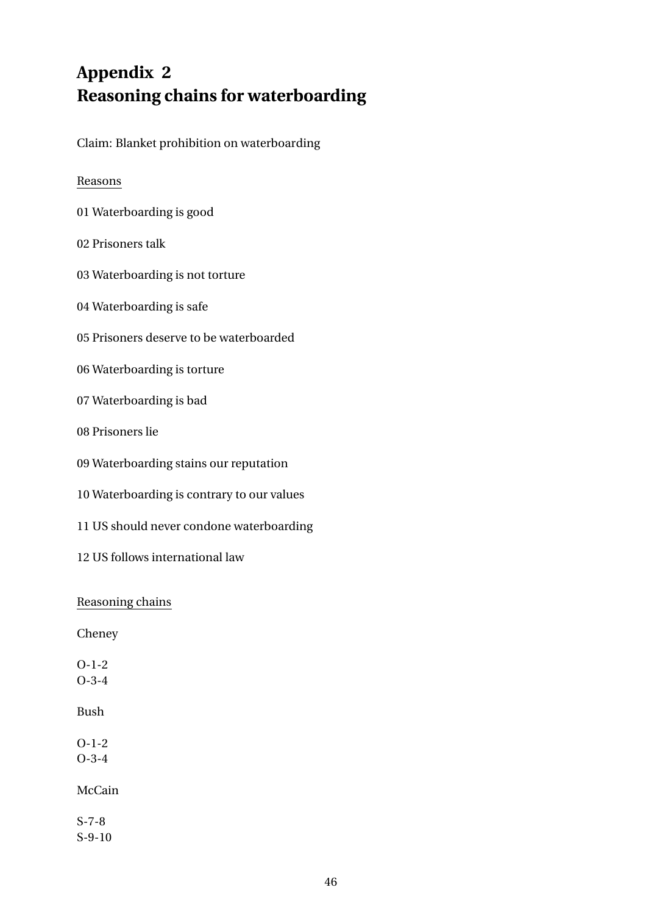# Appendix 2
# Reasoning chains for waterboarding

Claim: Blanket prohibition on waterboarding

Reasons

01 Waterboarding is good

02 Prisoners talk

03 Waterboarding is not torture

04 Waterboarding is safe

05 Prisoners deserve to be waterboarded

06 Waterboarding is torture

07 Waterboarding is bad

08 Prisoners lie

09 Waterboarding stains our reputation

10 Waterboarding is contrary to our values

11 US should never condone waterboarding

12 US follows international law

Reasoning chains

Cheney

O-1-2
O-3-4

Bush

O-1-2
O-3-4

McCain

S-7-8
S-9-10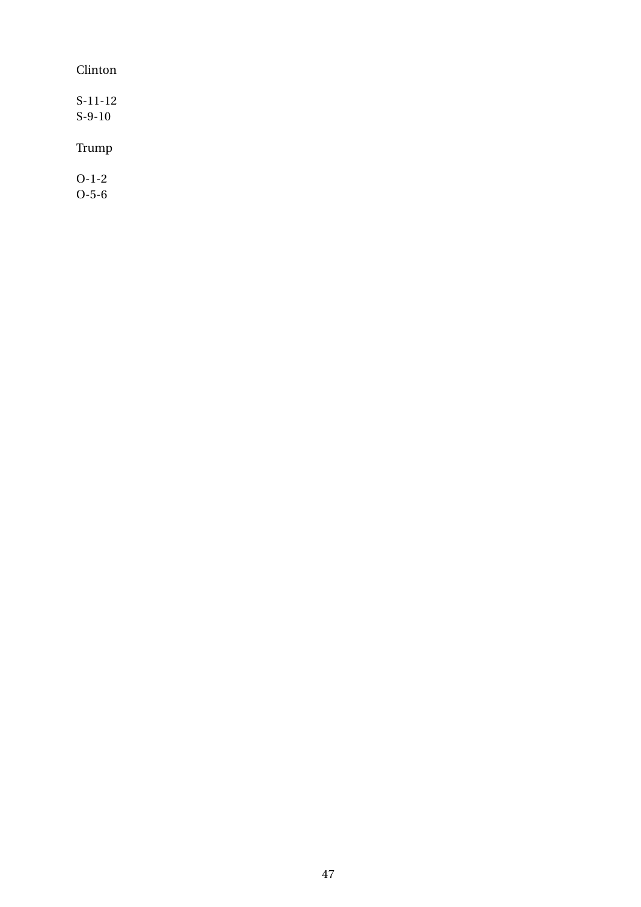Clinton

S-11-12
S-9-10

Trump

O-1-2
O-5-6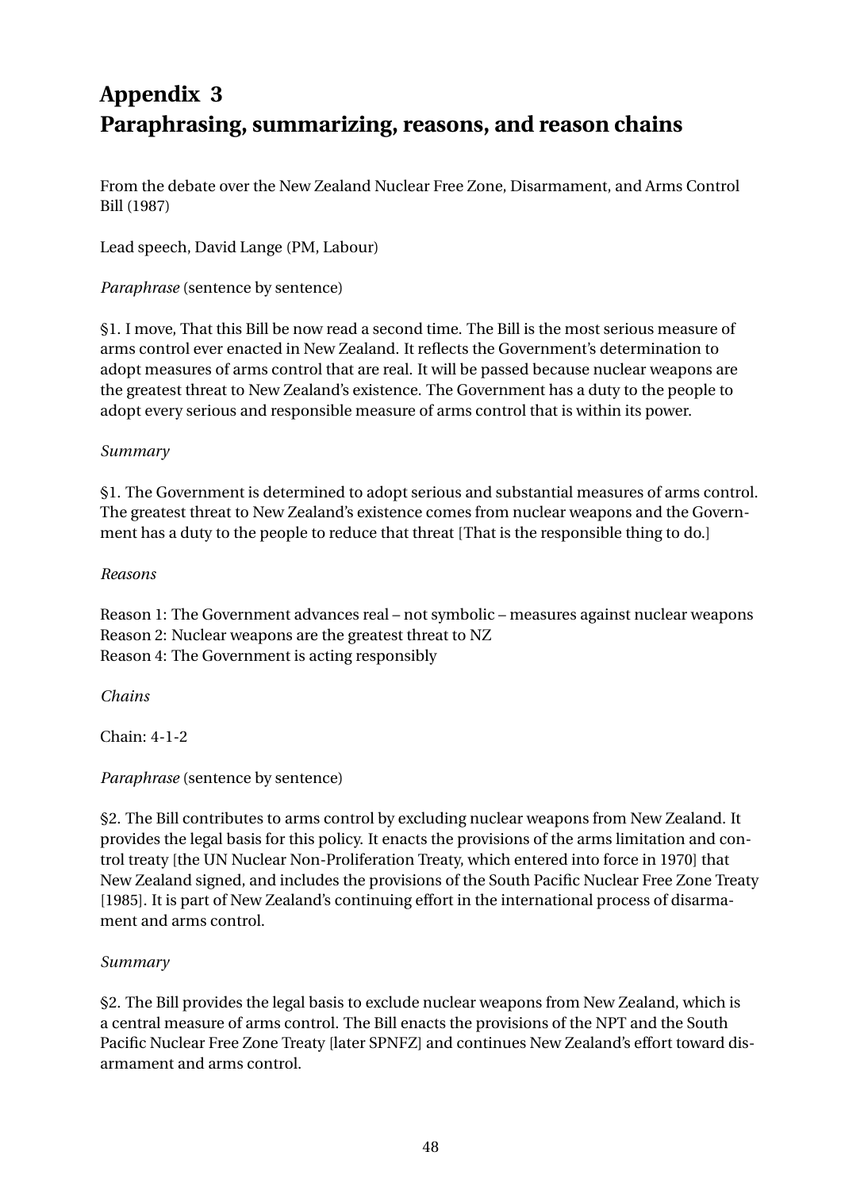# Appendix 3
# Paraphrasing, summarizing, reasons, and reason chains

From the debate over the New Zealand Nuclear Free Zone, Disarmament, and Arms Control Bill (1987)

Lead speech, David Lange (PM, Labour)

*Paraphrase* (sentence by sentence)

§1. I move, That this Bill be now read a second time. The Bill is the most serious measure of arms control ever enacted in New Zealand. It reflects the Government's determination to adopt measures of arms control that are real. It will be passed because nuclear weapons are the greatest threat to New Zealand's existence. The Government has a duty to the people to adopt every serious and responsible measure of arms control that is within its power.

*Summary*

§1. The Government is determined to adopt serious and substantial measures of arms control. The greatest threat to New Zealand's existence comes from nuclear weapons and the Government has a duty to the people to reduce that threat [That is the responsible thing to do.]

*Reasons*

Reason 1: The Government advances real – not symbolic – measures against nuclear weapons
Reason 2: Nuclear weapons are the greatest threat to NZ
Reason 4: The Government is acting responsibly

*Chains*

Chain: 4-1-2

*Paraphrase* (sentence by sentence)

§2. The Bill contributes to arms control by excluding nuclear weapons from New Zealand. It provides the legal basis for this policy. It enacts the provisions of the arms limitation and control treaty [the UN Nuclear Non-Proliferation Treaty, which entered into force in 1970] that New Zealand signed, and includes the provisions of the South Pacific Nuclear Free Zone Treaty [1985]. It is part of New Zealand's continuing effort in the international process of disarmament and arms control.

*Summary*

§2. The Bill provides the legal basis to exclude nuclear weapons from New Zealand, which is a central measure of arms control. The Bill enacts the provisions of the NPT and the South Pacific Nuclear Free Zone Treaty [later SPNFZ] and continues New Zealand's effort toward disarmament and arms control.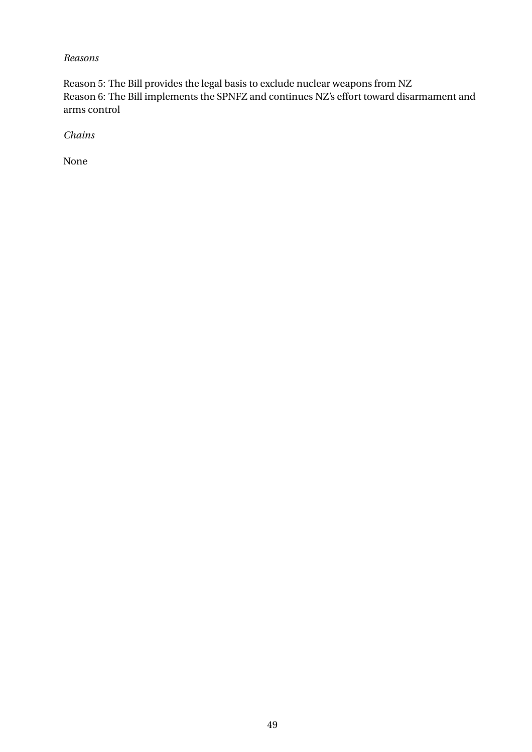*Reasons*

Reason 5: The Bill provides the legal basis to exclude nuclear weapons from NZ
Reason 6: The Bill implements the SPNFZ and continues NZ's effort toward disarmament and arms control

*Chains*

None